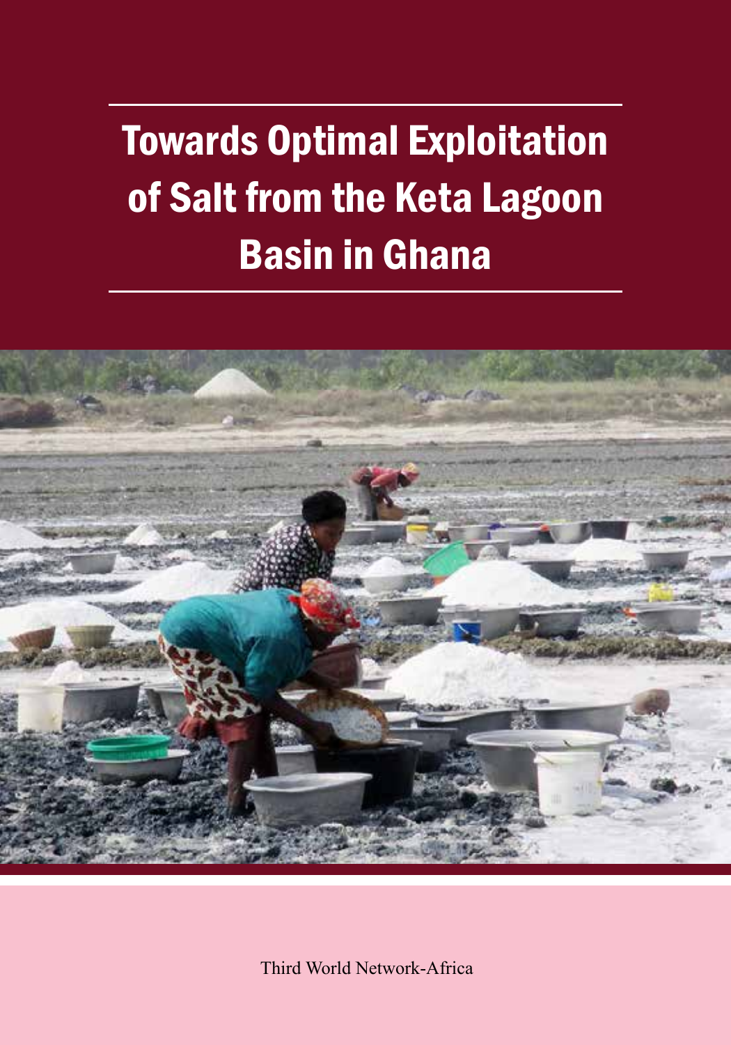# Towards Optimal Exploitation of Salt from the Keta Lagoon Basin in Ghana

Third World Network-Africa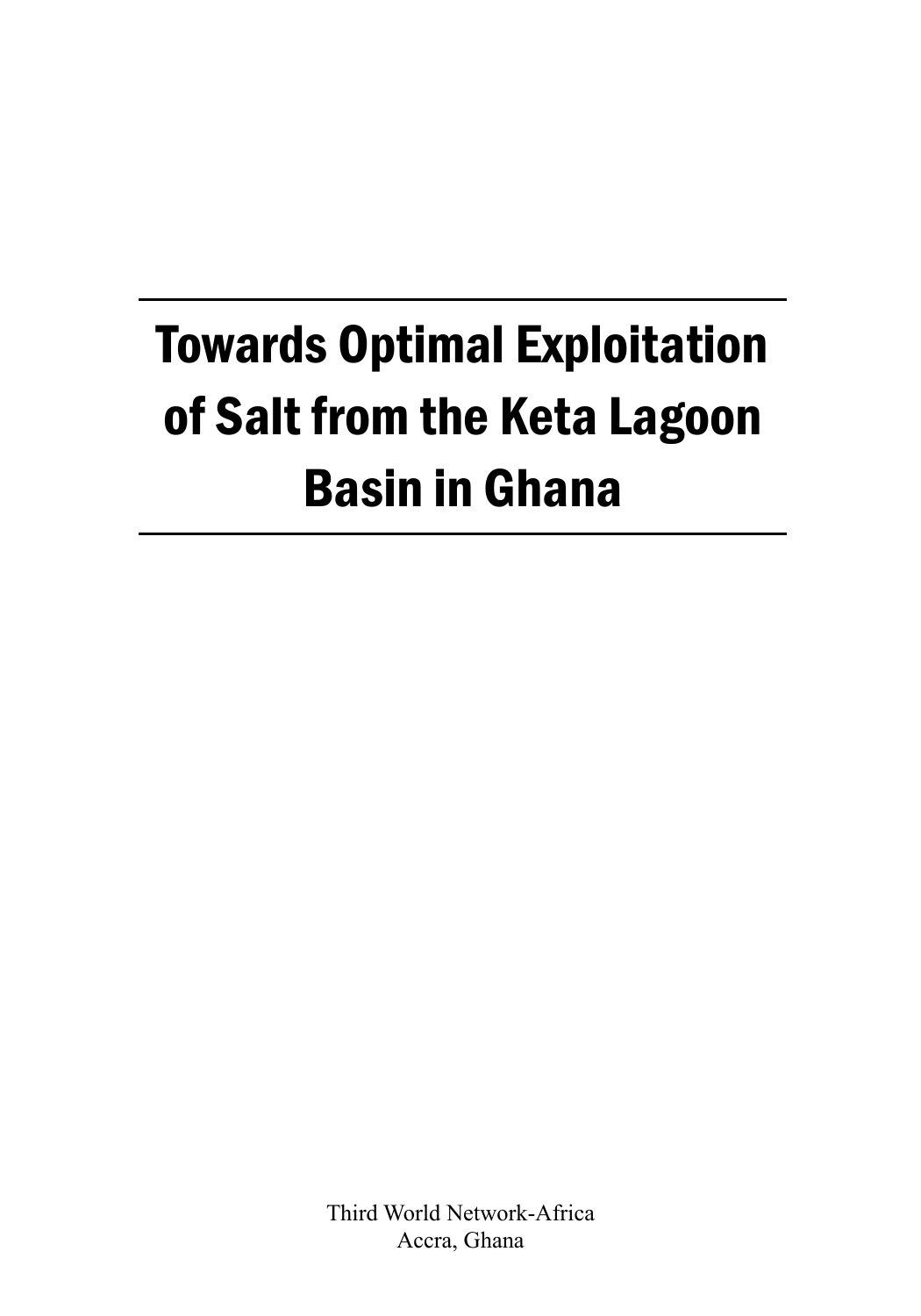# Towards Optimal Exploitation of Salt from the Keta Lagoon Basin in Ghana

Third World Network-Africa
Accra, Ghana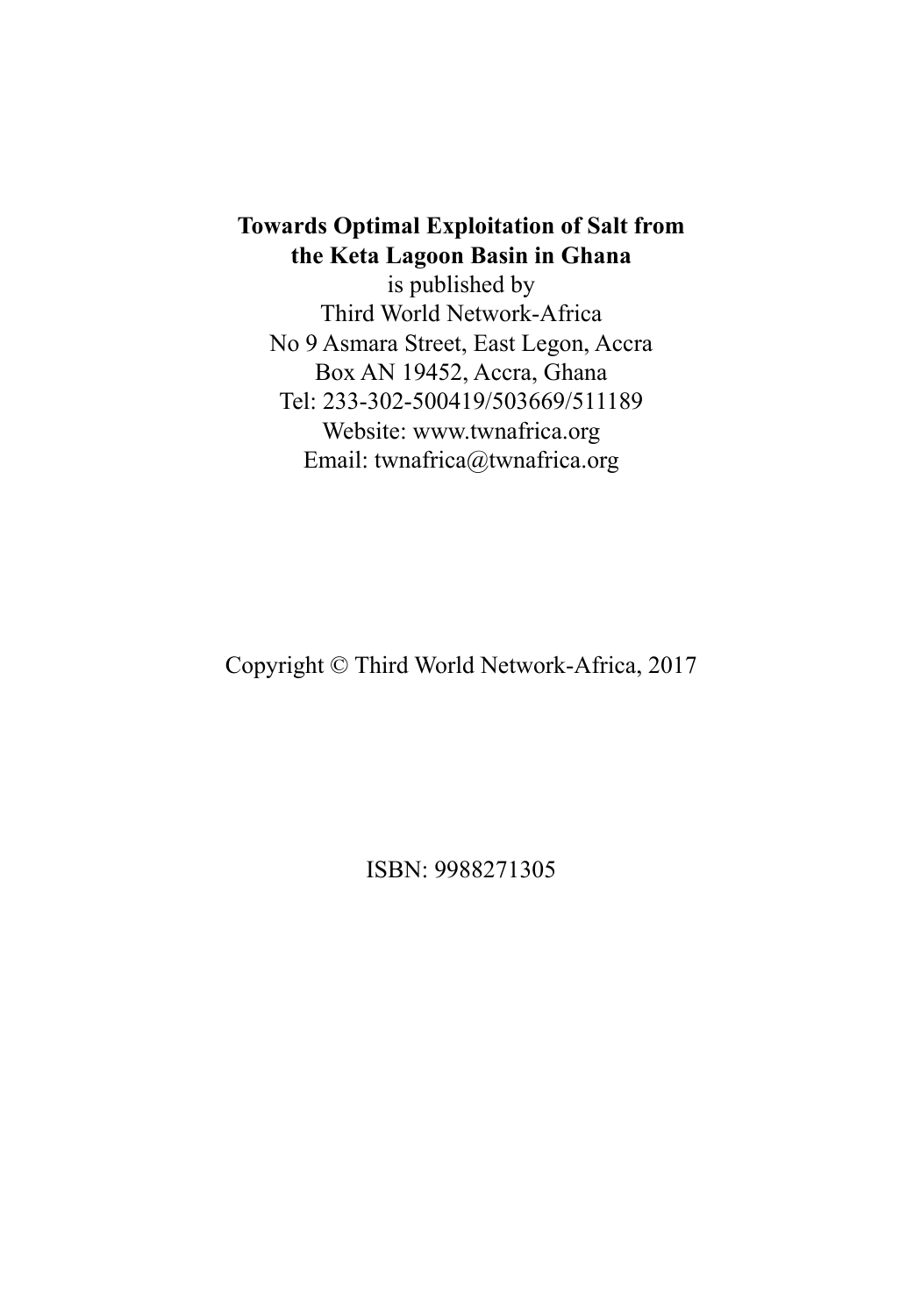**Towards Optimal Exploitation of Salt from the Keta Lagoon Basin in Ghana**
is published by
Third World Network-Africa
No 9 Asmara Street, East Legon, Accra
Box AN 19452, Accra, Ghana
Tel: 233-302-500419/503669/511189
Website: www.twnafrica.org
Email: twnafrica@twnafrica.org

Copyright © Third World Network-Africa, 2017

ISBN: 9988271305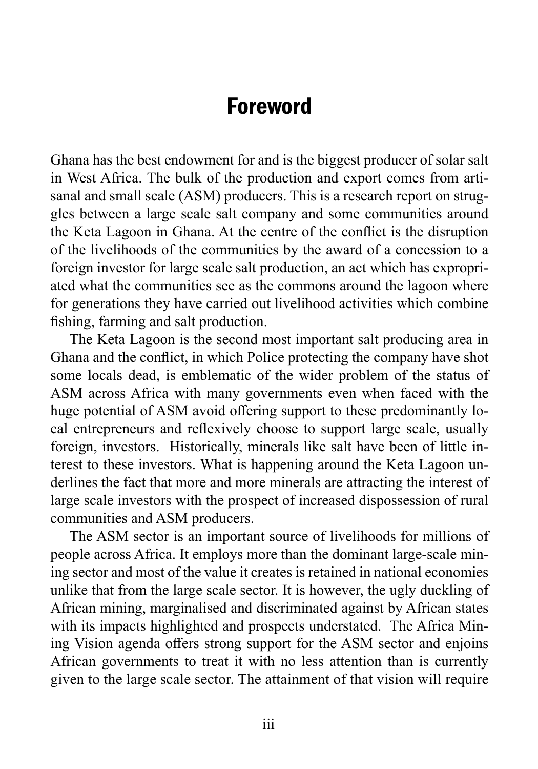# Foreword

Ghana has the best endowment for and is the biggest producer of solar salt in West Africa. The bulk of the production and export comes from artisanal and small scale (ASM) producers. This is a research report on struggles between a large scale salt company and some communities around the Keta Lagoon in Ghana. At the centre of the conflict is the disruption of the livelihoods of the communities by the award of a concession to a foreign investor for large scale salt production, an act which has expropriated what the communities see as the commons around the lagoon where for generations they have carried out livelihood activities which combine fishing, farming and salt production.

The Keta Lagoon is the second most important salt producing area in Ghana and the conflict, in which Police protecting the company have shot some locals dead, is emblematic of the wider problem of the status of ASM across Africa with many governments even when faced with the huge potential of ASM avoid offering support to these predominantly local entrepreneurs and reflexively choose to support large scale, usually foreign, investors. Historically, minerals like salt have been of little interest to these investors. What is happening around the Keta Lagoon underlines the fact that more and more minerals are attracting the interest of large scale investors with the prospect of increased dispossession of rural communities and ASM producers.

The ASM sector is an important source of livelihoods for millions of people across Africa. It employs more than the dominant large-scale mining sector and most of the value it creates is retained in national economies unlike that from the large scale sector. It is however, the ugly duckling of African mining, marginalised and discriminated against by African states with its impacts highlighted and prospects understated. The Africa Mining Vision agenda offers strong support for the ASM sector and enjoins African governments to treat it with no less attention than is currently given to the large scale sector. The attainment of that vision will require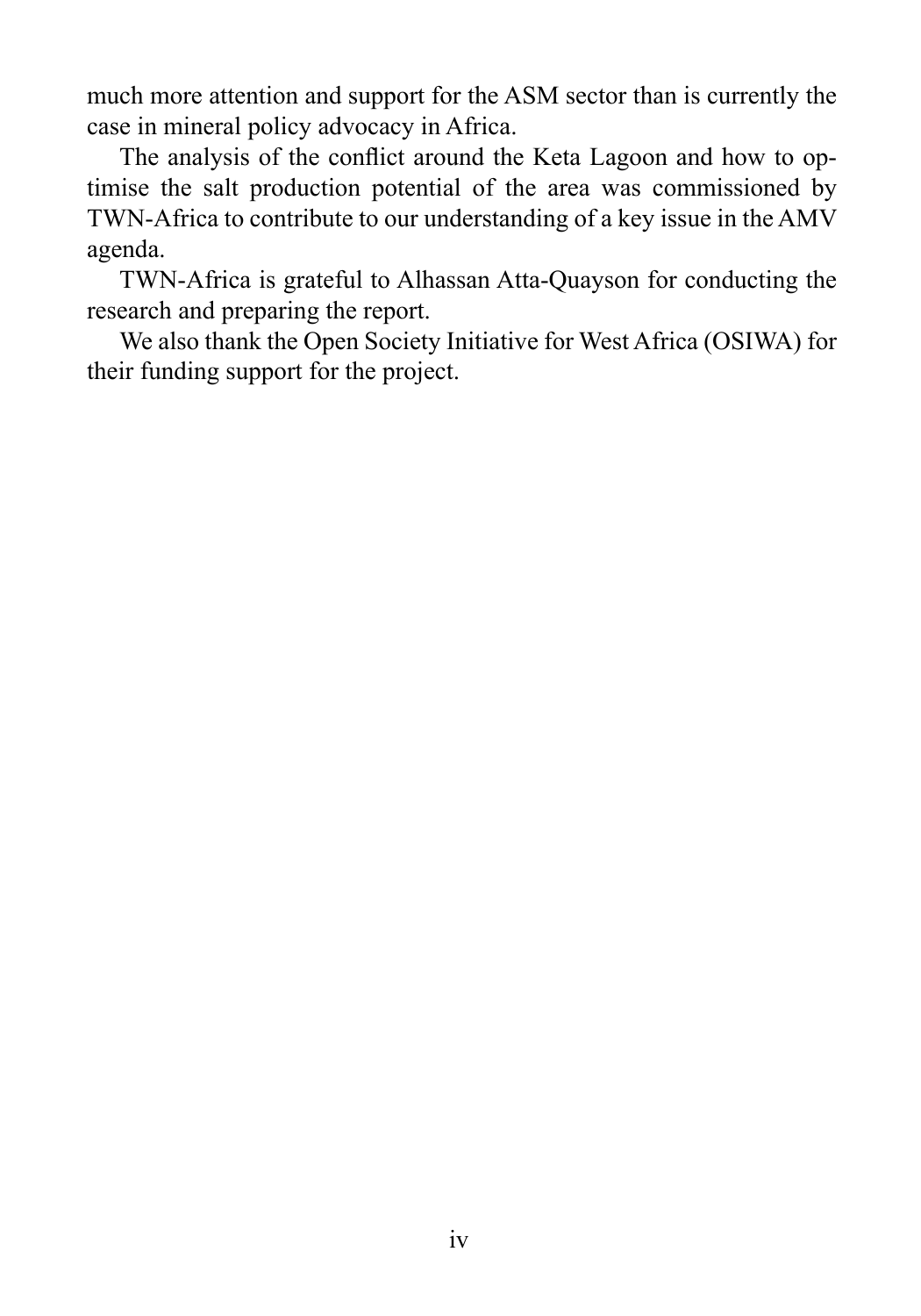much more attention and support for the ASM sector than is currently the case in mineral policy advocacy in Africa.

The analysis of the conflict around the Keta Lagoon and how to optimise the salt production potential of the area was commissioned by TWN-Africa to contribute to our understanding of a key issue in the AMV agenda.

TWN-Africa is grateful to Alhassan Atta-Quayson for conducting the research and preparing the report.

We also thank the Open Society Initiative for West Africa (OSIWA) for their funding support for the project.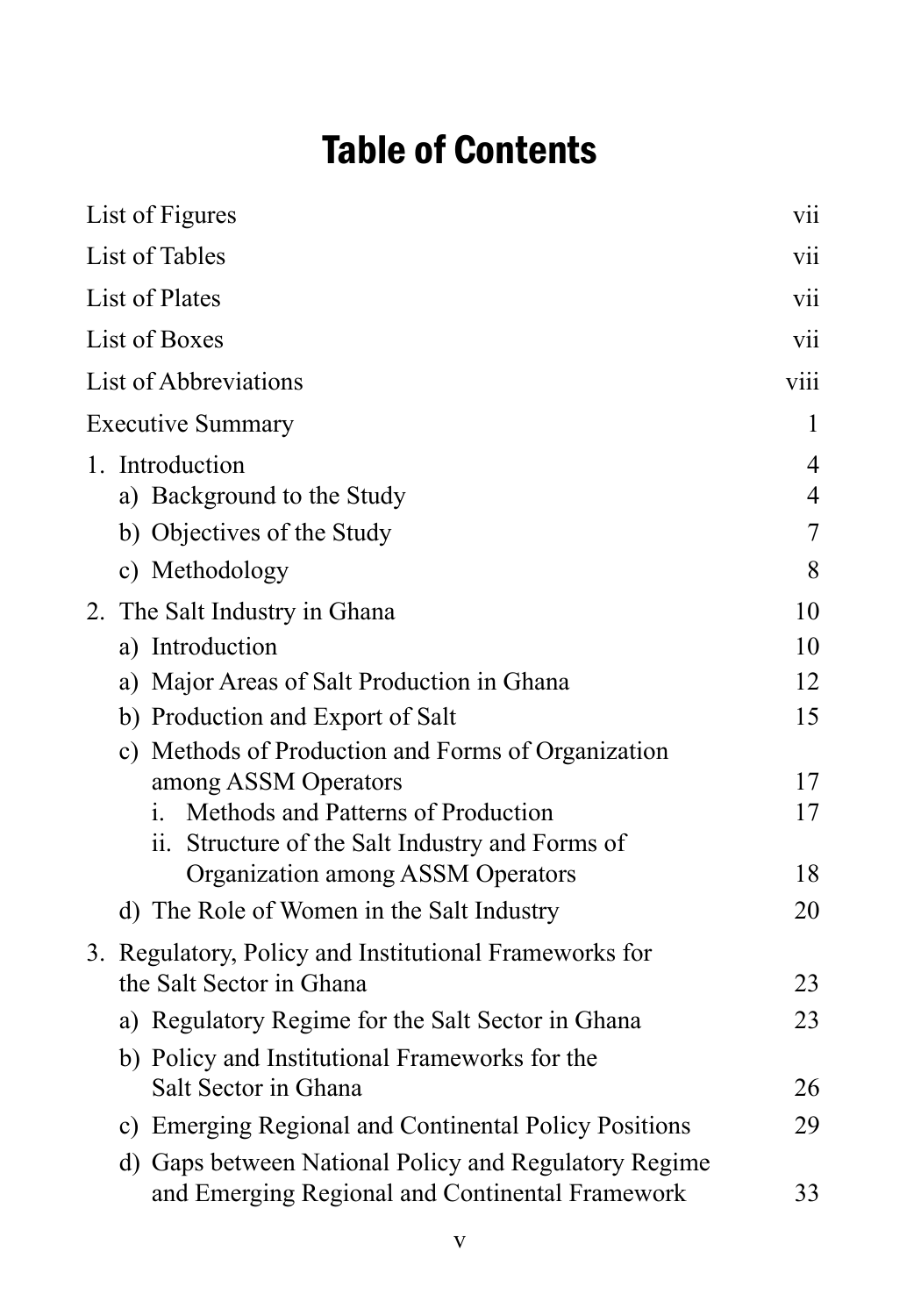# Table of Contents

| | |
|---|---|
| List of Figures | vii |
| List of Tables | vii |
| List of Plates | vii |
| List of Boxes | vii |
| List of Abbreviations | viii |
| Executive Summary | 1 |
| 1. Introduction | 4 |
| a) Background to the Study | 4 |
| b) Objectives of the Study | 7 |
| c) Methodology | 8 |
| 2. The Salt Industry in Ghana | 10 |
| a) Introduction | 10 |
| a) Major Areas of Salt Production in Ghana | 12 |
| b) Production and Export of Salt | 15 |
| c) Methods of Production and Forms of Organization among ASSM Operators | 17 |
| i. Methods and Patterns of Production | 17 |
| ii. Structure of the Salt Industry and Forms of Organization among ASSM Operators | 18 |
| d) The Role of Women in the Salt Industry | 20 |
| 3. Regulatory, Policy and Institutional Frameworks for the Salt Sector in Ghana | 23 |
| a) Regulatory Regime for the Salt Sector in Ghana | 23 |
| b) Policy and Institutional Frameworks for the Salt Sector in Ghana | 26 |
| c) Emerging Regional and Continental Policy Positions | 29 |
| d) Gaps between National Policy and Regulatory Regime and Emerging Regional and Continental Framework | 33 |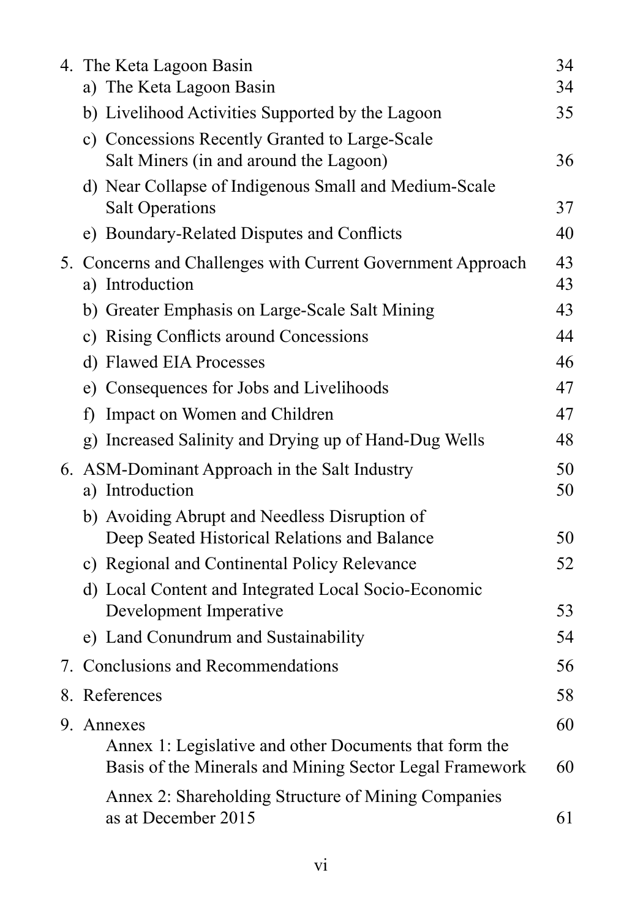4. The Keta Lagoon Basin 34
   a) The Keta Lagoon Basin 34
   b) Livelihood Activities Supported by the Lagoon 35
   c) Concessions Recently Granted to Large-Scale Salt Miners (in and around the Lagoon) 36
   d) Near Collapse of Indigenous Small and Medium-Scale Salt Operations 37
   e) Boundary-Related Disputes and Conflicts 40
5. Concerns and Challenges with Current Government Approach 43
   a) Introduction 43
   b) Greater Emphasis on Large-Scale Salt Mining 43
   c) Rising Conflicts around Concessions 44
   d) Flawed EIA Processes 46
   e) Consequences for Jobs and Livelihoods 47
   f) Impact on Women and Children 47
   g) Increased Salinity and Drying up of Hand-Dug Wells 48
6. ASM-Dominant Approach in the Salt Industry 50
   a) Introduction 50
   b) Avoiding Abrupt and Needless Disruption of Deep Seated Historical Relations and Balance 50
   c) Regional and Continental Policy Relevance 52
   d) Local Content and Integrated Local Socio-Economic Development Imperative 53
   e) Land Conundrum and Sustainability 54
7. Conclusions and Recommendations 56
8. References 58
9. Annexes 60
   Annex 1: Legislative and other Documents that form the Basis of the Minerals and Mining Sector Legal Framework 60
   Annex 2: Shareholding Structure of Mining Companies as at December 2015 61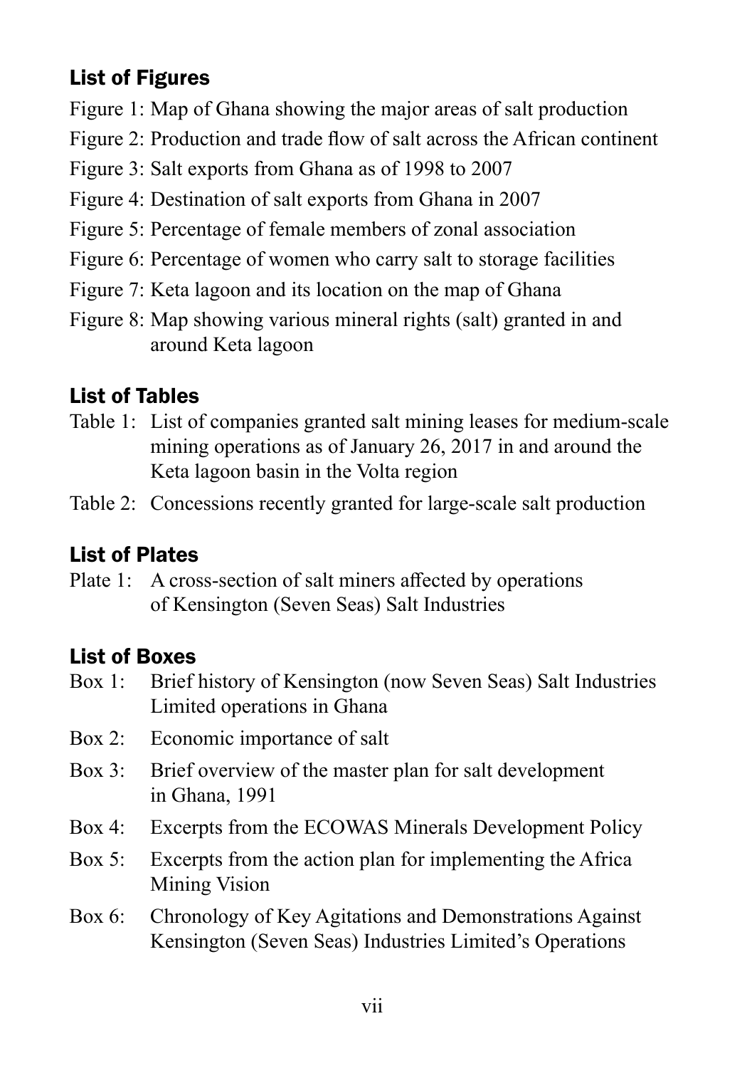## List of Figures

Figure 1: Map of Ghana showing the major areas of salt production

Figure 2: Production and trade flow of salt across the African continent

Figure 3: Salt exports from Ghana as of 1998 to 2007

Figure 4: Destination of salt exports from Ghana in 2007

Figure 5: Percentage of female members of zonal association

Figure 6: Percentage of women who carry salt to storage facilities

Figure 7: Keta lagoon and its location on the map of Ghana

Figure 8: Map showing various mineral rights (salt) granted in and around Keta lagoon

## List of Tables

Table 1: List of companies granted salt mining leases for medium-scale mining operations as of January 26, 2017 in and around the Keta lagoon basin in the Volta region

Table 2: Concessions recently granted for large-scale salt production

## List of Plates

Plate 1: A cross-section of salt miners affected by operations of Kensington (Seven Seas) Salt Industries

## List of Boxes

Box 1: Brief history of Kensington (now Seven Seas) Salt Industries Limited operations in Ghana

Box 2: Economic importance of salt

Box 3: Brief overview of the master plan for salt development in Ghana, 1991

Box 4: Excerpts from the ECOWAS Minerals Development Policy

Box 5: Excerpts from the action plan for implementing the Africa Mining Vision

Box 6: Chronology of Key Agitations and Demonstrations Against Kensington (Seven Seas) Industries Limited's Operations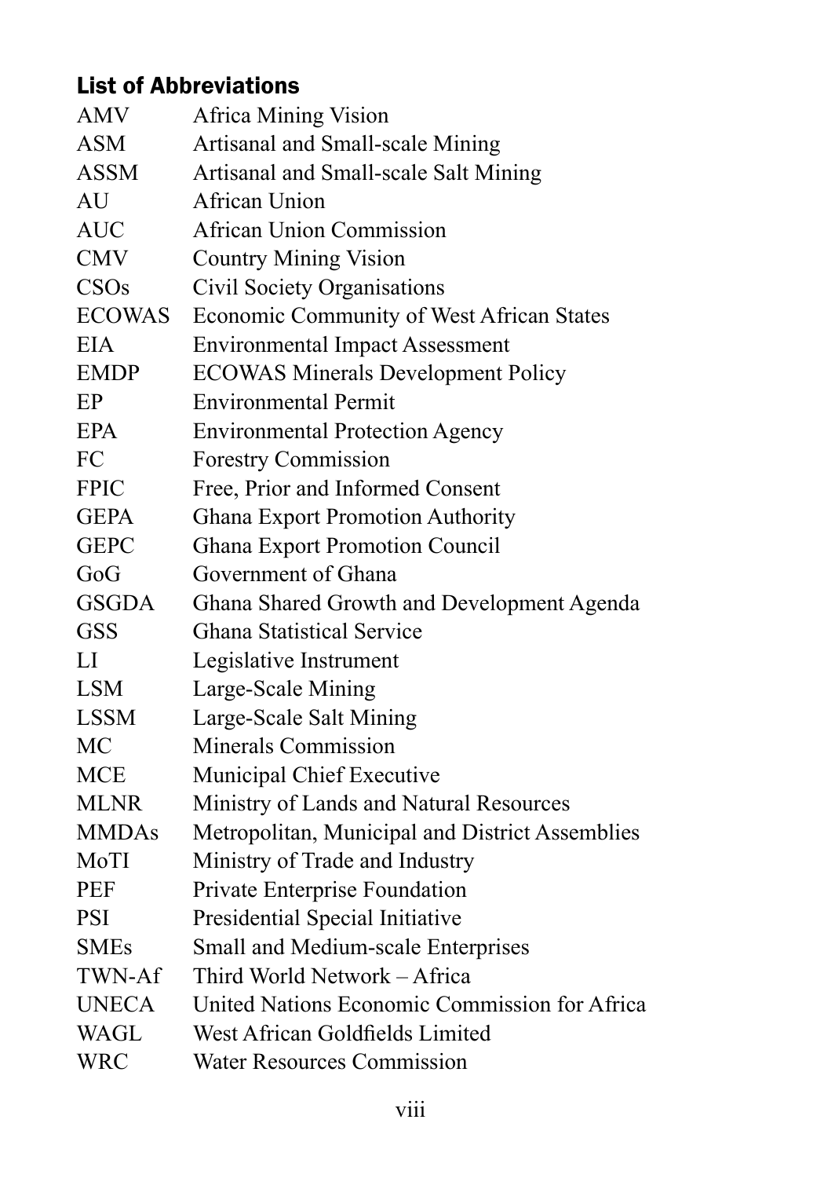## List of Abbreviations

| | |
|---|---|
| AMV | Africa Mining Vision |
| ASM | Artisanal and Small-scale Mining |
| ASSM | Artisanal and Small-scale Salt Mining |
| AU | African Union |
| AUC | African Union Commission |
| CMV | Country Mining Vision |
| CSOs | Civil Society Organisations |
| ECOWAS | Economic Community of West African States |
| EIA | Environmental Impact Assessment |
| EMDP | ECOWAS Minerals Development Policy |
| EP | Environmental Permit |
| EPA | Environmental Protection Agency |
| FC | Forestry Commission |
| FPIC | Free, Prior and Informed Consent |
| GEPA | Ghana Export Promotion Authority |
| GEPC | Ghana Export Promotion Council |
| GoG | Government of Ghana |
| GSGDA | Ghana Shared Growth and Development Agenda |
| GSS | Ghana Statistical Service |
| LI | Legislative Instrument |
| LSM | Large-Scale Mining |
| LSSM | Large-Scale Salt Mining |
| MC | Minerals Commission |
| MCE | Municipal Chief Executive |
| MLNR | Ministry of Lands and Natural Resources |
| MMDAs | Metropolitan, Municipal and District Assemblies |
| MoTI | Ministry of Trade and Industry |
| PEF | Private Enterprise Foundation |
| PSI | Presidential Special Initiative |
| SMEs | Small and Medium-scale Enterprises |
| TWN-Af | Third World Network – Africa |
| UNECA | United Nations Economic Commission for Africa |
| WAGL | West African Goldfields Limited |
| WRC | Water Resources Commission |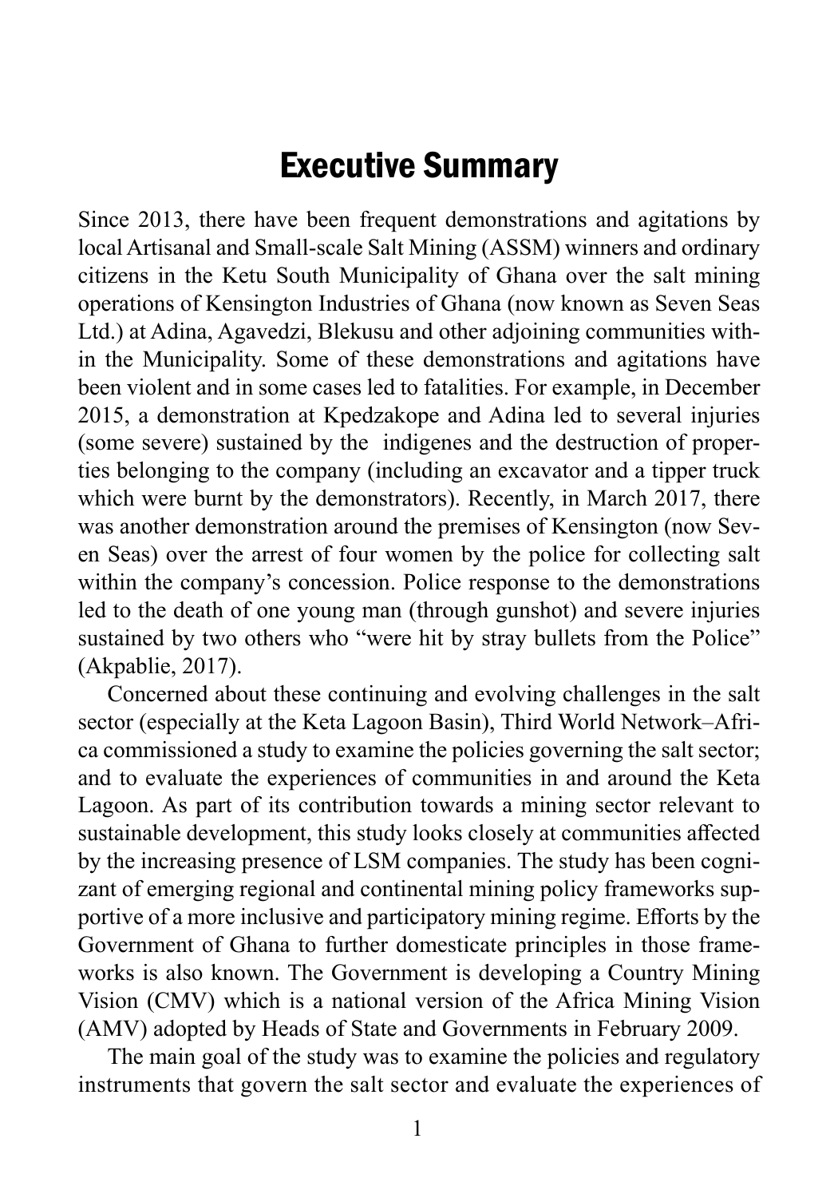# Executive Summary

Since 2013, there have been frequent demonstrations and agitations by local Artisanal and Small-scale Salt Mining (ASSM) winners and ordinary citizens in the Ketu South Municipality of Ghana over the salt mining operations of Kensington Industries of Ghana (now known as Seven Seas Ltd.) at Adina, Agavedzi, Blekusu and other adjoining communities within the Municipality. Some of these demonstrations and agitations have been violent and in some cases led to fatalities. For example, in December 2015, a demonstration at Kpedzakope and Adina led to several injuries (some severe) sustained by the indigenes and the destruction of properties belonging to the company (including an excavator and a tipper truck which were burnt by the demonstrators). Recently, in March 2017, there was another demonstration around the premises of Kensington (now Seven Seas) over the arrest of four women by the police for collecting salt within the company's concession. Police response to the demonstrations led to the death of one young man (through gunshot) and severe injuries sustained by two others who "were hit by stray bullets from the Police" (Akpablie, 2017).

Concerned about these continuing and evolving challenges in the salt sector (especially at the Keta Lagoon Basin), Third World Network–Africa commissioned a study to examine the policies governing the salt sector; and to evaluate the experiences of communities in and around the Keta Lagoon. As part of its contribution towards a mining sector relevant to sustainable development, this study looks closely at communities affected by the increasing presence of LSM companies. The study has been cognizant of emerging regional and continental mining policy frameworks supportive of a more inclusive and participatory mining regime. Efforts by the Government of Ghana to further domesticate principles in those frameworks is also known. The Government is developing a Country Mining Vision (CMV) which is a national version of the Africa Mining Vision (AMV) adopted by Heads of State and Governments in February 2009.

The main goal of the study was to examine the policies and regulatory instruments that govern the salt sector and evaluate the experiences of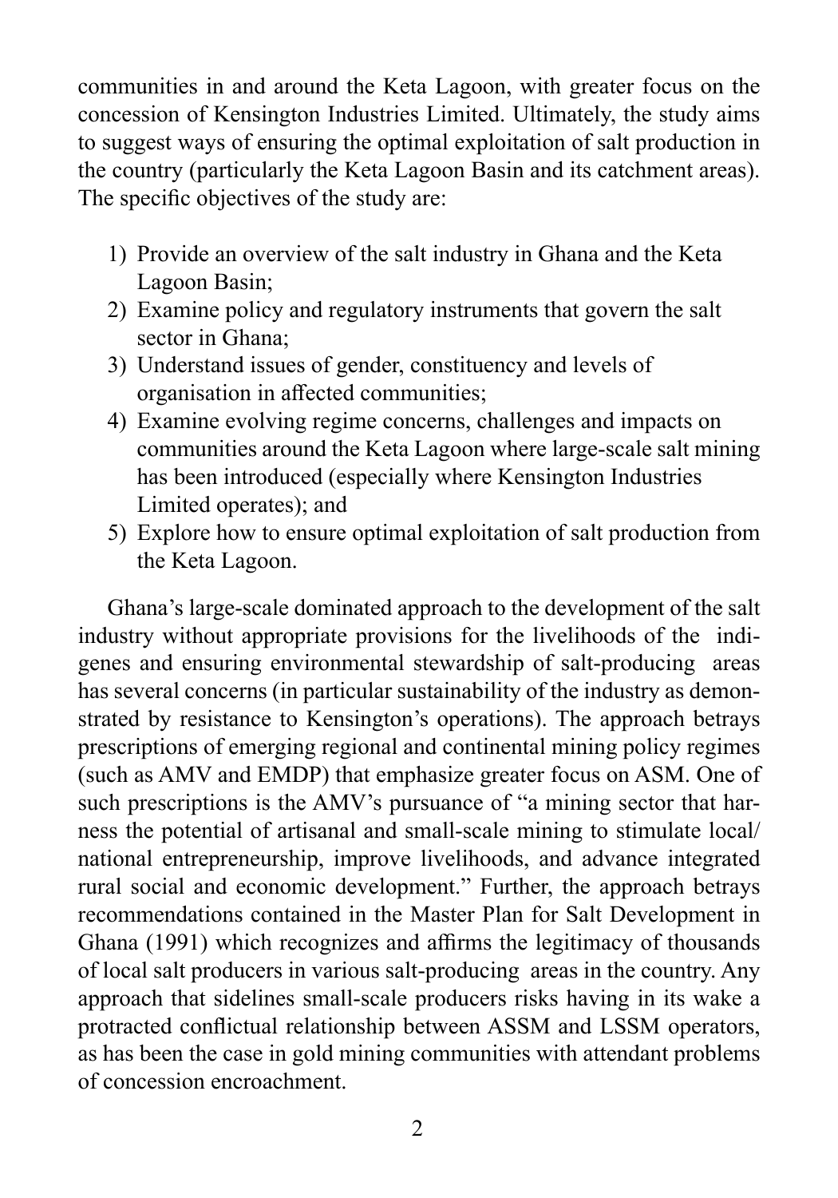communities in and around the Keta Lagoon, with greater focus on the concession of Kensington Industries Limited. Ultimately, the study aims to suggest ways of ensuring the optimal exploitation of salt production in the country (particularly the Keta Lagoon Basin and its catchment areas). The specific objectives of the study are:

1) Provide an overview of the salt industry in Ghana and the Keta Lagoon Basin;
2) Examine policy and regulatory instruments that govern the salt sector in Ghana;
3) Understand issues of gender, constituency and levels of organisation in affected communities;
4) Examine evolving regime concerns, challenges and impacts on communities around the Keta Lagoon where large-scale salt mining has been introduced (especially where Kensington Industries Limited operates); and
5) Explore how to ensure optimal exploitation of salt production from the Keta Lagoon.

Ghana's large-scale dominated approach to the development of the salt industry without appropriate provisions for the livelihoods of the indigenes and ensuring environmental stewardship of salt-producing areas has several concerns (in particular sustainability of the industry as demonstrated by resistance to Kensington's operations). The approach betrays prescriptions of emerging regional and continental mining policy regimes (such as AMV and EMDP) that emphasize greater focus on ASM. One of such prescriptions is the AMV's pursuance of "a mining sector that harness the potential of artisanal and small-scale mining to stimulate local/ national entrepreneurship, improve livelihoods, and advance integrated rural social and economic development." Further, the approach betrays recommendations contained in the Master Plan for Salt Development in Ghana (1991) which recognizes and affirms the legitimacy of thousands of local salt producers in various salt-producing areas in the country. Any approach that sidelines small-scale producers risks having in its wake a protracted conflictual relationship between ASSM and LSSM operators, as has been the case in gold mining communities with attendant problems of concession encroachment.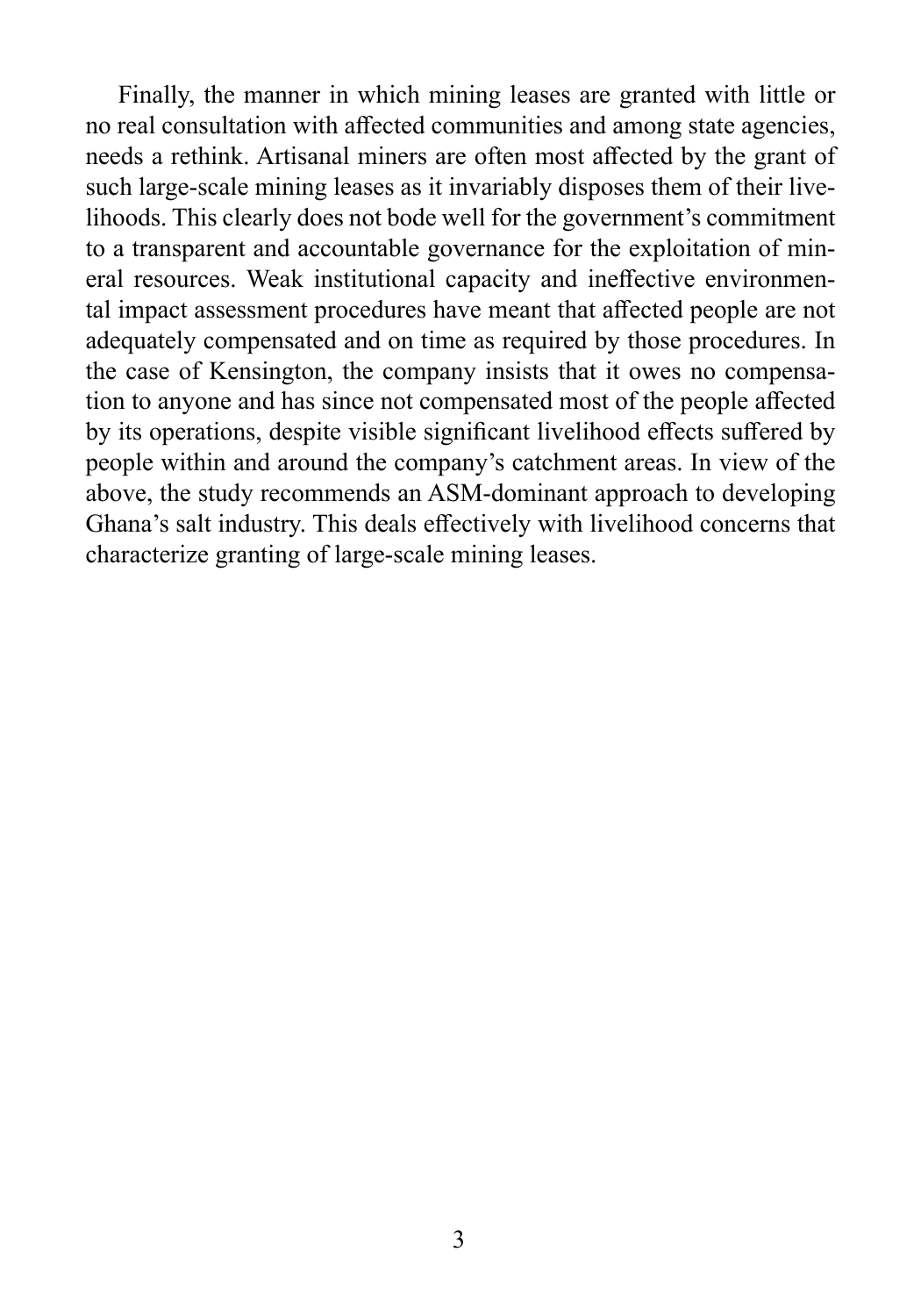Finally, the manner in which mining leases are granted with little or no real consultation with affected communities and among state agencies, needs a rethink. Artisanal miners are often most affected by the grant of such large-scale mining leases as it invariably disposes them of their livelihoods. This clearly does not bode well for the government's commitment to a transparent and accountable governance for the exploitation of mineral resources. Weak institutional capacity and ineffective environmental impact assessment procedures have meant that affected people are not adequately compensated and on time as required by those procedures. In the case of Kensington, the company insists that it owes no compensation to anyone and has since not compensated most of the people affected by its operations, despite visible significant livelihood effects suffered by people within and around the company's catchment areas. In view of the above, the study recommends an ASM-dominant approach to developing Ghana's salt industry. This deals effectively with livelihood concerns that characterize granting of large-scale mining leases.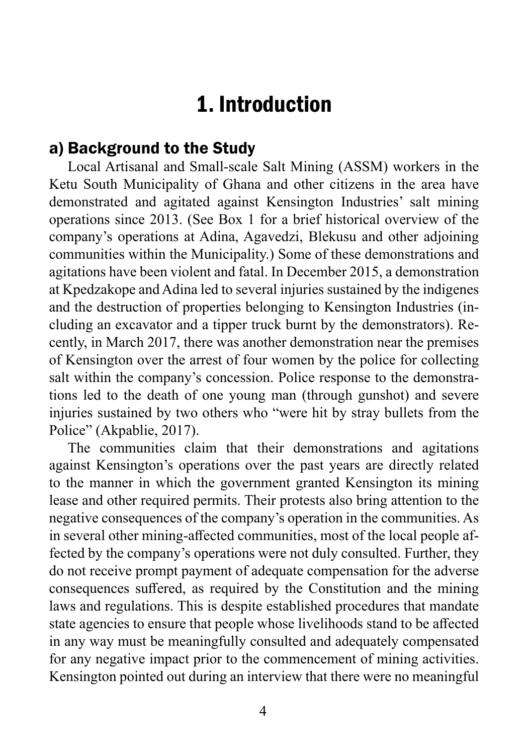# 1. Introduction

## a) Background to the Study

Local Artisanal and Small-scale Salt Mining (ASSM) workers in the Ketu South Municipality of Ghana and other citizens in the area have demonstrated and agitated against Kensington Industries' salt mining operations since 2013. (See Box 1 for a brief historical overview of the company's operations at Adina, Agavedzi, Blekusu and other adjoining communities within the Municipality.) Some of these demonstrations and agitations have been violent and fatal. In December 2015, a demonstration at Kpedzakope and Adina led to several injuries sustained by the indigenes and the destruction of properties belonging to Kensington Industries (including an excavator and a tipper truck burnt by the demonstrators). Recently, in March 2017, there was another demonstration near the premises of Kensington over the arrest of four women by the police for collecting salt within the company's concession. Police response to the demonstrations led to the death of one young man (through gunshot) and severe injuries sustained by two others who "were hit by stray bullets from the Police" (Akpablie, 2017).

The communities claim that their demonstrations and agitations against Kensington's operations over the past years are directly related to the manner in which the government granted Kensington its mining lease and other required permits. Their protests also bring attention to the negative consequences of the company's operation in the communities. As in several other mining-affected communities, most of the local people affected by the company's operations were not duly consulted. Further, they do not receive prompt payment of adequate compensation for the adverse consequences suffered, as required by the Constitution and the mining laws and regulations. This is despite established procedures that mandate state agencies to ensure that people whose livelihoods stand to be affected in any way must be meaningfully consulted and adequately compensated for any negative impact prior to the commencement of mining activities. Kensington pointed out during an interview that there were no meaningful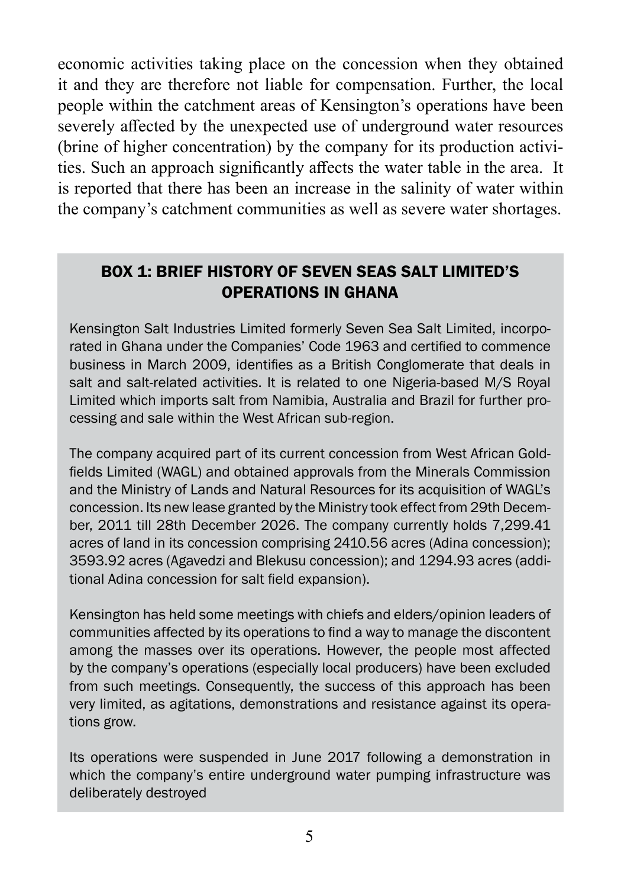economic activities taking place on the concession when they obtained it and they are therefore not liable for compensation. Further, the local people within the catchment areas of Kensington's operations have been severely affected by the unexpected use of underground water resources (brine of higher concentration) by the company for its production activities. Such an approach significantly affects the water table in the area. It is reported that there has been an increase in the salinity of water within the company's catchment communities as well as severe water shortages.

### BOX 1: BRIEF HISTORY OF SEVEN SEAS SALT LIMITED'S OPERATIONS IN GHANA

Kensington Salt Industries Limited formerly Seven Sea Salt Limited, incorporated in Ghana under the Companies' Code 1963 and certified to commence business in March 2009, identifies as a British Conglomerate that deals in salt and salt-related activities. It is related to one Nigeria-based M/S Royal Limited which imports salt from Namibia, Australia and Brazil for further processing and sale within the West African sub-region.

The company acquired part of its current concession from West African Goldfields Limited (WAGL) and obtained approvals from the Minerals Commission and the Ministry of Lands and Natural Resources for its acquisition of WAGL's concession. Its new lease granted by the Ministry took effect from 29th December, 2011 till 28th December 2026. The company currently holds 7,299.41 acres of land in its concession comprising 2410.56 acres (Adina concession); 3593.92 acres (Agavedzi and Blekusu concession); and 1294.93 acres (additional Adina concession for salt field expansion).

Kensington has held some meetings with chiefs and elders/opinion leaders of communities affected by its operations to find a way to manage the discontent among the masses over its operations. However, the people most affected by the company's operations (especially local producers) have been excluded from such meetings. Consequently, the success of this approach has been very limited, as agitations, demonstrations and resistance against its operations grow.

Its operations were suspended in June 2017 following a demonstration in which the company's entire underground water pumping infrastructure was deliberately destroyed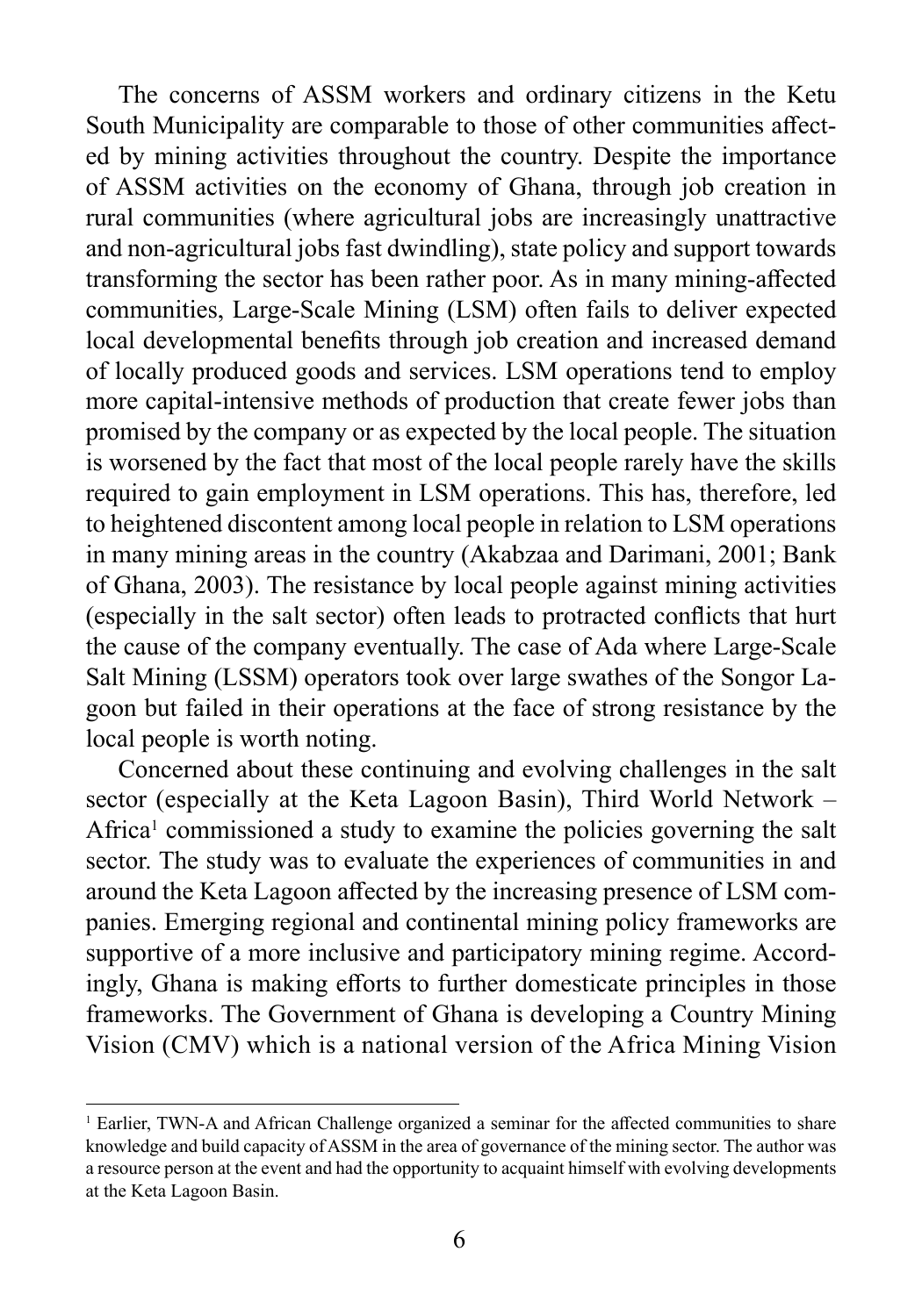The concerns of ASSM workers and ordinary citizens in the Ketu South Municipality are comparable to those of other communities affected by mining activities throughout the country. Despite the importance of ASSM activities on the economy of Ghana, through job creation in rural communities (where agricultural jobs are increasingly unattractive and non-agricultural jobs fast dwindling), state policy and support towards transforming the sector has been rather poor. As in many mining-affected communities, Large-Scale Mining (LSM) often fails to deliver expected local developmental benefits through job creation and increased demand of locally produced goods and services. LSM operations tend to employ more capital-intensive methods of production that create fewer jobs than promised by the company or as expected by the local people. The situation is worsened by the fact that most of the local people rarely have the skills required to gain employment in LSM operations. This has, therefore, led to heightened discontent among local people in relation to LSM operations in many mining areas in the country (Akabzaa and Darimani, 2001; Bank of Ghana, 2003). The resistance by local people against mining activities (especially in the salt sector) often leads to protracted conflicts that hurt the cause of the company eventually. The case of Ada where Large-Scale Salt Mining (LSSM) operators took over large swathes of the Songor Lagoon but failed in their operations at the face of strong resistance by the local people is worth noting.

Concerned about these continuing and evolving challenges in the salt sector (especially at the Keta Lagoon Basin), Third World Network – Africa[1] commissioned a study to examine the policies governing the salt sector. The study was to evaluate the experiences of communities in and around the Keta Lagoon affected by the increasing presence of LSM companies. Emerging regional and continental mining policy frameworks are supportive of a more inclusive and participatory mining regime. Accordingly, Ghana is making efforts to further domesticate principles in those frameworks. The Government of Ghana is developing a Country Mining Vision (CMV) which is a national version of the Africa Mining Vision

---

[1] Earlier, TWN-A and African Challenge organized a seminar for the affected communities to share knowledge and build capacity of ASSM in the area of governance of the mining sector. The author was a resource person at the event and had the opportunity to acquaint himself with evolving developments at the Keta Lagoon Basin.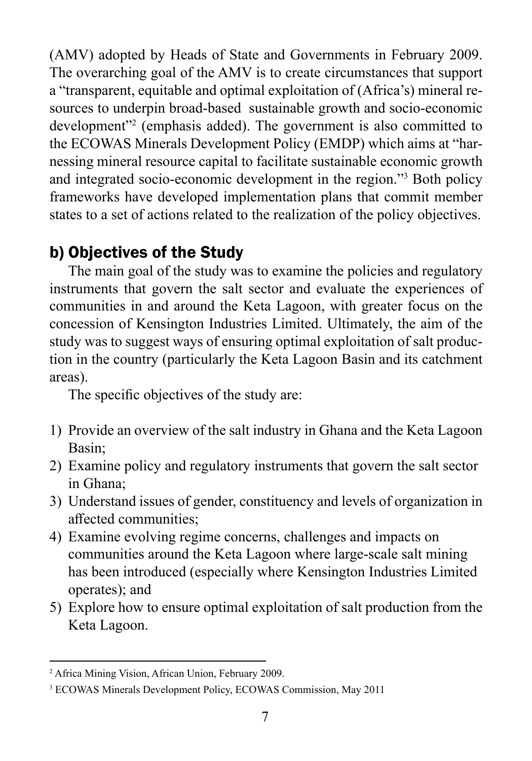(AMV) adopted by Heads of State and Governments in February 2009. The overarching goal of the AMV is to create circumstances that support a "transparent, equitable and optimal exploitation of (Africa's) mineral resources to underpin broad-based sustainable growth and socio-economic development"[2] (emphasis added). The government is also committed to the ECOWAS Minerals Development Policy (EMDP) which aims at "harnessing mineral resource capital to facilitate sustainable economic growth and integrated socio-economic development in the region."[3] Both policy frameworks have developed implementation plans that commit member states to a set of actions related to the realization of the policy objectives.

## b) Objectives of the Study

The main goal of the study was to examine the policies and regulatory instruments that govern the salt sector and evaluate the experiences of communities in and around the Keta Lagoon, with greater focus on the concession of Kensington Industries Limited. Ultimately, the aim of the study was to suggest ways of ensuring optimal exploitation of salt production in the country (particularly the Keta Lagoon Basin and its catchment areas).

The specific objectives of the study are:

1) Provide an overview of the salt industry in Ghana and the Keta Lagoon Basin;
2) Examine policy and regulatory instruments that govern the salt sector in Ghana;
3) Understand issues of gender, constituency and levels of organization in affected communities;
4) Examine evolving regime concerns, challenges and impacts on communities around the Keta Lagoon where large-scale salt mining has been introduced (especially where Kensington Industries Limited operates); and
5) Explore how to ensure optimal exploitation of salt production from the Keta Lagoon.

---

[2] Africa Mining Vision, African Union, February 2009.

[3] ECOWAS Minerals Development Policy, ECOWAS Commission, May 2011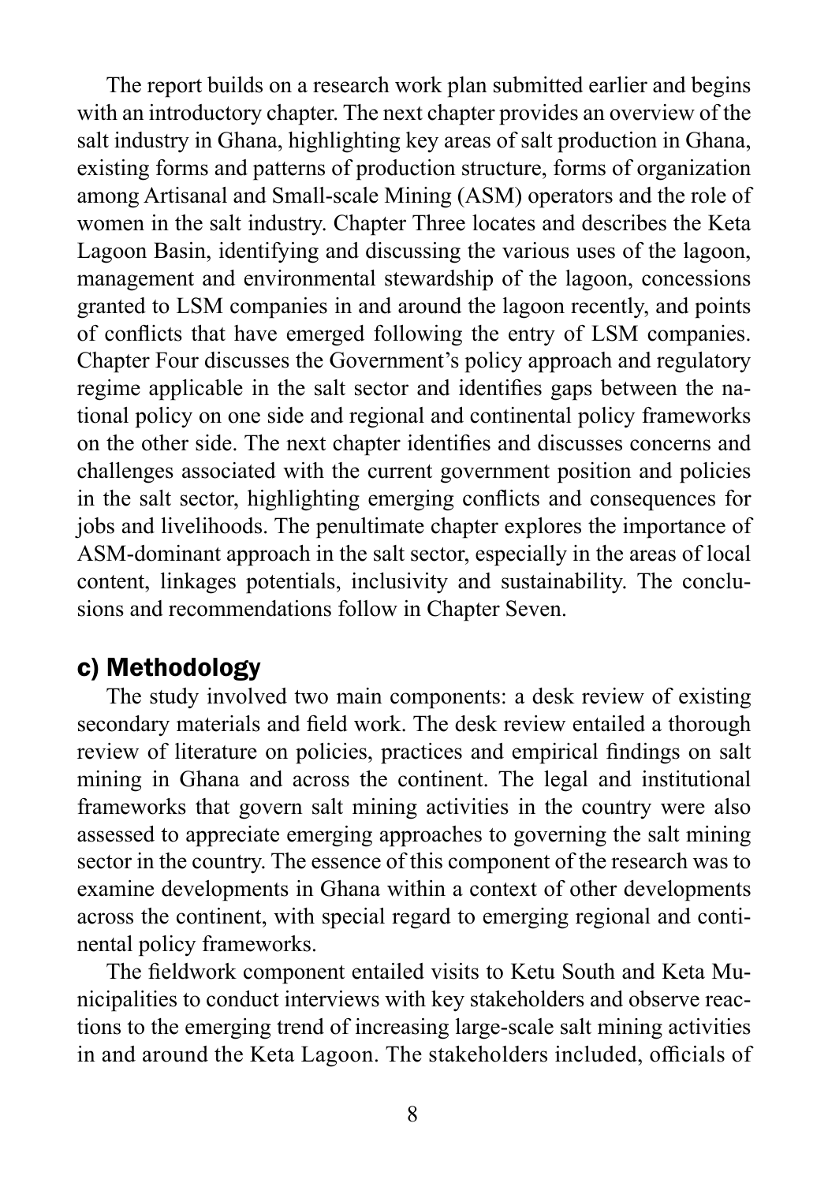The report builds on a research work plan submitted earlier and begins with an introductory chapter. The next chapter provides an overview of the salt industry in Ghana, highlighting key areas of salt production in Ghana, existing forms and patterns of production structure, forms of organization among Artisanal and Small-scale Mining (ASM) operators and the role of women in the salt industry. Chapter Three locates and describes the Keta Lagoon Basin, identifying and discussing the various uses of the lagoon, management and environmental stewardship of the lagoon, concessions granted to LSM companies in and around the lagoon recently, and points of conflicts that have emerged following the entry of LSM companies. Chapter Four discusses the Government's policy approach and regulatory regime applicable in the salt sector and identifies gaps between the national policy on one side and regional and continental policy frameworks on the other side. The next chapter identifies and discusses concerns and challenges associated with the current government position and policies in the salt sector, highlighting emerging conflicts and consequences for jobs and livelihoods. The penultimate chapter explores the importance of ASM-dominant approach in the salt sector, especially in the areas of local content, linkages potentials, inclusivity and sustainability. The conclusions and recommendations follow in Chapter Seven.

## c) Methodology

The study involved two main components: a desk review of existing secondary materials and field work. The desk review entailed a thorough review of literature on policies, practices and empirical findings on salt mining in Ghana and across the continent. The legal and institutional frameworks that govern salt mining activities in the country were also assessed to appreciate emerging approaches to governing the salt mining sector in the country. The essence of this component of the research was to examine developments in Ghana within a context of other developments across the continent, with special regard to emerging regional and continental policy frameworks.

The fieldwork component entailed visits to Ketu South and Keta Municipalities to conduct interviews with key stakeholders and observe reactions to the emerging trend of increasing large-scale salt mining activities in and around the Keta Lagoon. The stakeholders included, officials of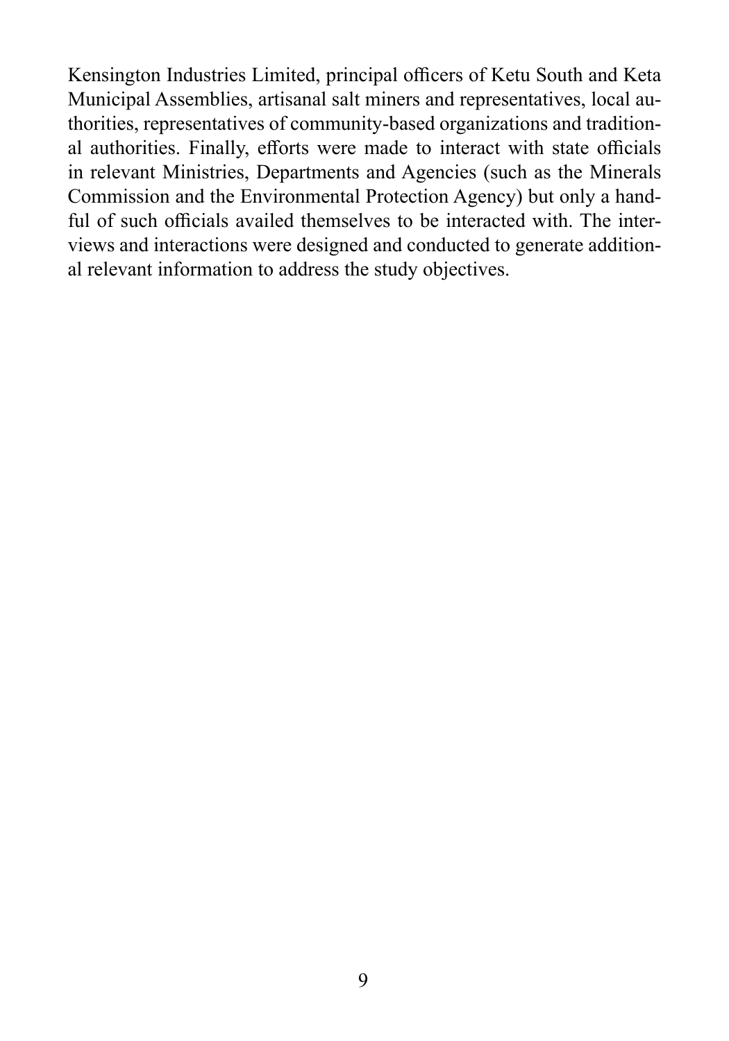Kensington Industries Limited, principal officers of Ketu South and Keta Municipal Assemblies, artisanal salt miners and representatives, local authorities, representatives of community-based organizations and traditional authorities. Finally, efforts were made to interact with state officials in relevant Ministries, Departments and Agencies (such as the Minerals Commission and the Environmental Protection Agency) but only a handful of such officials availed themselves to be interacted with. The interviews and interactions were designed and conducted to generate additional relevant information to address the study objectives.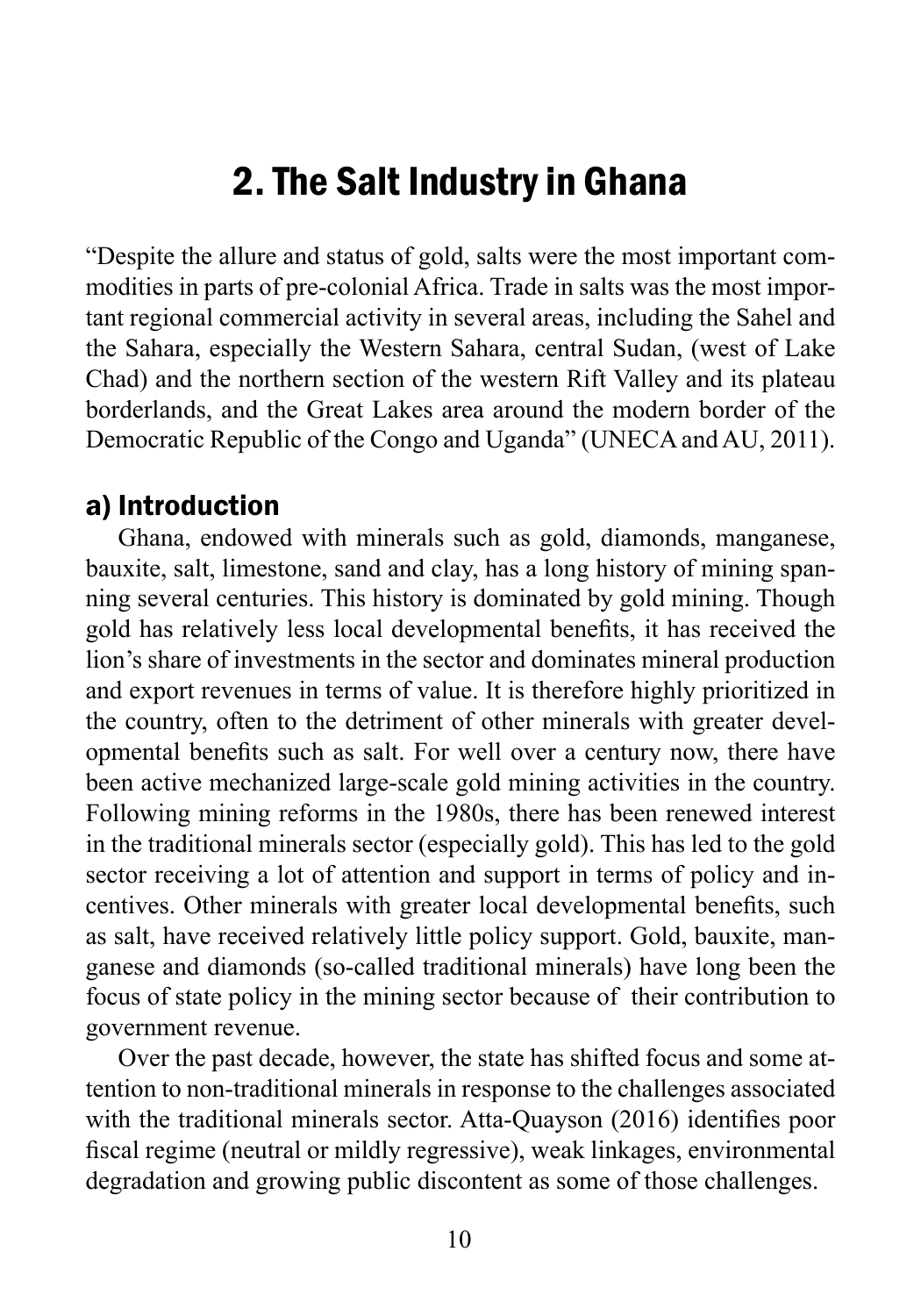# 2. The Salt Industry in Ghana

"Despite the allure and status of gold, salts were the most important commodities in parts of pre-colonial Africa. Trade in salts was the most important regional commercial activity in several areas, including the Sahel and the Sahara, especially the Western Sahara, central Sudan, (west of Lake Chad) and the northern section of the western Rift Valley and its plateau borderlands, and the Great Lakes area around the modern border of the Democratic Republic of the Congo and Uganda" (UNECA and AU, 2011).

## a) Introduction

Ghana, endowed with minerals such as gold, diamonds, manganese, bauxite, salt, limestone, sand and clay, has a long history of mining spanning several centuries. This history is dominated by gold mining. Though gold has relatively less local developmental benefits, it has received the lion's share of investments in the sector and dominates mineral production and export revenues in terms of value. It is therefore highly prioritized in the country, often to the detriment of other minerals with greater developmental benefits such as salt. For well over a century now, there have been active mechanized large-scale gold mining activities in the country. Following mining reforms in the 1980s, there has been renewed interest in the traditional minerals sector (especially gold). This has led to the gold sector receiving a lot of attention and support in terms of policy and incentives. Other minerals with greater local developmental benefits, such as salt, have received relatively little policy support. Gold, bauxite, manganese and diamonds (so-called traditional minerals) have long been the focus of state policy in the mining sector because of their contribution to government revenue.

Over the past decade, however, the state has shifted focus and some attention to non-traditional minerals in response to the challenges associated with the traditional minerals sector. Atta-Quayson (2016) identifies poor fiscal regime (neutral or mildly regressive), weak linkages, environmental degradation and growing public discontent as some of those challenges.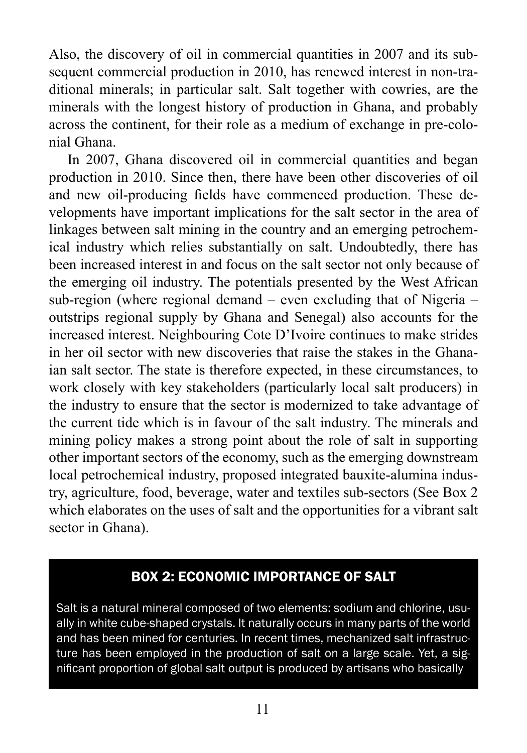Also, the discovery of oil in commercial quantities in 2007 and its subsequent commercial production in 2010, has renewed interest in non-traditional minerals; in particular salt. Salt together with cowries, are the minerals with the longest history of production in Ghana, and probably across the continent, for their role as a medium of exchange in pre-colonial Ghana.

In 2007, Ghana discovered oil in commercial quantities and began production in 2010. Since then, there have been other discoveries of oil and new oil-producing fields have commenced production. These developments have important implications for the salt sector in the area of linkages between salt mining in the country and an emerging petrochemical industry which relies substantially on salt. Undoubtedly, there has been increased interest in and focus on the salt sector not only because of the emerging oil industry. The potentials presented by the West African sub-region (where regional demand – even excluding that of Nigeria – outstrips regional supply by Ghana and Senegal) also accounts for the increased interest. Neighbouring Cote D'Ivoire continues to make strides in her oil sector with new discoveries that raise the stakes in the Ghanaian salt sector. The state is therefore expected, in these circumstances, to work closely with key stakeholders (particularly local salt producers) in the industry to ensure that the sector is modernized to take advantage of the current tide which is in favour of the salt industry. The minerals and mining policy makes a strong point about the role of salt in supporting other important sectors of the economy, such as the emerging downstream local petrochemical industry, proposed integrated bauxite-alumina industry, agriculture, food, beverage, water and textiles sub-sectors (See Box 2 which elaborates on the uses of salt and the opportunities for a vibrant salt sector in Ghana).

### BOX 2: ECONOMIC IMPORTANCE OF SALT

Salt is a natural mineral composed of two elements: sodium and chlorine, usually in white cube-shaped crystals. It naturally occurs in many parts of the world and has been mined for centuries. In recent times, mechanized salt infrastructure has been employed in the production of salt on a large scale. Yet, a significant proportion of global salt output is produced by artisans who basically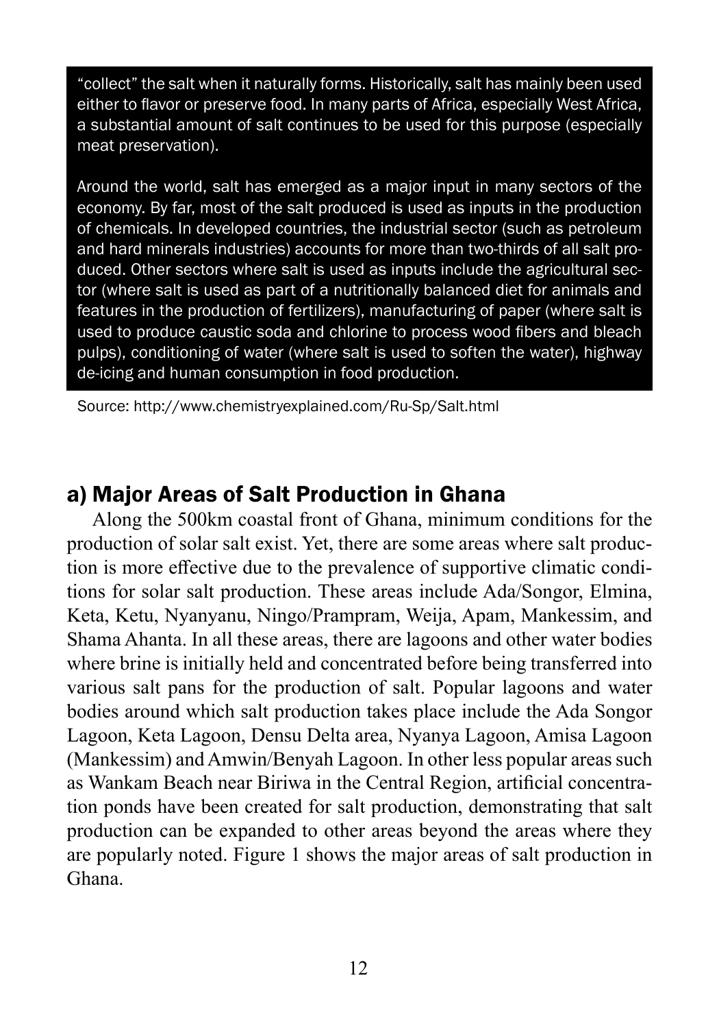"collect" the salt when it naturally forms. Historically, salt has mainly been used either to flavor or preserve food. In many parts of Africa, especially West Africa, a substantial amount of salt continues to be used for this purpose (especially meat preservation).

Around the world, salt has emerged as a major input in many sectors of the economy. By far, most of the salt produced is used as inputs in the production of chemicals. In developed countries, the industrial sector (such as petroleum and hard minerals industries) accounts for more than two-thirds of all salt produced. Other sectors where salt is used as inputs include the agricultural sector (where salt is used as part of a nutritionally balanced diet for animals and features in the production of fertilizers), manufacturing of paper (where salt is used to produce caustic soda and chlorine to process wood fibers and bleach pulps), conditioning of water (where salt is used to soften the water), highway de-icing and human consumption in food production.

Source: http://www.chemistryexplained.com/Ru-Sp/Salt.html

## a) Major Areas of Salt Production in Ghana

Along the 500km coastal front of Ghana, minimum conditions for the production of solar salt exist. Yet, there are some areas where salt production is more effective due to the prevalence of supportive climatic conditions for solar salt production. These areas include Ada/Songor, Elmina, Keta, Ketu, Nyanyanu, Ningo/Prampram, Weija, Apam, Mankessim, and Shama Ahanta. In all these areas, there are lagoons and other water bodies where brine is initially held and concentrated before being transferred into various salt pans for the production of salt. Popular lagoons and water bodies around which salt production takes place include the Ada Songor Lagoon, Keta Lagoon, Densu Delta area, Nyanya Lagoon, Amisa Lagoon (Mankessim) and Amwin/Benyah Lagoon. In other less popular areas such as Wankam Beach near Biriwa in the Central Region, artificial concentration ponds have been created for salt production, demonstrating that salt production can be expanded to other areas beyond the areas where they are popularly noted. Figure 1 shows the major areas of salt production in Ghana.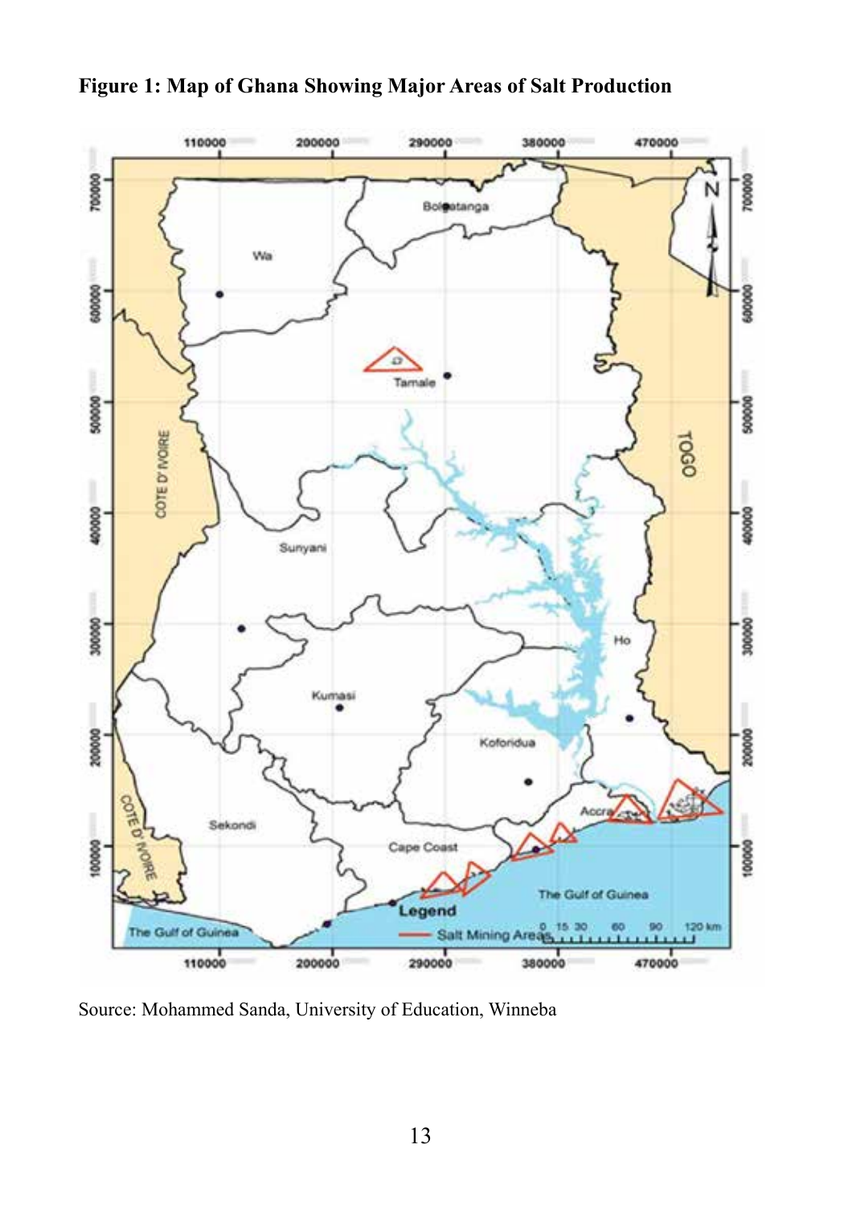**Figure 1: Map of Ghana Showing Major Areas of Salt Production**

Source: Mohammed Sanda, University of Education, Winneba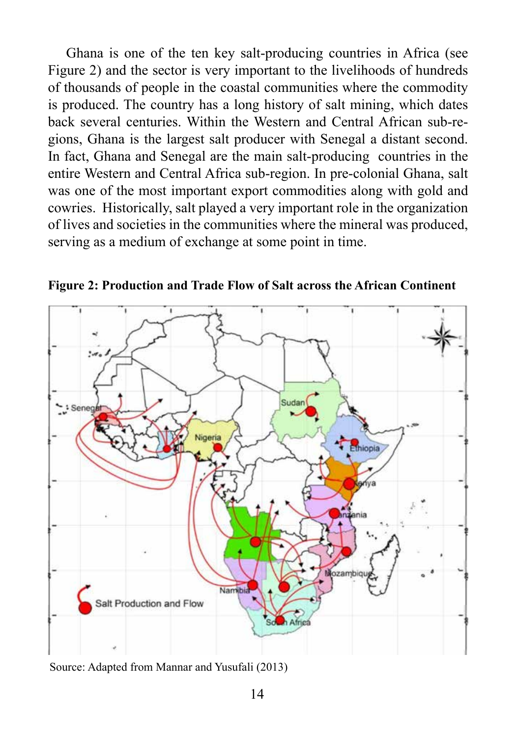Ghana is one of the ten key salt-producing countries in Africa (see Figure 2) and the sector is very important to the livelihoods of hundreds of thousands of people in the coastal communities where the commodity is produced. The country has a long history of salt mining, which dates back several centuries. Within the Western and Central African sub-regions, Ghana is the largest salt producer with Senegal a distant second. In fact, Ghana and Senegal are the main salt-producing countries in the entire Western and Central Africa sub-region. In pre-colonial Ghana, salt was one of the most important export commodities along with gold and cowries. Historically, salt played a very important role in the organization of lives and societies in the communities where the mineral was produced, serving as a medium of exchange at some point in time.

**Figure 2: Production and Trade Flow of Salt across the African Continent**

Source: Adapted from Mannar and Yusufali (2013)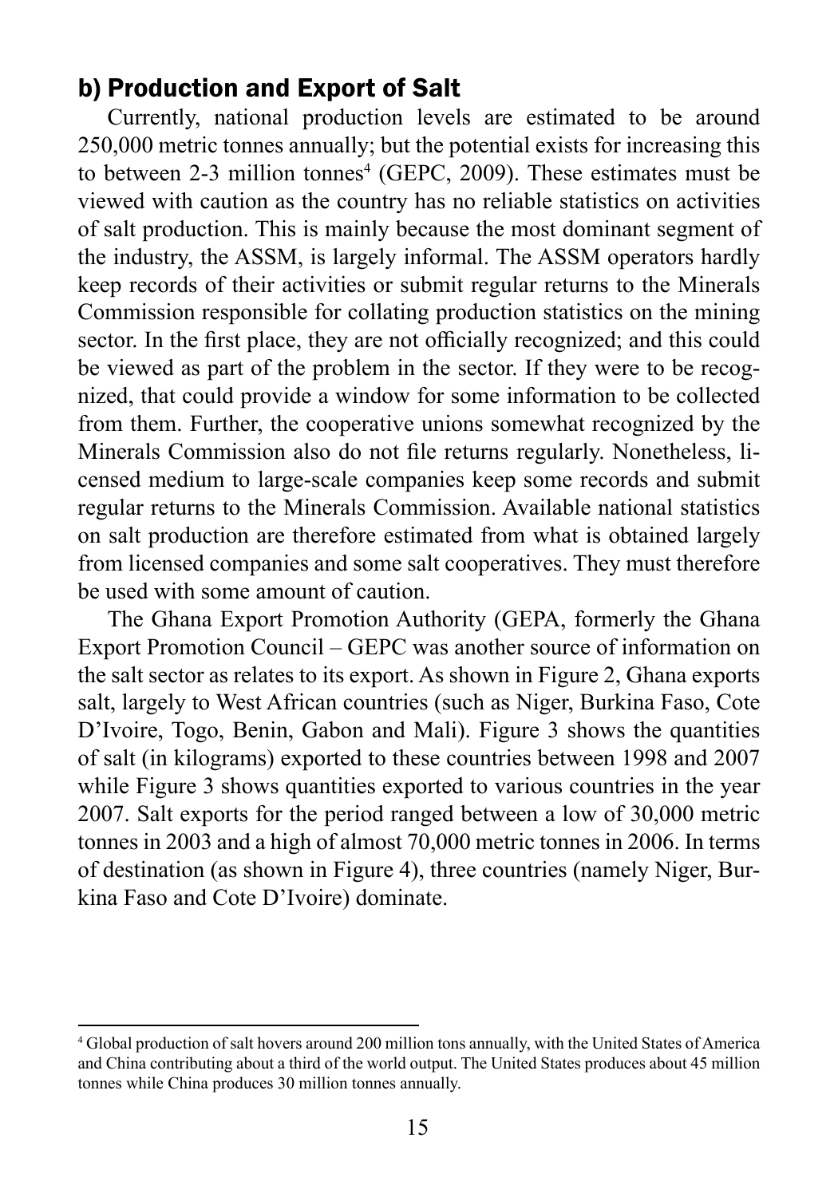### b) Production and Export of Salt

Currently, national production levels are estimated to be around 250,000 metric tonnes annually; but the potential exists for increasing this to between 2-3 million tonnes[4] (GEPC, 2009). These estimates must be viewed with caution as the country has no reliable statistics on activities of salt production. This is mainly because the most dominant segment of the industry, the ASSM, is largely informal. The ASSM operators hardly keep records of their activities or submit regular returns to the Minerals Commission responsible for collating production statistics on the mining sector. In the first place, they are not officially recognized; and this could be viewed as part of the problem in the sector. If they were to be recognized, that could provide a window for some information to be collected from them. Further, the cooperative unions somewhat recognized by the Minerals Commission also do not file returns regularly. Nonetheless, licensed medium to large-scale companies keep some records and submit regular returns to the Minerals Commission. Available national statistics on salt production are therefore estimated from what is obtained largely from licensed companies and some salt cooperatives. They must therefore be used with some amount of caution.

The Ghana Export Promotion Authority (GEPA, formerly the Ghana Export Promotion Council – GEPC was another source of information on the salt sector as relates to its export. As shown in Figure 2, Ghana exports salt, largely to West African countries (such as Niger, Burkina Faso, Cote D'Ivoire, Togo, Benin, Gabon and Mali). Figure 3 shows the quantities of salt (in kilograms) exported to these countries between 1998 and 2007 while Figure 3 shows quantities exported to various countries in the year 2007. Salt exports for the period ranged between a low of 30,000 metric tonnes in 2003 and a high of almost 70,000 metric tonnes in 2006. In terms of destination (as shown in Figure 4), three countries (namely Niger, Burkina Faso and Cote D'Ivoire) dominate.

---

[4] Global production of salt hovers around 200 million tons annually, with the United States of America and China contributing about a third of the world output. The United States produces about 45 million tonnes while China produces 30 million tonnes annually.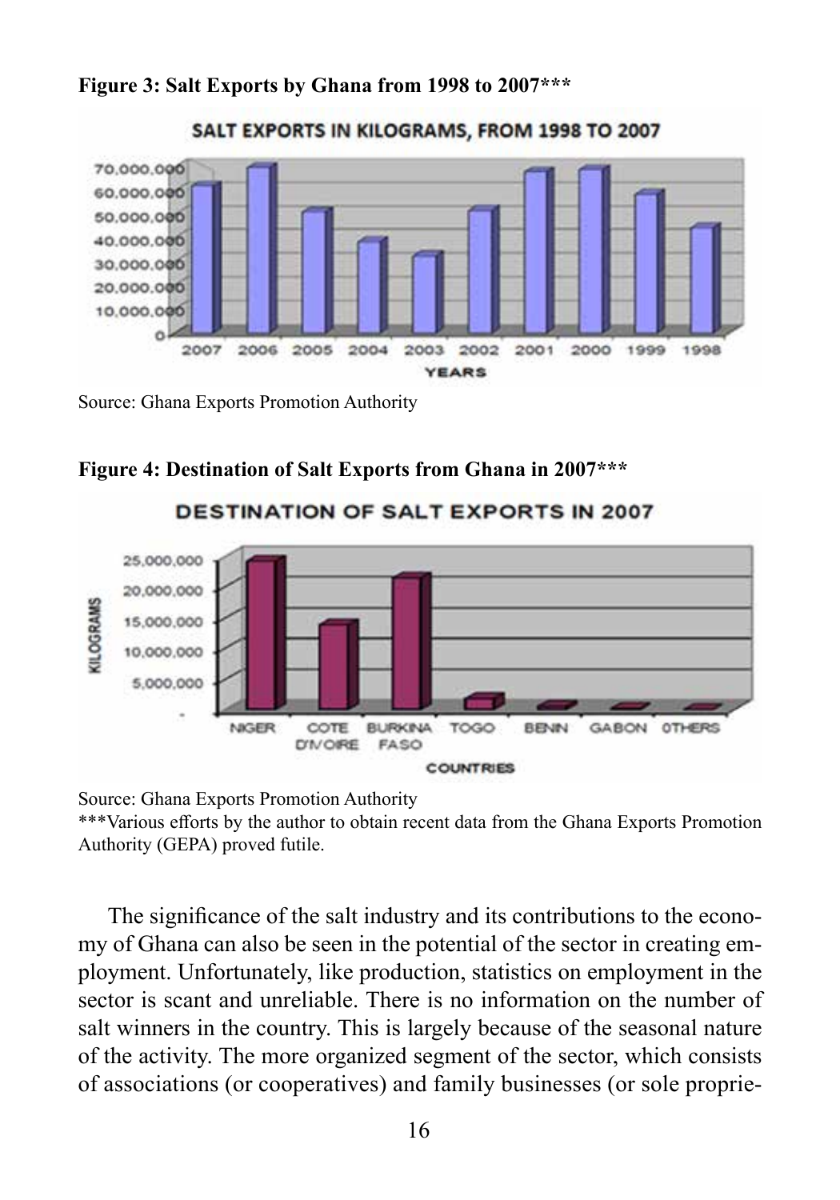**Figure 3: Salt Exports by Ghana from 1998 to 2007*****

Source: Ghana Exports Promotion Authority

**Figure 4: Destination of Salt Exports from Ghana in 2007*****

Source: Ghana Exports Promotion Authority

***Various efforts by the author to obtain recent data from the Ghana Exports Promotion Authority (GEPA) proved futile.

The significance of the salt industry and its contributions to the economy of Ghana can also be seen in the potential of the sector in creating employment. Unfortunately, like production, statistics on employment in the sector is scant and unreliable. There is no information on the number of salt winners in the country. This is largely because of the seasonal nature of the activity. The more organized segment of the sector, which consists of associations (or cooperatives) and family businesses (or sole proprie-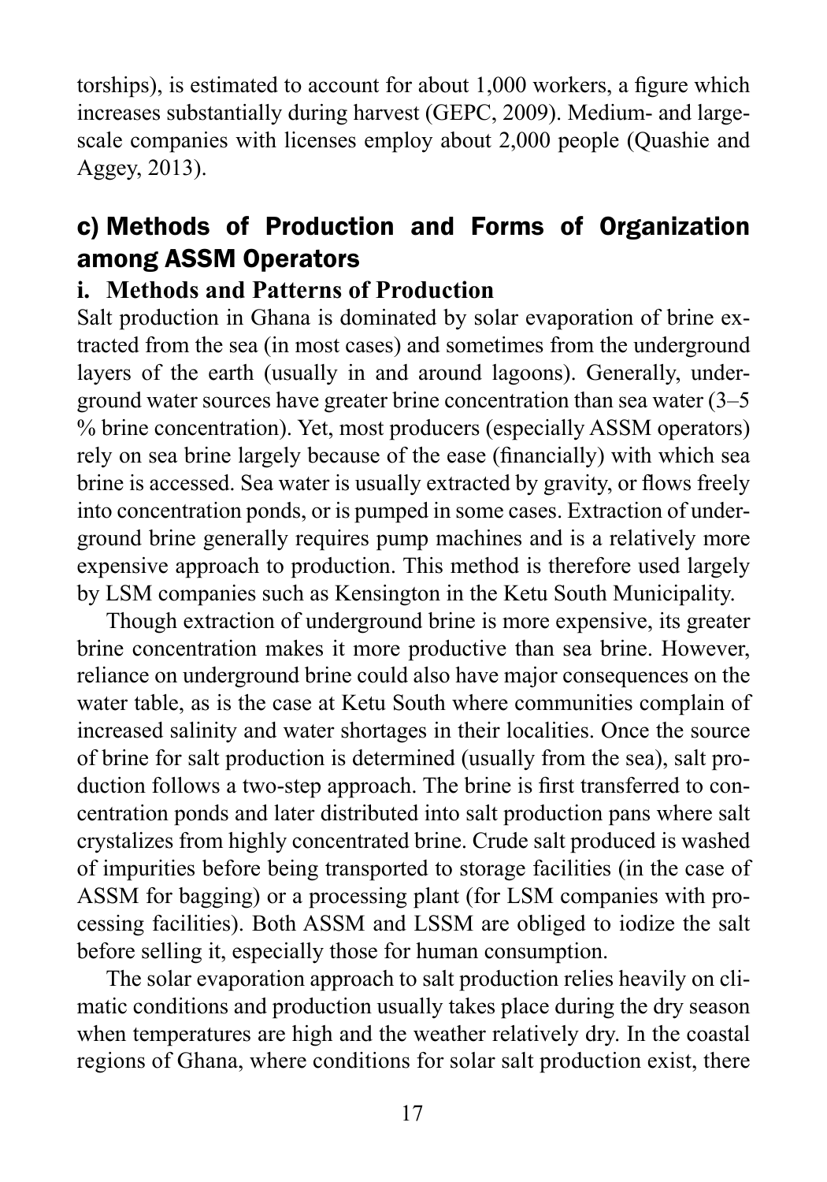torships), is estimated to account for about 1,000 workers, a figure which increases substantially during harvest (GEPC, 2009). Medium- and large-scale companies with licenses employ about 2,000 people (Quashie and Aggey, 2013).

## c) Methods of Production and Forms of Organization among ASSM Operators

### i. Methods and Patterns of Production

Salt production in Ghana is dominated by solar evaporation of brine extracted from the sea (in most cases) and sometimes from the underground layers of the earth (usually in and around lagoons). Generally, underground water sources have greater brine concentration than sea water (3–5 % brine concentration). Yet, most producers (especially ASSM operators) rely on sea brine largely because of the ease (financially) with which sea brine is accessed. Sea water is usually extracted by gravity, or flows freely into concentration ponds, or is pumped in some cases. Extraction of underground brine generally requires pump machines and is a relatively more expensive approach to production. This method is therefore used largely by LSM companies such as Kensington in the Ketu South Municipality.

Though extraction of underground brine is more expensive, its greater brine concentration makes it more productive than sea brine. However, reliance on underground brine could also have major consequences on the water table, as is the case at Ketu South where communities complain of increased salinity and water shortages in their localities. Once the source of brine for salt production is determined (usually from the sea), salt production follows a two-step approach. The brine is first transferred to concentration ponds and later distributed into salt production pans where salt crystalizes from highly concentrated brine. Crude salt produced is washed of impurities before being transported to storage facilities (in the case of ASSM for bagging) or a processing plant (for LSM companies with processing facilities). Both ASSM and LSSM are obliged to iodize the salt before selling it, especially those for human consumption.

The solar evaporation approach to salt production relies heavily on climatic conditions and production usually takes place during the dry season when temperatures are high and the weather relatively dry. In the coastal regions of Ghana, where conditions for solar salt production exist, there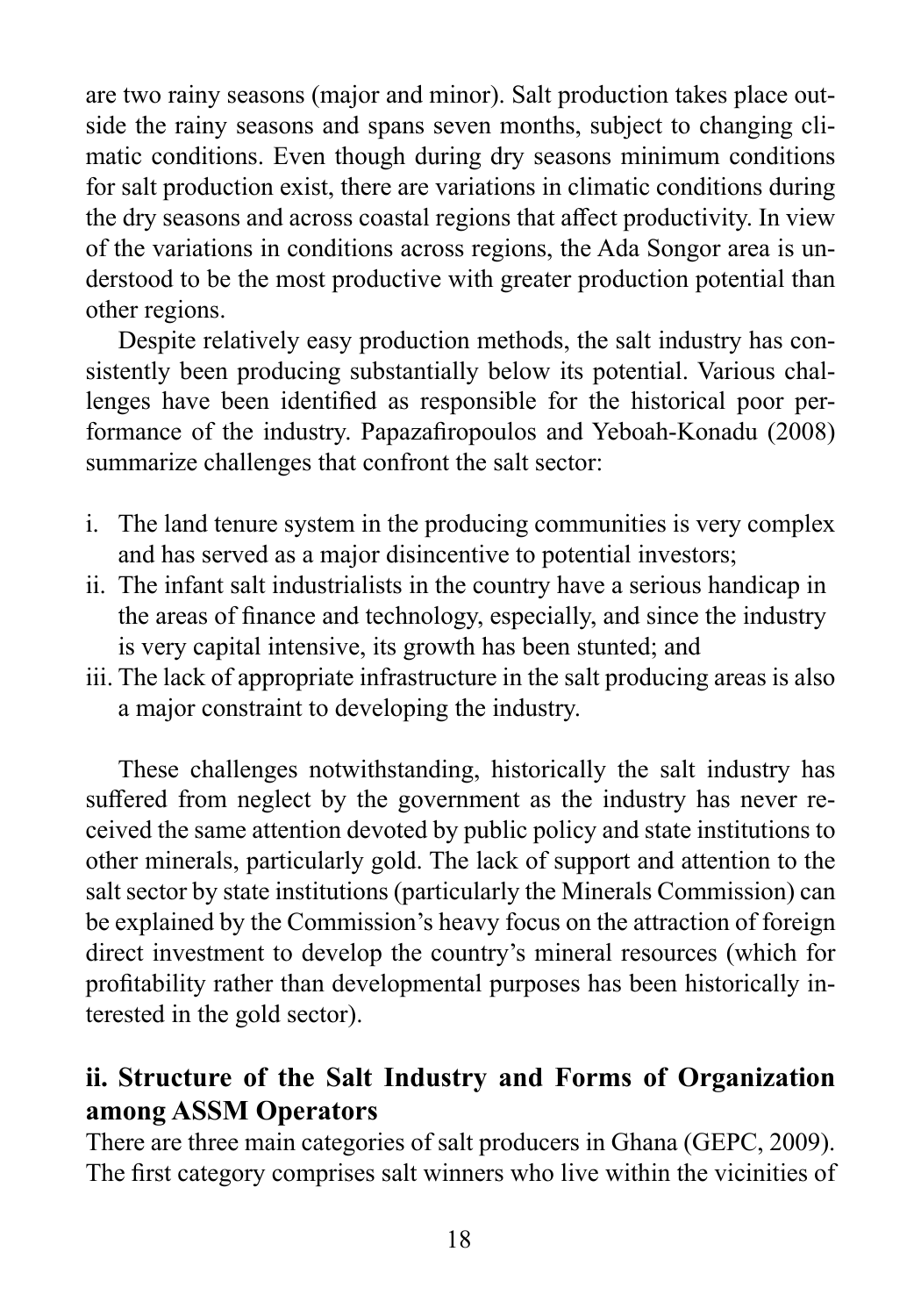are two rainy seasons (major and minor). Salt production takes place outside the rainy seasons and spans seven months, subject to changing climatic conditions. Even though during dry seasons minimum conditions for salt production exist, there are variations in climatic conditions during the dry seasons and across coastal regions that affect productivity. In view of the variations in conditions across regions, the Ada Songor area is understood to be the most productive with greater production potential than other regions.

Despite relatively easy production methods, the salt industry has consistently been producing substantially below its potential. Various challenges have been identified as responsible for the historical poor performance of the industry. Papazafiropoulos and Yeboah-Konadu (2008) summarize challenges that confront the salt sector:

i. The land tenure system in the producing communities is very complex and has served as a major disincentive to potential investors;
ii. The infant salt industrialists in the country have a serious handicap in the areas of finance and technology, especially, and since the industry is very capital intensive, its growth has been stunted; and
iii. The lack of appropriate infrastructure in the salt producing areas is also a major constraint to developing the industry.

These challenges notwithstanding, historically the salt industry has suffered from neglect by the government as the industry has never received the same attention devoted by public policy and state institutions to other minerals, particularly gold. The lack of support and attention to the salt sector by state institutions (particularly the Minerals Commission) can be explained by the Commission's heavy focus on the attraction of foreign direct investment to develop the country's mineral resources (which for profitability rather than developmental purposes has been historically interested in the gold sector).

## ii. Structure of the Salt Industry and Forms of Organization among ASSM Operators

There are three main categories of salt producers in Ghana (GEPC, 2009). The first category comprises salt winners who live within the vicinities of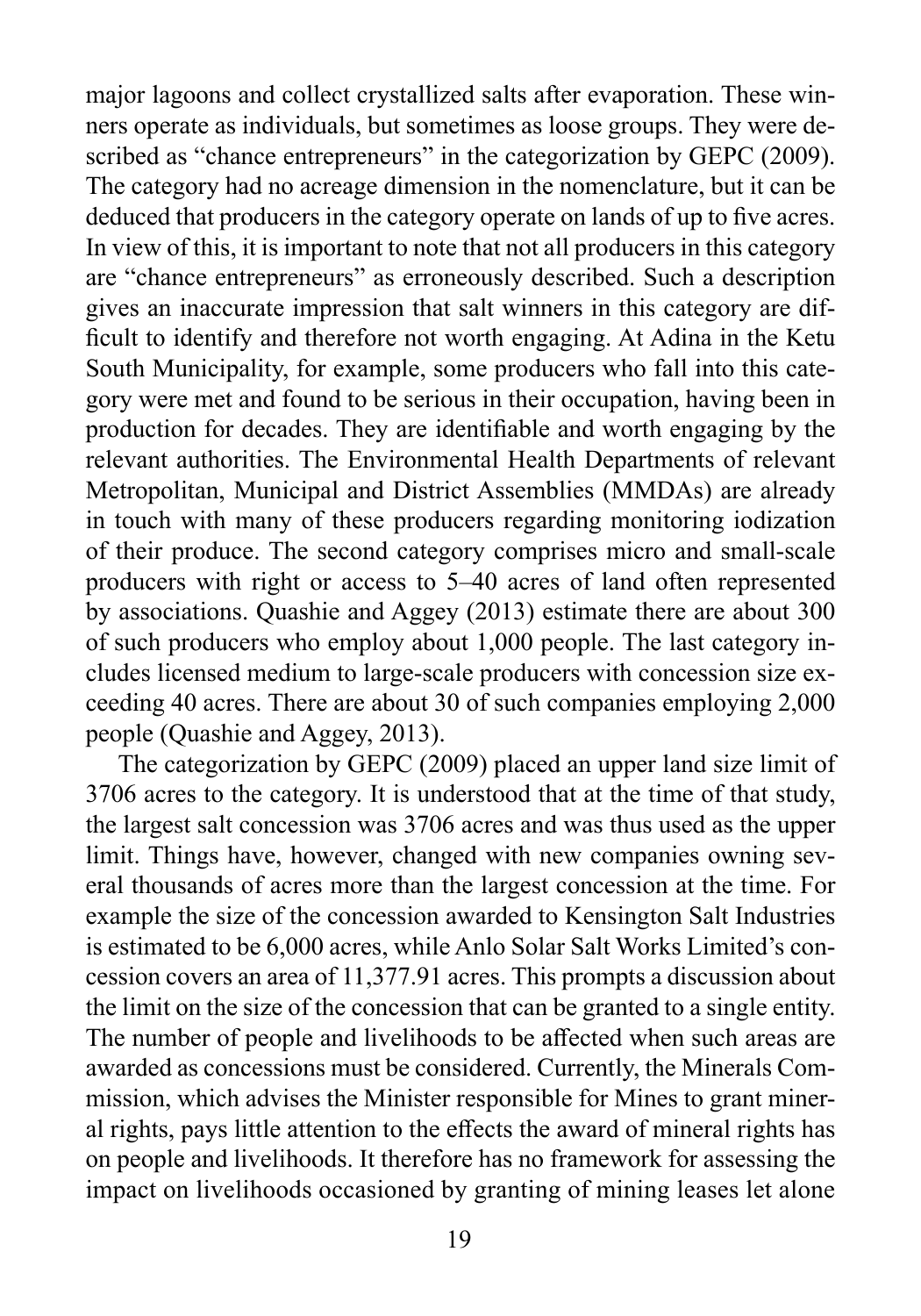major lagoons and collect crystallized salts after evaporation. These winners operate as individuals, but sometimes as loose groups. They were described as "chance entrepreneurs" in the categorization by GEPC (2009). The category had no acreage dimension in the nomenclature, but it can be deduced that producers in the category operate on lands of up to five acres. In view of this, it is important to note that not all producers in this category are "chance entrepreneurs" as erroneously described. Such a description gives an inaccurate impression that salt winners in this category are difficult to identify and therefore not worth engaging. At Adina in the Ketu South Municipality, for example, some producers who fall into this category were met and found to be serious in their occupation, having been in production for decades. They are identifiable and worth engaging by the relevant authorities. The Environmental Health Departments of relevant Metropolitan, Municipal and District Assemblies (MMDAs) are already in touch with many of these producers regarding monitoring iodization of their produce. The second category comprises micro and small-scale producers with right or access to 5–40 acres of land often represented by associations. Quashie and Aggey (2013) estimate there are about 300 of such producers who employ about 1,000 people. The last category includes licensed medium to large-scale producers with concession size exceeding 40 acres. There are about 30 of such companies employing 2,000 people (Quashie and Aggey, 2013).

The categorization by GEPC (2009) placed an upper land size limit of 3706 acres to the category. It is understood that at the time of that study, the largest salt concession was 3706 acres and was thus used as the upper limit. Things have, however, changed with new companies owning several thousands of acres more than the largest concession at the time. For example the size of the concession awarded to Kensington Salt Industries is estimated to be 6,000 acres, while Anlo Solar Salt Works Limited's concession covers an area of 11,377.91 acres. This prompts a discussion about the limit on the size of the concession that can be granted to a single entity. The number of people and livelihoods to be affected when such areas are awarded as concessions must be considered. Currently, the Minerals Commission, which advises the Minister responsible for Mines to grant mineral rights, pays little attention to the effects the award of mineral rights has on people and livelihoods. It therefore has no framework for assessing the impact on livelihoods occasioned by granting of mining leases let alone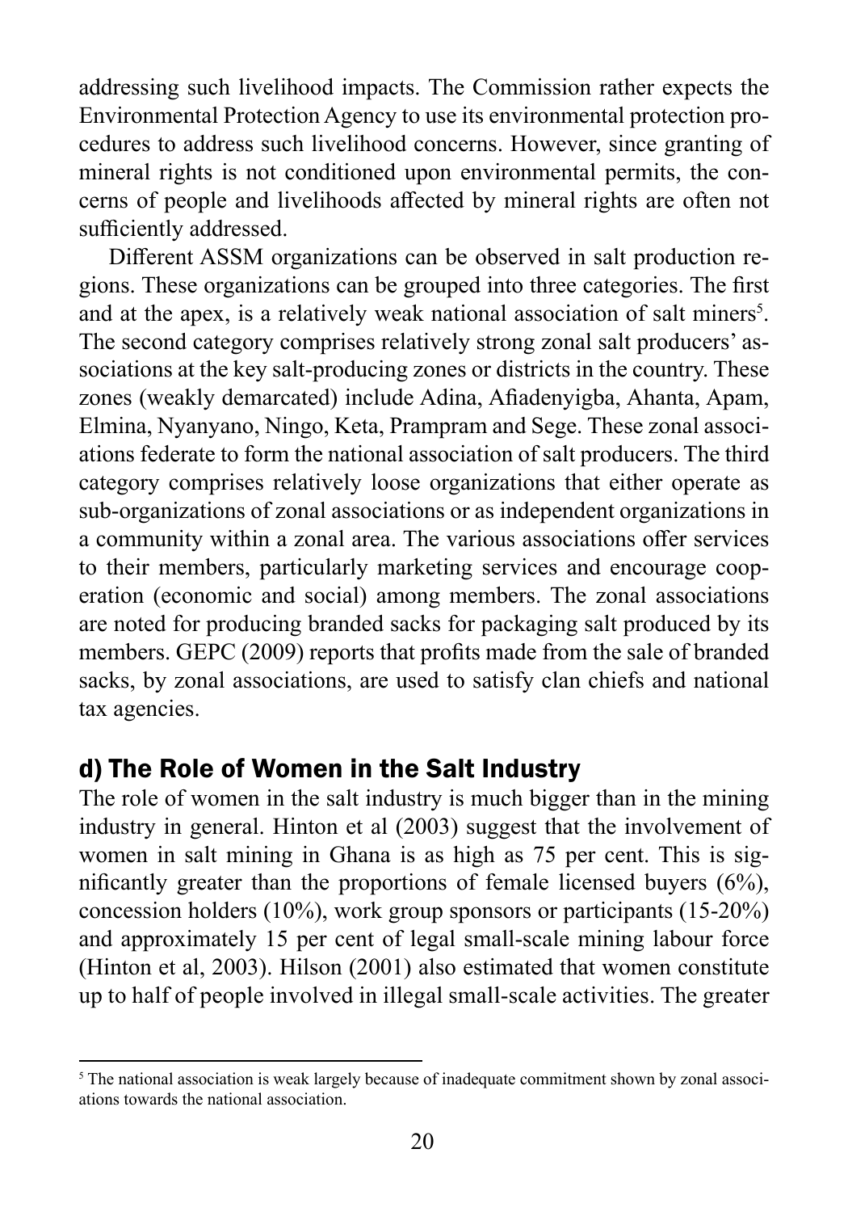addressing such livelihood impacts. The Commission rather expects the Environmental Protection Agency to use its environmental protection procedures to address such livelihood concerns. However, since granting of mineral rights is not conditioned upon environmental permits, the concerns of people and livelihoods affected by mineral rights are often not sufficiently addressed.

Different ASSM organizations can be observed in salt production regions. These organizations can be grouped into three categories. The first and at the apex, is a relatively weak national association of salt miners[5]. The second category comprises relatively strong zonal salt producers' associations at the key salt-producing zones or districts in the country. These zones (weakly demarcated) include Adina, Afiadenyigba, Ahanta, Apam, Elmina, Nyanyano, Ningo, Keta, Prampram and Sege. These zonal associations federate to form the national association of salt producers. The third category comprises relatively loose organizations that either operate as sub-organizations of zonal associations or as independent organizations in a community within a zonal area. The various associations offer services to their members, particularly marketing services and encourage cooperation (economic and social) among members. The zonal associations are noted for producing branded sacks for packaging salt produced by its members. GEPC (2009) reports that profits made from the sale of branded sacks, by zonal associations, are used to satisfy clan chiefs and national tax agencies.

## d) The Role of Women in the Salt Industry

The role of women in the salt industry is much bigger than in the mining industry in general. Hinton et al (2003) suggest that the involvement of women in salt mining in Ghana is as high as 75 per cent. This is significantly greater than the proportions of female licensed buyers (6%), concession holders (10%), work group sponsors or participants (15-20%) and approximately 15 per cent of legal small-scale mining labour force (Hinton et al, 2003). Hilson (2001) also estimated that women constitute up to half of people involved in illegal small-scale activities. The greater

[5] The national association is weak largely because of inadequate commitment shown by zonal associations towards the national association.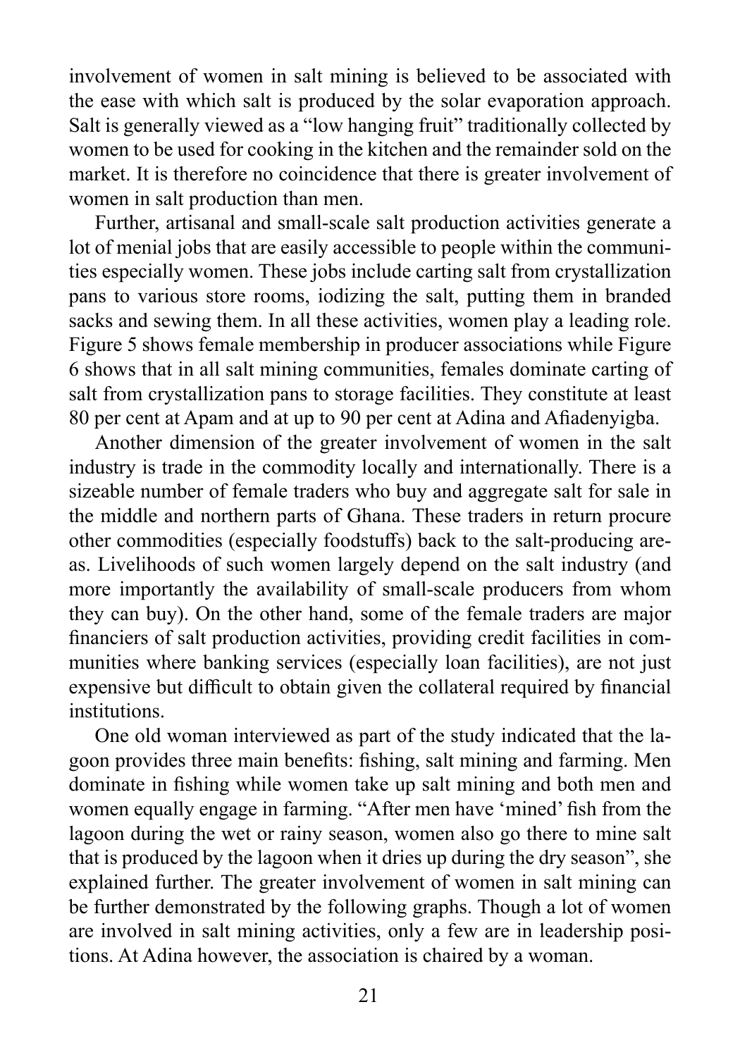involvement of women in salt mining is believed to be associated with the ease with which salt is produced by the solar evaporation approach. Salt is generally viewed as a "low hanging fruit" traditionally collected by women to be used for cooking in the kitchen and the remainder sold on the market. It is therefore no coincidence that there is greater involvement of women in salt production than men.

Further, artisanal and small-scale salt production activities generate a lot of menial jobs that are easily accessible to people within the communities especially women. These jobs include carting salt from crystallization pans to various store rooms, iodizing the salt, putting them in branded sacks and sewing them. In all these activities, women play a leading role. Figure 5 shows female membership in producer associations while Figure 6 shows that in all salt mining communities, females dominate carting of salt from crystallization pans to storage facilities. They constitute at least 80 per cent at Apam and at up to 90 per cent at Adina and Afiadenyigba.

Another dimension of the greater involvement of women in the salt industry is trade in the commodity locally and internationally. There is a sizeable number of female traders who buy and aggregate salt for sale in the middle and northern parts of Ghana. These traders in return procure other commodities (especially foodstuffs) back to the salt-producing areas. Livelihoods of such women largely depend on the salt industry (and more importantly the availability of small-scale producers from whom they can buy). On the other hand, some of the female traders are major financiers of salt production activities, providing credit facilities in communities where banking services (especially loan facilities), are not just expensive but difficult to obtain given the collateral required by financial institutions.

One old woman interviewed as part of the study indicated that the lagoon provides three main benefits: fishing, salt mining and farming. Men dominate in fishing while women take up salt mining and both men and women equally engage in farming. "After men have 'mined' fish from the lagoon during the wet or rainy season, women also go there to mine salt that is produced by the lagoon when it dries up during the dry season", she explained further. The greater involvement of women in salt mining can be further demonstrated by the following graphs. Though a lot of women are involved in salt mining activities, only a few are in leadership positions. At Adina however, the association is chaired by a woman.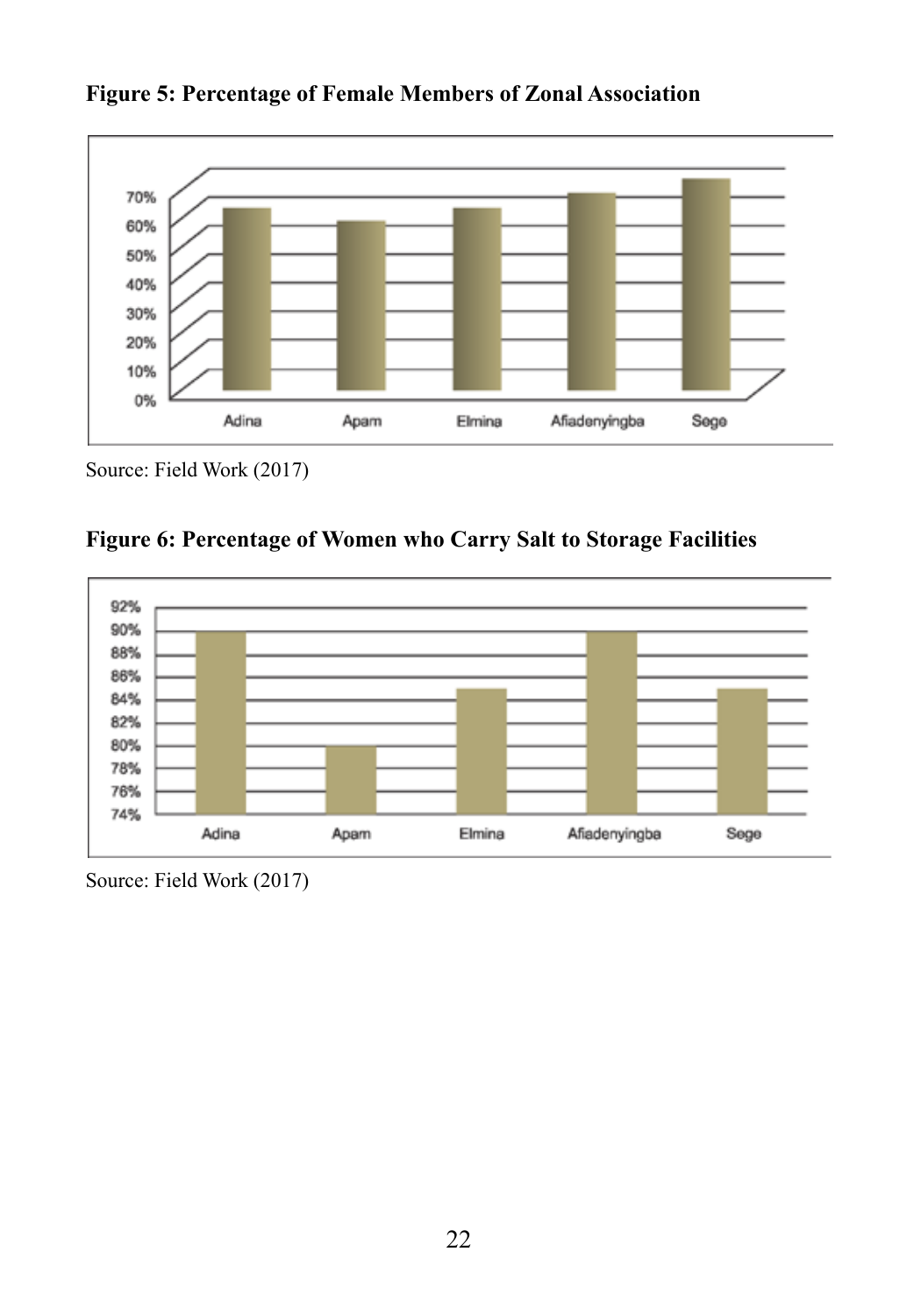**Figure 5: Percentage of Female Members of Zonal Association**

Source: Field Work (2017)

**Figure 6: Percentage of Women who Carry Salt to Storage Facilities**

Source: Field Work (2017)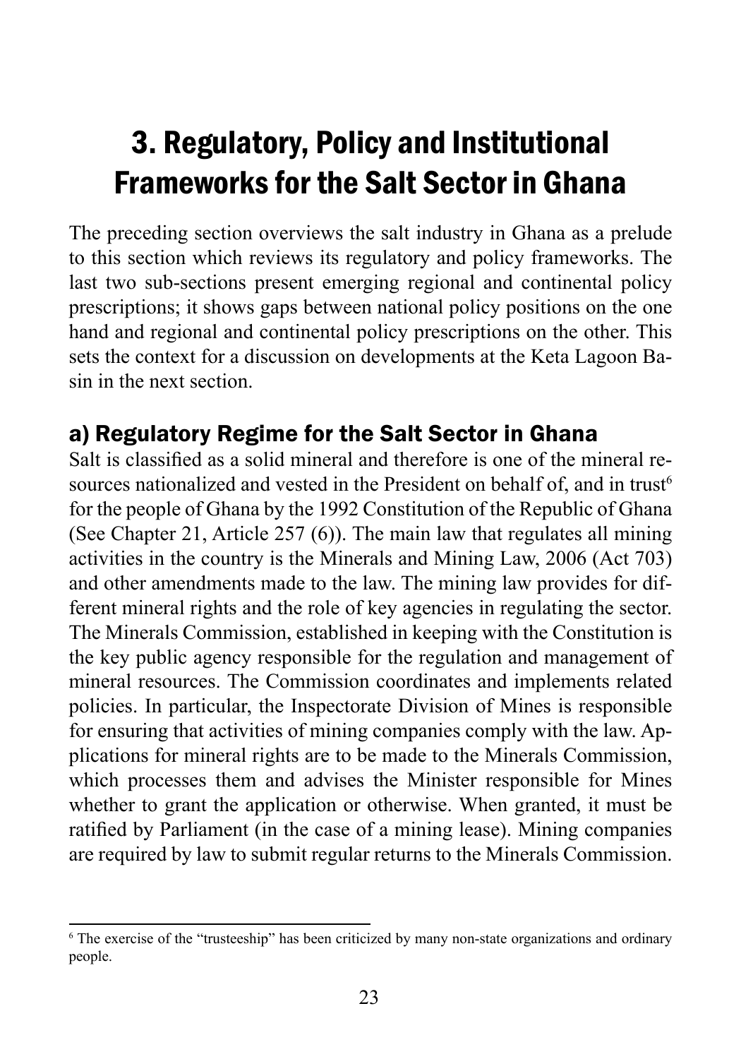# 3. Regulatory, Policy and Institutional Frameworks for the Salt Sector in Ghana

The preceding section overviews the salt industry in Ghana as a prelude to this section which reviews its regulatory and policy frameworks. The last two sub-sections present emerging regional and continental policy prescriptions; it shows gaps between national policy positions on the one hand and regional and continental policy prescriptions on the other. This sets the context for a discussion on developments at the Keta Lagoon Basin in the next section.

## a) Regulatory Regime for the Salt Sector in Ghana

Salt is classified as a solid mineral and therefore is one of the mineral resources nationalized and vested in the President on behalf of, and in trust[6] for the people of Ghana by the 1992 Constitution of the Republic of Ghana (See Chapter 21, Article 257 (6)). The main law that regulates all mining activities in the country is the Minerals and Mining Law, 2006 (Act 703) and other amendments made to the law. The mining law provides for different mineral rights and the role of key agencies in regulating the sector. The Minerals Commission, established in keeping with the Constitution is the key public agency responsible for the regulation and management of mineral resources. The Commission coordinates and implements related policies. In particular, the Inspectorate Division of Mines is responsible for ensuring that activities of mining companies comply with the law. Applications for mineral rights are to be made to the Minerals Commission, which processes them and advises the Minister responsible for Mines whether to grant the application or otherwise. When granted, it must be ratified by Parliament (in the case of a mining lease). Mining companies are required by law to submit regular returns to the Minerals Commission.

[6] The exercise of the "trusteeship" has been criticized by many non-state organizations and ordinary people.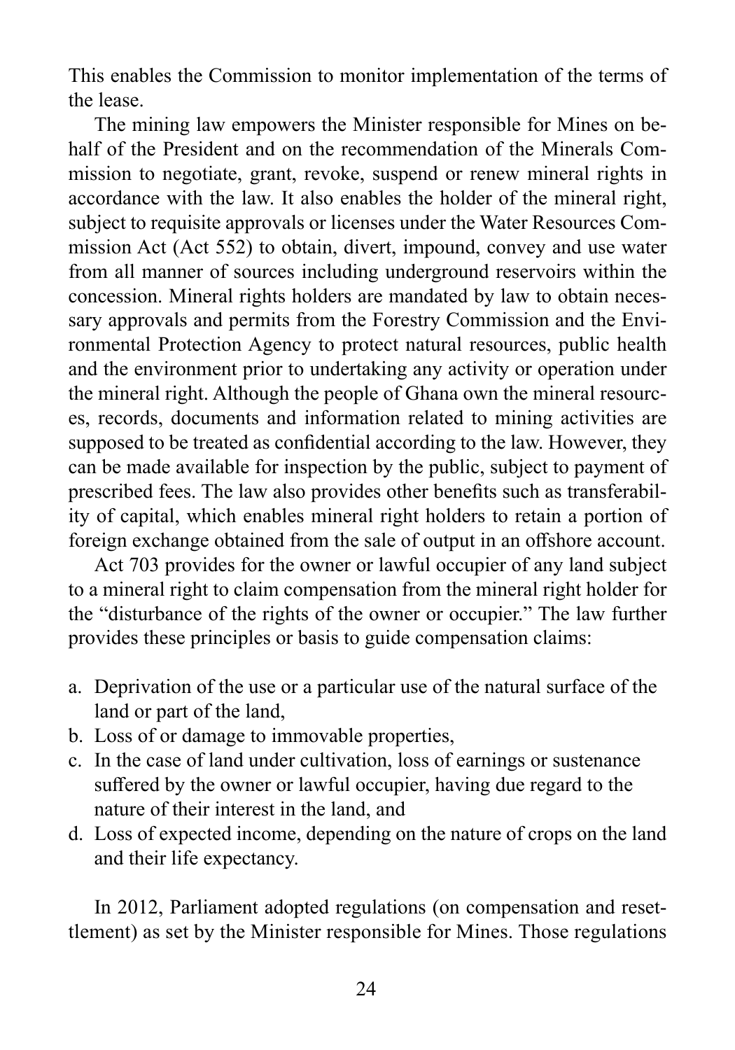This enables the Commission to monitor implementation of the terms of the lease.

The mining law empowers the Minister responsible for Mines on behalf of the President and on the recommendation of the Minerals Commission to negotiate, grant, revoke, suspend or renew mineral rights in accordance with the law. It also enables the holder of the mineral right, subject to requisite approvals or licenses under the Water Resources Commission Act (Act 552) to obtain, divert, impound, convey and use water from all manner of sources including underground reservoirs within the concession. Mineral rights holders are mandated by law to obtain necessary approvals and permits from the Forestry Commission and the Environmental Protection Agency to protect natural resources, public health and the environment prior to undertaking any activity or operation under the mineral right. Although the people of Ghana own the mineral resources, records, documents and information related to mining activities are supposed to be treated as confidential according to the law. However, they can be made available for inspection by the public, subject to payment of prescribed fees. The law also provides other benefits such as transferability of capital, which enables mineral right holders to retain a portion of foreign exchange obtained from the sale of output in an offshore account.

Act 703 provides for the owner or lawful occupier of any land subject to a mineral right to claim compensation from the mineral right holder for the "disturbance of the rights of the owner or occupier." The law further provides these principles or basis to guide compensation claims:

a. Deprivation of the use or a particular use of the natural surface of the land or part of the land,
b. Loss of or damage to immovable properties,
c. In the case of land under cultivation, loss of earnings or sustenance suffered by the owner or lawful occupier, having due regard to the nature of their interest in the land, and
d. Loss of expected income, depending on the nature of crops on the land and their life expectancy.

In 2012, Parliament adopted regulations (on compensation and resettlement) as set by the Minister responsible for Mines. Those regulations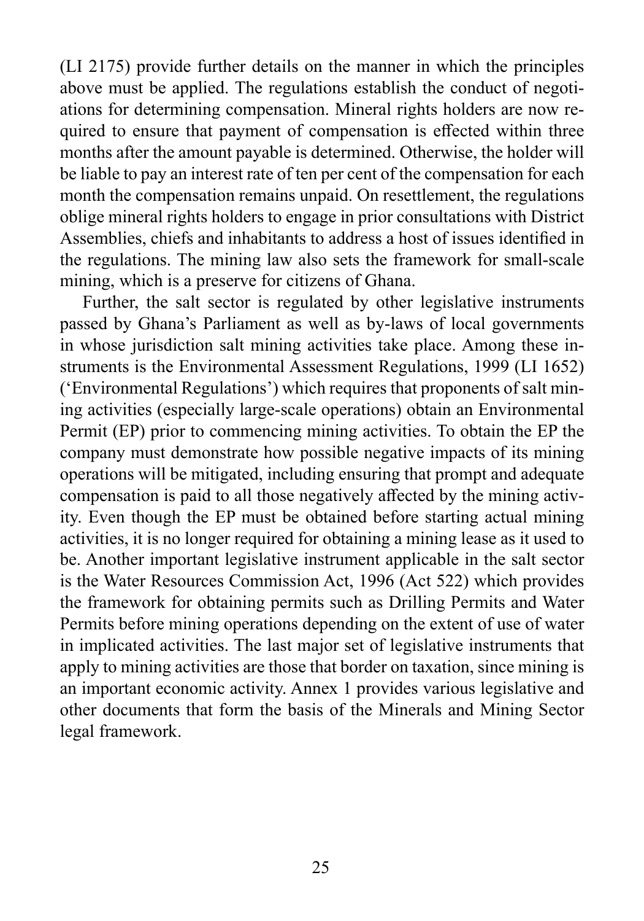(LI 2175) provide further details on the manner in which the principles above must be applied. The regulations establish the conduct of negotiations for determining compensation. Mineral rights holders are now required to ensure that payment of compensation is effected within three months after the amount payable is determined. Otherwise, the holder will be liable to pay an interest rate of ten per cent of the compensation for each month the compensation remains unpaid. On resettlement, the regulations oblige mineral rights holders to engage in prior consultations with District Assemblies, chiefs and inhabitants to address a host of issues identified in the regulations. The mining law also sets the framework for small-scale mining, which is a preserve for citizens of Ghana.

Further, the salt sector is regulated by other legislative instruments passed by Ghana's Parliament as well as by-laws of local governments in whose jurisdiction salt mining activities take place. Among these instruments is the Environmental Assessment Regulations, 1999 (LI 1652) ('Environmental Regulations') which requires that proponents of salt mining activities (especially large-scale operations) obtain an Environmental Permit (EP) prior to commencing mining activities. To obtain the EP the company must demonstrate how possible negative impacts of its mining operations will be mitigated, including ensuring that prompt and adequate compensation is paid to all those negatively affected by the mining activity. Even though the EP must be obtained before starting actual mining activities, it is no longer required for obtaining a mining lease as it used to be. Another important legislative instrument applicable in the salt sector is the Water Resources Commission Act, 1996 (Act 522) which provides the framework for obtaining permits such as Drilling Permits and Water Permits before mining operations depending on the extent of use of water in implicated activities. The last major set of legislative instruments that apply to mining activities are those that border on taxation, since mining is an important economic activity. Annex 1 provides various legislative and other documents that form the basis of the Minerals and Mining Sector legal framework.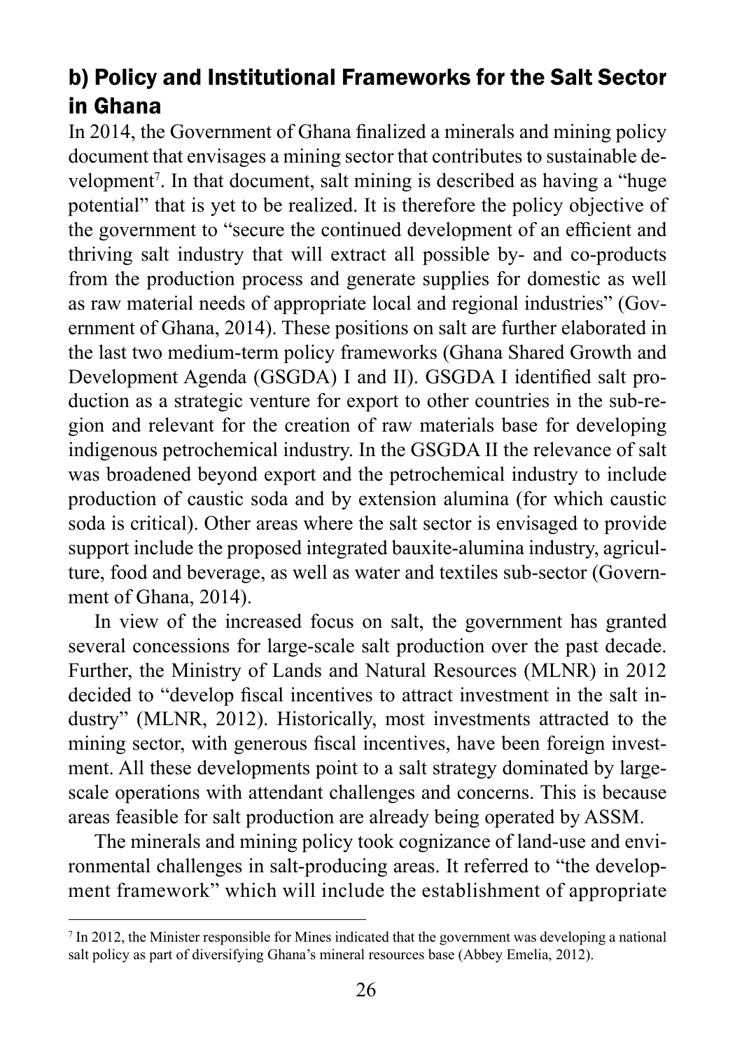## b) Policy and Institutional Frameworks for the Salt Sector in Ghana

In 2014, the Government of Ghana finalized a minerals and mining policy document that envisages a mining sector that contributes to sustainable development[7]. In that document, salt mining is described as having a "huge potential" that is yet to be realized. It is therefore the policy objective of the government to "secure the continued development of an efficient and thriving salt industry that will extract all possible by- and co-products from the production process and generate supplies for domestic as well as raw material needs of appropriate local and regional industries" (Government of Ghana, 2014). These positions on salt are further elaborated in the last two medium-term policy frameworks (Ghana Shared Growth and Development Agenda (GSGDA) I and II). GSGDA I identified salt production as a strategic venture for export to other countries in the sub-region and relevant for the creation of raw materials base for developing indigenous petrochemical industry. In the GSGDA II the relevance of salt was broadened beyond export and the petrochemical industry to include production of caustic soda and by extension alumina (for which caustic soda is critical). Other areas where the salt sector is envisaged to provide support include the proposed integrated bauxite-alumina industry, agriculture, food and beverage, as well as water and textiles sub-sector (Government of Ghana, 2014).

In view of the increased focus on salt, the government has granted several concessions for large-scale salt production over the past decade. Further, the Ministry of Lands and Natural Resources (MLNR) in 2012 decided to "develop fiscal incentives to attract investment in the salt industry" (MLNR, 2012). Historically, most investments attracted to the mining sector, with generous fiscal incentives, have been foreign investment. All these developments point to a salt strategy dominated by large-scale operations with attendant challenges and concerns. This is because areas feasible for salt production are already being operated by ASSM.

The minerals and mining policy took cognizance of land-use and environmental challenges in salt-producing areas. It referred to "the development framework" which will include the establishment of appropriate

---

[7] In 2012, the Minister responsible for Mines indicated that the government was developing a national salt policy as part of diversifying Ghana's mineral resources base (Abbey Emelia, 2012).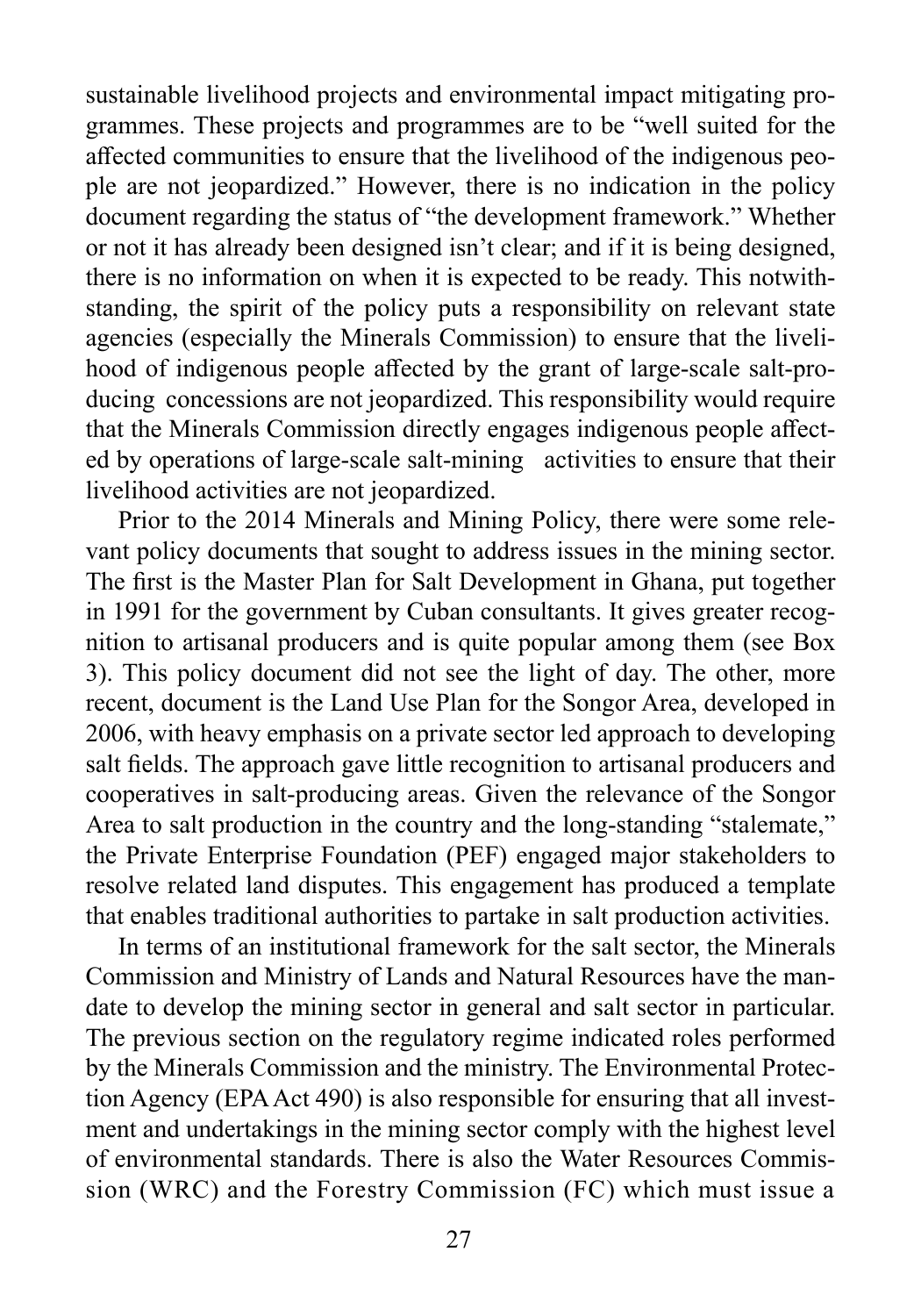sustainable livelihood projects and environmental impact mitigating programmes. These projects and programmes are to be "well suited for the affected communities to ensure that the livelihood of the indigenous people are not jeopardized." However, there is no indication in the policy document regarding the status of "the development framework." Whether or not it has already been designed isn't clear; and if it is being designed, there is no information on when it is expected to be ready. This notwithstanding, the spirit of the policy puts a responsibility on relevant state agencies (especially the Minerals Commission) to ensure that the livelihood of indigenous people affected by the grant of large-scale salt-producing concessions are not jeopardized. This responsibility would require that the Minerals Commission directly engages indigenous people affected by operations of large-scale salt-mining activities to ensure that their livelihood activities are not jeopardized.

Prior to the 2014 Minerals and Mining Policy, there were some relevant policy documents that sought to address issues in the mining sector. The first is the Master Plan for Salt Development in Ghana, put together in 1991 for the government by Cuban consultants. It gives greater recognition to artisanal producers and is quite popular among them (see Box 3). This policy document did not see the light of day. The other, more recent, document is the Land Use Plan for the Songor Area, developed in 2006, with heavy emphasis on a private sector led approach to developing salt fields. The approach gave little recognition to artisanal producers and cooperatives in salt-producing areas. Given the relevance of the Songor Area to salt production in the country and the long-standing "stalemate," the Private Enterprise Foundation (PEF) engaged major stakeholders to resolve related land disputes. This engagement has produced a template that enables traditional authorities to partake in salt production activities.

In terms of an institutional framework for the salt sector, the Minerals Commission and Ministry of Lands and Natural Resources have the mandate to develop the mining sector in general and salt sector in particular. The previous section on the regulatory regime indicated roles performed by the Minerals Commission and the ministry. The Environmental Protection Agency (EPA Act 490) is also responsible for ensuring that all investment and undertakings in the mining sector comply with the highest level of environmental standards. There is also the Water Resources Commission (WRC) and the Forestry Commission (FC) which must issue a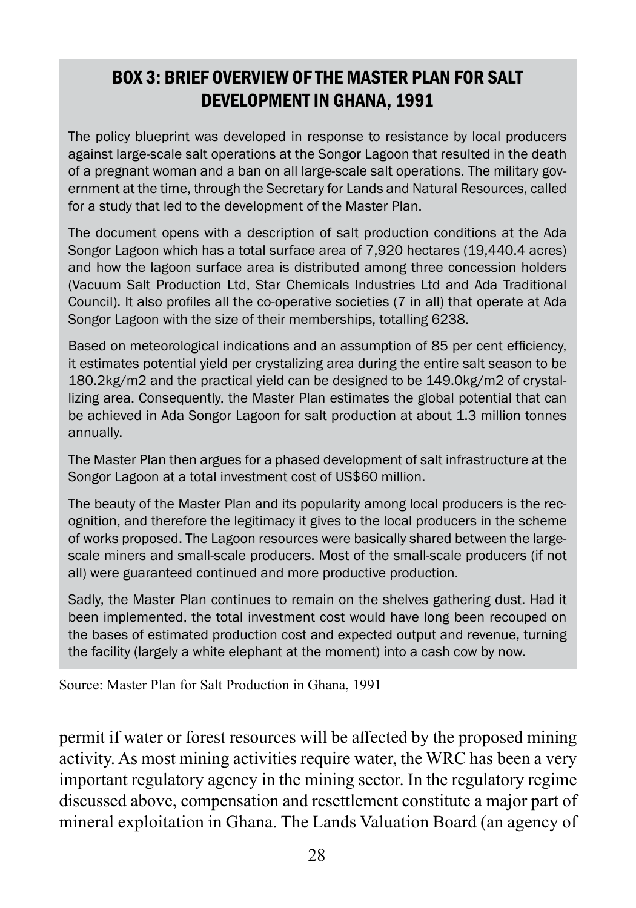## BOX 3: BRIEF OVERVIEW OF THE MASTER PLAN FOR SALT DEVELOPMENT IN GHANA, 1991

The policy blueprint was developed in response to resistance by local producers against large-scale salt operations at the Songor Lagoon that resulted in the death of a pregnant woman and a ban on all large-scale salt operations. The military government at the time, through the Secretary for Lands and Natural Resources, called for a study that led to the development of the Master Plan.

The document opens with a description of salt production conditions at the Ada Songor Lagoon which has a total surface area of 7,920 hectares (19,440.4 acres) and how the lagoon surface area is distributed among three concession holders (Vacuum Salt Production Ltd, Star Chemicals Industries Ltd and Ada Traditional Council). It also profiles all the co-operative societies (7 in all) that operate at Ada Songor Lagoon with the size of their memberships, totalling 6238.

Based on meteorological indications and an assumption of 85 per cent efficiency, it estimates potential yield per crystalizing area during the entire salt season to be 180.2kg/m2 and the practical yield can be designed to be 149.0kg/m2 of crystallizing area. Consequently, the Master Plan estimates the global potential that can be achieved in Ada Songor Lagoon for salt production at about 1.3 million tonnes annually.

The Master Plan then argues for a phased development of salt infrastructure at the Songor Lagoon at a total investment cost of US$60 million.

The beauty of the Master Plan and its popularity among local producers is the recognition, and therefore the legitimacy it gives to the local producers in the scheme of works proposed. The Lagoon resources were basically shared between the large-scale miners and small-scale producers. Most of the small-scale producers (if not all) were guaranteed continued and more productive production.

Sadly, the Master Plan continues to remain on the shelves gathering dust. Had it been implemented, the total investment cost would have long been recouped on the bases of estimated production cost and expected output and revenue, turning the facility (largely a white elephant at the moment) into a cash cow by now.

Source: Master Plan for Salt Production in Ghana, 1991

permit if water or forest resources will be affected by the proposed mining activity. As most mining activities require water, the WRC has been a very important regulatory agency in the mining sector. In the regulatory regime discussed above, compensation and resettlement constitute a major part of mineral exploitation in Ghana. The Lands Valuation Board (an agency of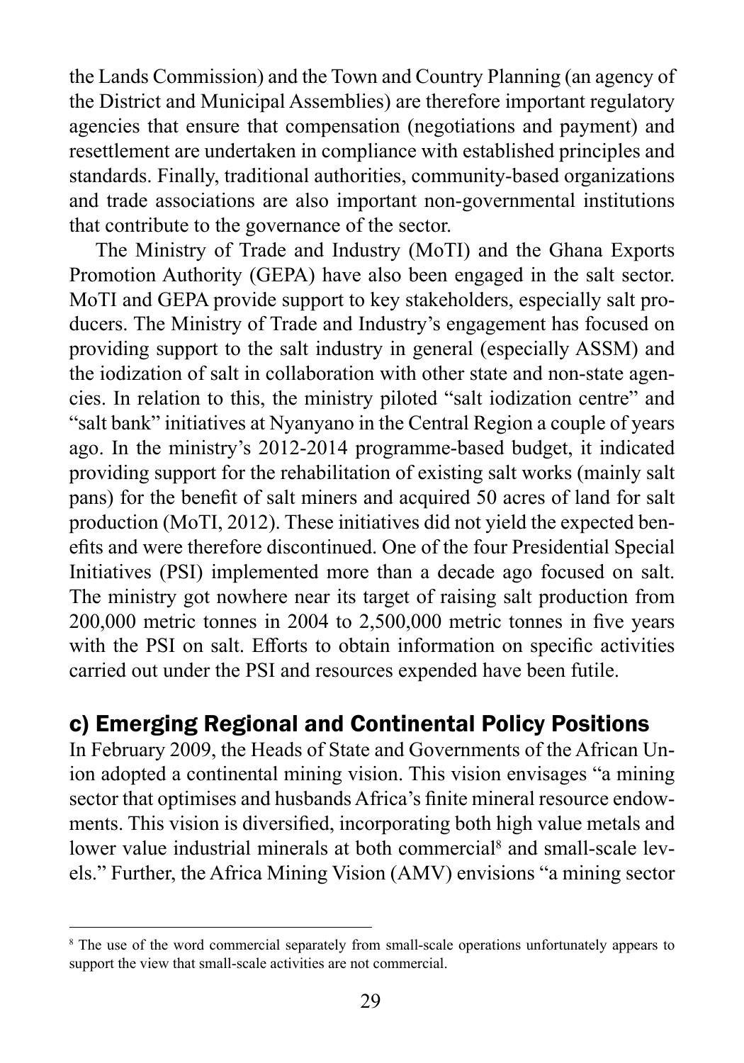the Lands Commission) and the Town and Country Planning (an agency of the District and Municipal Assemblies) are therefore important regulatory agencies that ensure that compensation (negotiations and payment) and resettlement are undertaken in compliance with established principles and standards. Finally, traditional authorities, community-based organizations and trade associations are also important non-governmental institutions that contribute to the governance of the sector.

The Ministry of Trade and Industry (MoTI) and the Ghana Exports Promotion Authority (GEPA) have also been engaged in the salt sector. MoTI and GEPA provide support to key stakeholders, especially salt producers. The Ministry of Trade and Industry's engagement has focused on providing support to the salt industry in general (especially ASSM) and the iodization of salt in collaboration with other state and non-state agencies. In relation to this, the ministry piloted "salt iodization centre" and "salt bank" initiatives at Nyanyano in the Central Region a couple of years ago. In the ministry's 2012-2014 programme-based budget, it indicated providing support for the rehabilitation of existing salt works (mainly salt pans) for the benefit of salt miners and acquired 50 acres of land for salt production (MoTI, 2012). These initiatives did not yield the expected benefits and were therefore discontinued. One of the four Presidential Special Initiatives (PSI) implemented more than a decade ago focused on salt. The ministry got nowhere near its target of raising salt production from 200,000 metric tonnes in 2004 to 2,500,000 metric tonnes in five years with the PSI on salt. Efforts to obtain information on specific activities carried out under the PSI and resources expended have been futile.

## c) Emerging Regional and Continental Policy Positions

In February 2009, the Heads of State and Governments of the African Union adopted a continental mining vision. This vision envisages "a mining sector that optimises and husbands Africa's finite mineral resource endowments. This vision is diversified, incorporating both high value metals and lower value industrial minerals at both commercial[8] and small-scale levels." Further, the Africa Mining Vision (AMV) envisions "a mining sector

[8] The use of the word commercial separately from small-scale operations unfortunately appears to support the view that small-scale activities are not commercial.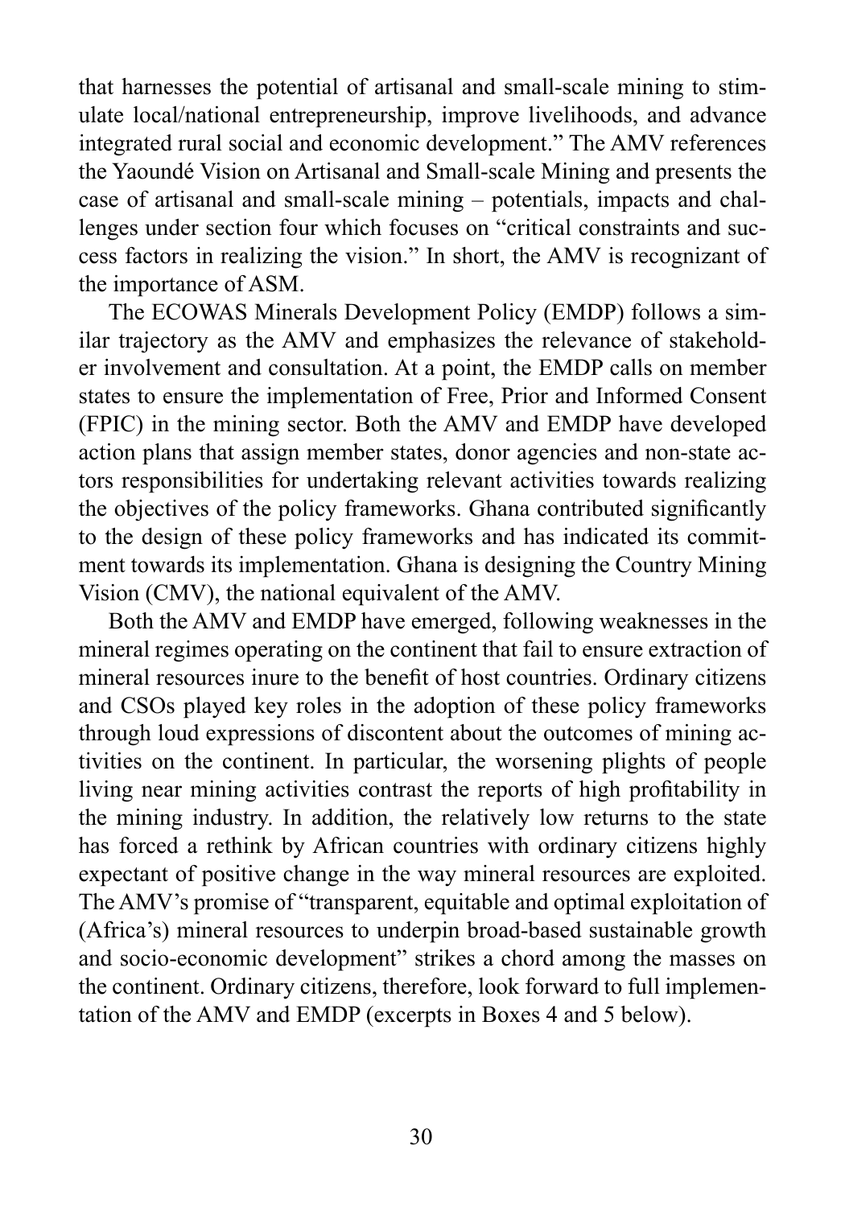that harnesses the potential of artisanal and small-scale mining to stimulate local/national entrepreneurship, improve livelihoods, and advance integrated rural social and economic development." The AMV references the Yaoundé Vision on Artisanal and Small-scale Mining and presents the case of artisanal and small-scale mining – potentials, impacts and challenges under section four which focuses on "critical constraints and success factors in realizing the vision." In short, the AMV is recognizant of the importance of ASM.

The ECOWAS Minerals Development Policy (EMDP) follows a similar trajectory as the AMV and emphasizes the relevance of stakeholder involvement and consultation. At a point, the EMDP calls on member states to ensure the implementation of Free, Prior and Informed Consent (FPIC) in the mining sector. Both the AMV and EMDP have developed action plans that assign member states, donor agencies and non-state actors responsibilities for undertaking relevant activities towards realizing the objectives of the policy frameworks. Ghana contributed significantly to the design of these policy frameworks and has indicated its commitment towards its implementation. Ghana is designing the Country Mining Vision (CMV), the national equivalent of the AMV.

Both the AMV and EMDP have emerged, following weaknesses in the mineral regimes operating on the continent that fail to ensure extraction of mineral resources inure to the benefit of host countries. Ordinary citizens and CSOs played key roles in the adoption of these policy frameworks through loud expressions of discontent about the outcomes of mining activities on the continent. In particular, the worsening plights of people living near mining activities contrast the reports of high profitability in the mining industry. In addition, the relatively low returns to the state has forced a rethink by African countries with ordinary citizens highly expectant of positive change in the way mineral resources are exploited. The AMV's promise of "transparent, equitable and optimal exploitation of (Africa's) mineral resources to underpin broad-based sustainable growth and socio-economic development" strikes a chord among the masses on the continent. Ordinary citizens, therefore, look forward to full implementation of the AMV and EMDP (excerpts in Boxes 4 and 5 below).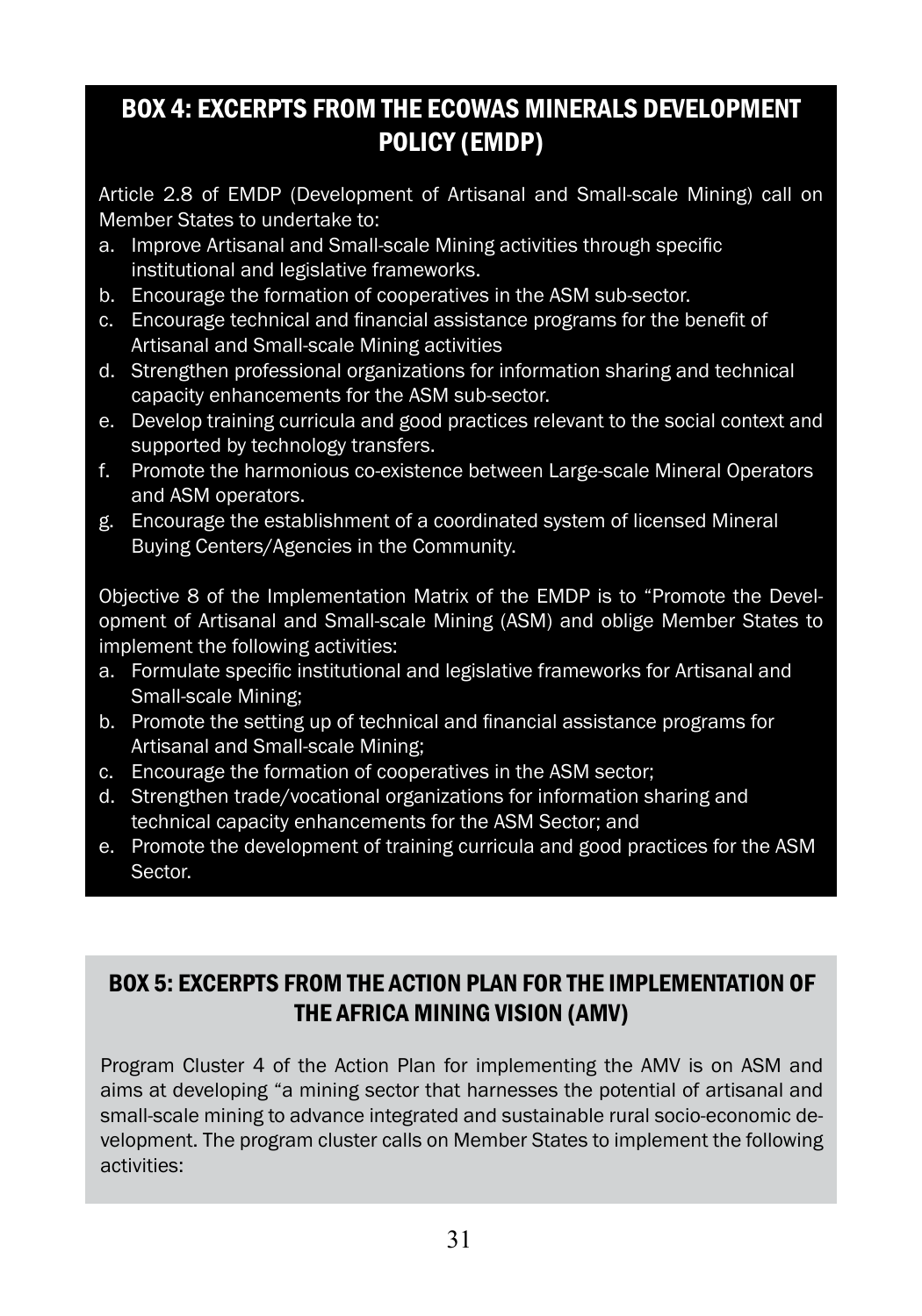## BOX 4: EXCERPTS FROM THE ECOWAS MINERALS DEVELOPMENT POLICY (EMDP)

Article 2.8 of EMDP (Development of Artisanal and Small-scale Mining) call on Member States to undertake to:

a. Improve Artisanal and Small-scale Mining activities through specific institutional and legislative frameworks.
b. Encourage the formation of cooperatives in the ASM sub-sector.
c. Encourage technical and financial assistance programs for the benefit of Artisanal and Small-scale Mining activities
d. Strengthen professional organizations for information sharing and technical capacity enhancements for the ASM sub-sector.
e. Develop training curricula and good practices relevant to the social context and supported by technology transfers.
f. Promote the harmonious co-existence between Large-scale Mineral Operators and ASM operators.
g. Encourage the establishment of a coordinated system of licensed Mineral Buying Centers/Agencies in the Community.

Objective 8 of the Implementation Matrix of the EMDP is to "Promote the Development of Artisanal and Small-scale Mining (ASM) and oblige Member States to implement the following activities:

a. Formulate specific institutional and legislative frameworks for Artisanal and Small-scale Mining;
b. Promote the setting up of technical and financial assistance programs for Artisanal and Small-scale Mining;
c. Encourage the formation of cooperatives in the ASM sector;
d. Strengthen trade/vocational organizations for information sharing and technical capacity enhancements for the ASM Sector; and
e. Promote the development of training curricula and good practices for the ASM Sector.

## BOX 5: EXCERPTS FROM THE ACTION PLAN FOR THE IMPLEMENTATION OF THE AFRICA MINING VISION (AMV)

Program Cluster 4 of the Action Plan for implementing the AMV is on ASM and aims at developing "a mining sector that harnesses the potential of artisanal and small-scale mining to advance integrated and sustainable rural socio-economic development. The program cluster calls on Member States to implement the following activities: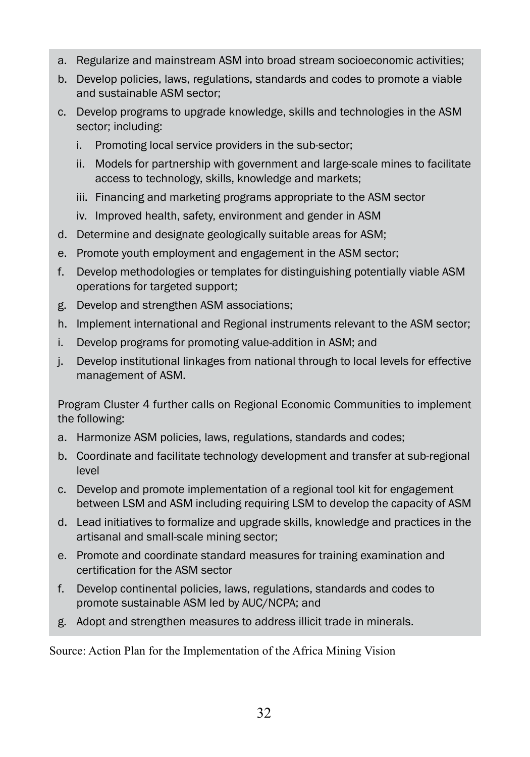a. Regularize and mainstream ASM into broad stream socioeconomic activities;
b. Develop policies, laws, regulations, standards and codes to promote a viable and sustainable ASM sector;
c. Develop programs to upgrade knowledge, skills and technologies in the ASM sector; including:
   i. Promoting local service providers in the sub-sector;
   ii. Models for partnership with government and large-scale mines to facilitate access to technology, skills, knowledge and markets;
   iii. Financing and marketing programs appropriate to the ASM sector
   iv. Improved health, safety, environment and gender in ASM
d. Determine and designate geologically suitable areas for ASM;
e. Promote youth employment and engagement in the ASM sector;
f. Develop methodologies or templates for distinguishing potentially viable ASM operations for targeted support;
g. Develop and strengthen ASM associations;
h. Implement international and Regional instruments relevant to the ASM sector;
i. Develop programs for promoting value-addition in ASM; and
j. Develop institutional linkages from national through to local levels for effective management of ASM.

Program Cluster 4 further calls on Regional Economic Communities to implement the following:

a. Harmonize ASM policies, laws, regulations, standards and codes;
b. Coordinate and facilitate technology development and transfer at sub-regional level
c. Develop and promote implementation of a regional tool kit for engagement between LSM and ASM including requiring LSM to develop the capacity of ASM
d. Lead initiatives to formalize and upgrade skills, knowledge and practices in the artisanal and small-scale mining sector;
e. Promote and coordinate standard measures for training examination and certification for the ASM sector
f. Develop continental policies, laws, regulations, standards and codes to promote sustainable ASM led by AUC/NCPA; and
g. Adopt and strengthen measures to address illicit trade in minerals.

Source: Action Plan for the Implementation of the Africa Mining Vision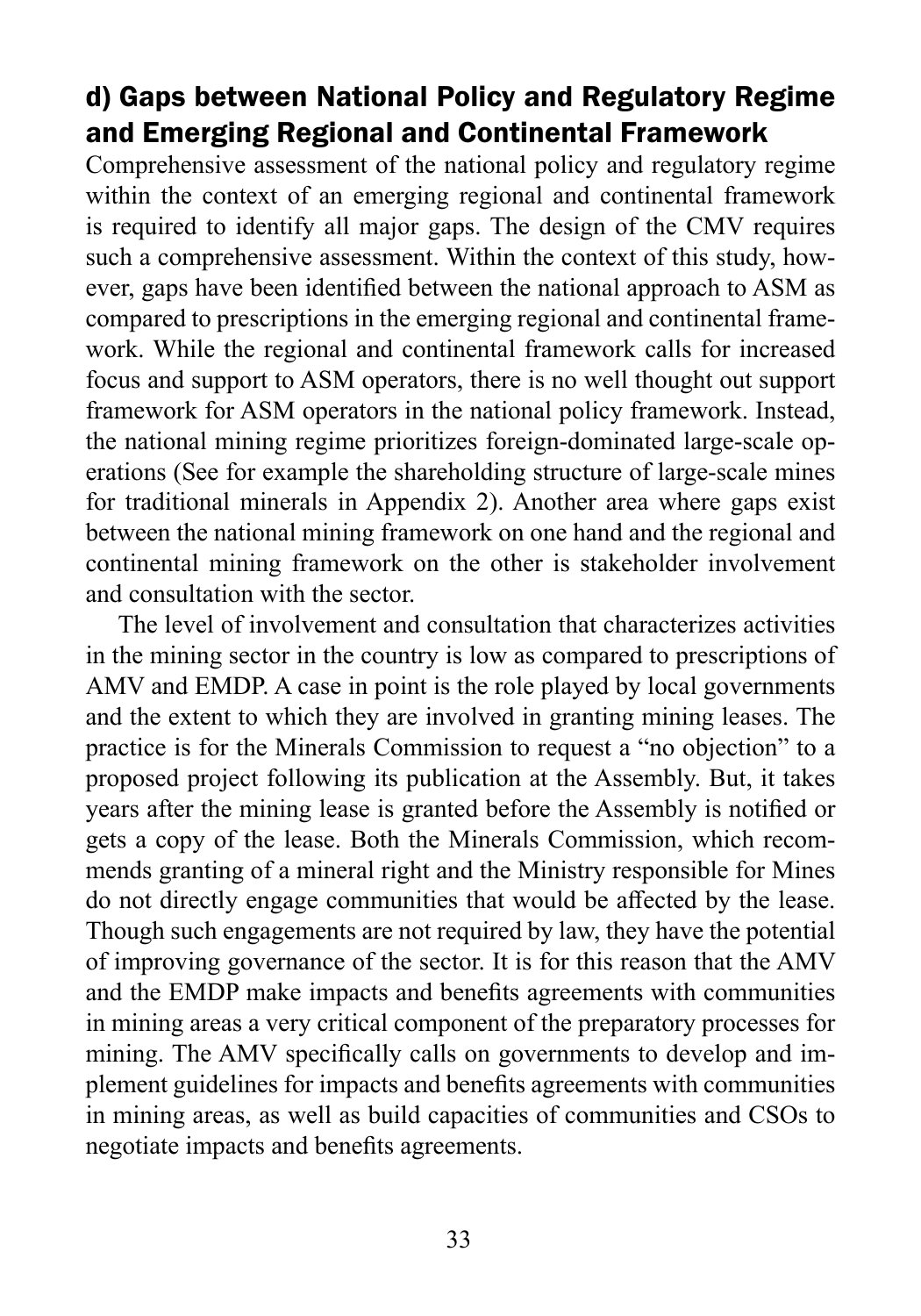## d) Gaps between National Policy and Regulatory Regime and Emerging Regional and Continental Framework

Comprehensive assessment of the national policy and regulatory regime within the context of an emerging regional and continental framework is required to identify all major gaps. The design of the CMV requires such a comprehensive assessment. Within the context of this study, however, gaps have been identified between the national approach to ASM as compared to prescriptions in the emerging regional and continental framework. While the regional and continental framework calls for increased focus and support to ASM operators, there is no well thought out support framework for ASM operators in the national policy framework. Instead, the national mining regime prioritizes foreign-dominated large-scale operations (See for example the shareholding structure of large-scale mines for traditional minerals in Appendix 2). Another area where gaps exist between the national mining framework on one hand and the regional and continental mining framework on the other is stakeholder involvement and consultation with the sector.

The level of involvement and consultation that characterizes activities in the mining sector in the country is low as compared to prescriptions of AMV and EMDP. A case in point is the role played by local governments and the extent to which they are involved in granting mining leases. The practice is for the Minerals Commission to request a "no objection" to a proposed project following its publication at the Assembly. But, it takes years after the mining lease is granted before the Assembly is notified or gets a copy of the lease. Both the Minerals Commission, which recommends granting of a mineral right and the Ministry responsible for Mines do not directly engage communities that would be affected by the lease. Though such engagements are not required by law, they have the potential of improving governance of the sector. It is for this reason that the AMV and the EMDP make impacts and benefits agreements with communities in mining areas a very critical component of the preparatory processes for mining. The AMV specifically calls on governments to develop and implement guidelines for impacts and benefits agreements with communities in mining areas, as well as build capacities of communities and CSOs to negotiate impacts and benefits agreements.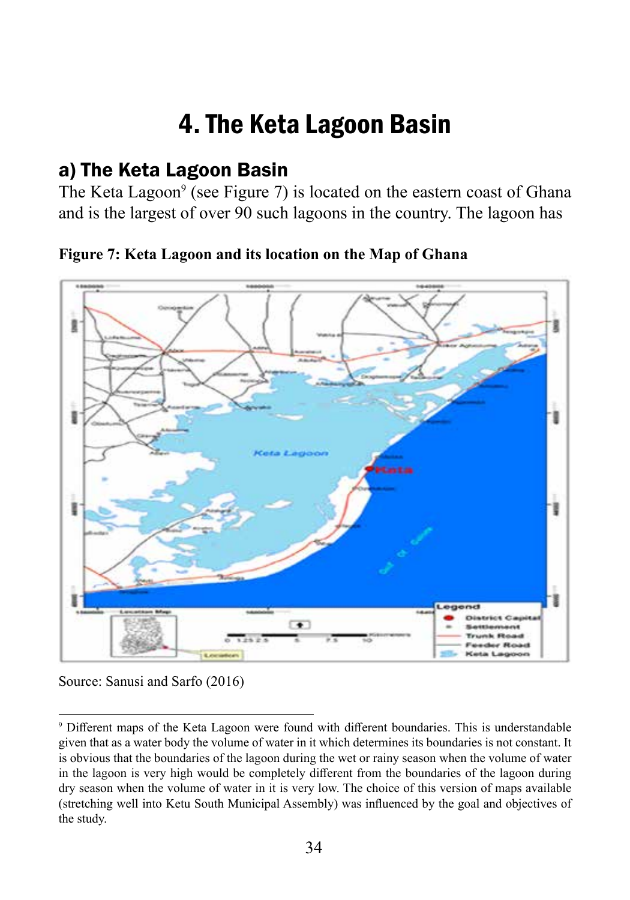# 4. The Keta Lagoon Basin

## a) The Keta Lagoon Basin

The Keta Lagoon[9] (see Figure 7) is located on the eastern coast of Ghana and is the largest of over 90 such lagoons in the country. The lagoon has

**Figure 7: Keta Lagoon and its location on the Map of Ghana**

Source: Sanusi and Sarfo (2016)

[9] Different maps of the Keta Lagoon were found with different boundaries. This is understandable given that as a water body the volume of water in it which determines its boundaries is not constant. It is obvious that the boundaries of the lagoon during the wet or rainy season when the volume of water in the lagoon is very high would be completely different from the boundaries of the lagoon during dry season when the volume of water in it is very low. The choice of this version of maps available (stretching well into Ketu South Municipal Assembly) was influenced by the goal and objectives of the study.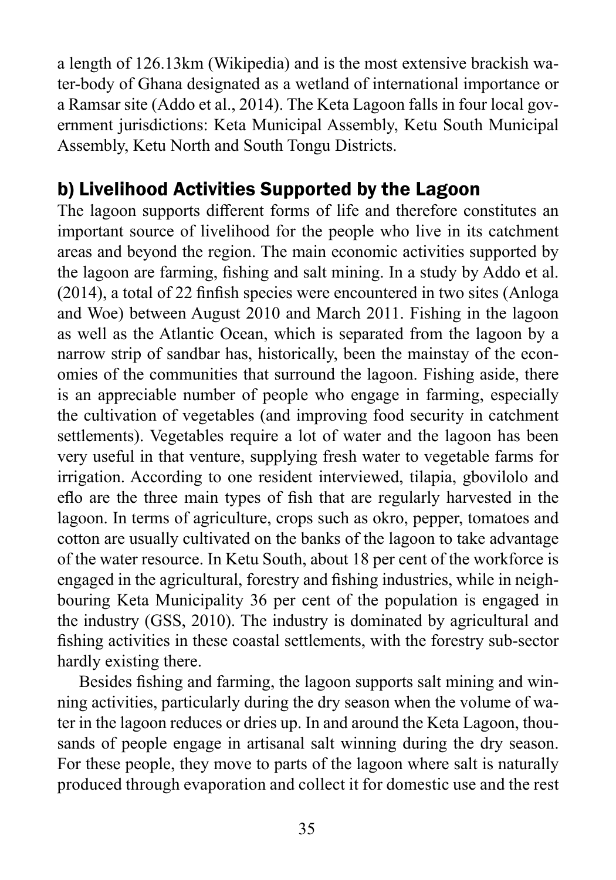a length of 126.13km (Wikipedia) and is the most extensive brackish water-body of Ghana designated as a wetland of international importance or a Ramsar site (Addo et al., 2014). The Keta Lagoon falls in four local government jurisdictions: Keta Municipal Assembly, Ketu South Municipal Assembly, Ketu North and South Tongu Districts.

## b) Livelihood Activities Supported by the Lagoon

The lagoon supports different forms of life and therefore constitutes an important source of livelihood for the people who live in its catchment areas and beyond the region. The main economic activities supported by the lagoon are farming, fishing and salt mining. In a study by Addo et al. (2014), a total of 22 finfish species were encountered in two sites (Anloga and Woe) between August 2010 and March 2011. Fishing in the lagoon as well as the Atlantic Ocean, which is separated from the lagoon by a narrow strip of sandbar has, historically, been the mainstay of the economies of the communities that surround the lagoon. Fishing aside, there is an appreciable number of people who engage in farming, especially the cultivation of vegetables (and improving food security in catchment settlements). Vegetables require a lot of water and the lagoon has been very useful in that venture, supplying fresh water to vegetable farms for irrigation. According to one resident interviewed, tilapia, gbovilolo and eflo are the three main types of fish that are regularly harvested in the lagoon. In terms of agriculture, crops such as okro, pepper, tomatoes and cotton are usually cultivated on the banks of the lagoon to take advantage of the water resource. In Ketu South, about 18 per cent of the workforce is engaged in the agricultural, forestry and fishing industries, while in neighbouring Keta Municipality 36 per cent of the population is engaged in the industry (GSS, 2010). The industry is dominated by agricultural and fishing activities in these coastal settlements, with the forestry sub-sector hardly existing there.

Besides fishing and farming, the lagoon supports salt mining and winning activities, particularly during the dry season when the volume of water in the lagoon reduces or dries up. In and around the Keta Lagoon, thousands of people engage in artisanal salt winning during the dry season. For these people, they move to parts of the lagoon where salt is naturally produced through evaporation and collect it for domestic use and the rest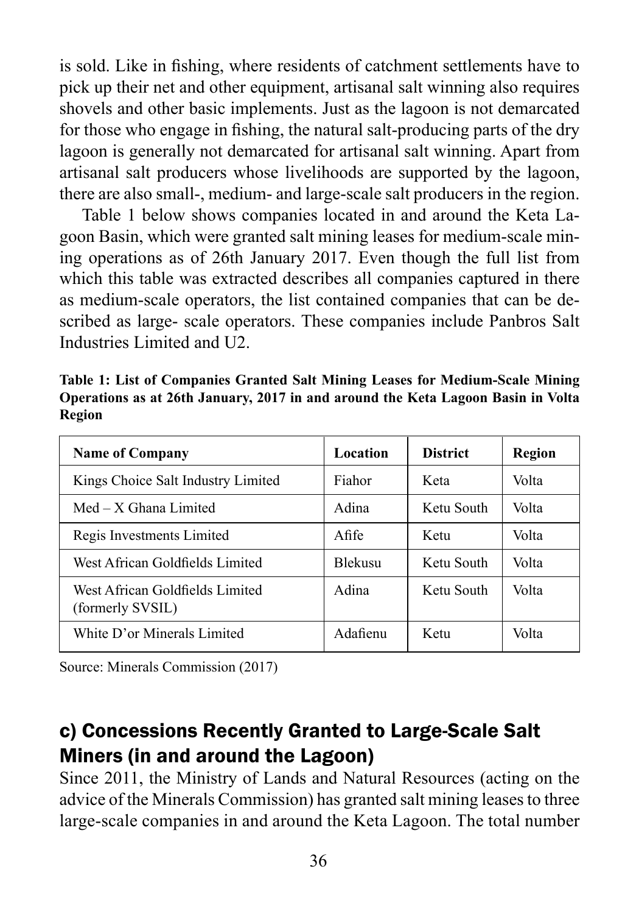is sold. Like in fishing, where residents of catchment settlements have to pick up their net and other equipment, artisanal salt winning also requires shovels and other basic implements. Just as the lagoon is not demarcated for those who engage in fishing, the natural salt-producing parts of the dry lagoon is generally not demarcated for artisanal salt winning. Apart from artisanal salt producers whose livelihoods are supported by the lagoon, there are also small-, medium- and large-scale salt producers in the region.

Table 1 below shows companies located in and around the Keta Lagoon Basin, which were granted salt mining leases for medium-scale mining operations as of 26th January 2017. Even though the full list from which this table was extracted describes all companies captured in there as medium-scale operators, the list contained companies that can be described as large- scale operators. These companies include Panbros Salt Industries Limited and U2.

**Table 1: List of Companies Granted Salt Mining Leases for Medium-Scale Mining Operations as at 26th January, 2017 in and around the Keta Lagoon Basin in Volta Region**

| Name of Company | Location | District | Region |
|---|---|---|---|
| Kings Choice Salt Industry Limited | Fiahor | Keta | Volta |
| Med – X Ghana Limited | Adina | Ketu South | Volta |
| Regis Investments Limited | Afife | Ketu | Volta |
| West African Goldfields Limited | Blekusu | Ketu South | Volta |
| West African Goldfields Limited (formerly SVSIL) | Adina | Ketu South | Volta |
| White D'or Minerals Limited | Adafienu | Ketu | Volta |

Source: Minerals Commission (2017)

## c) Concessions Recently Granted to Large-Scale Salt Miners (in and around the Lagoon)

Since 2011, the Ministry of Lands and Natural Resources (acting on the advice of the Minerals Commission) has granted salt mining leases to three large-scale companies in and around the Keta Lagoon. The total number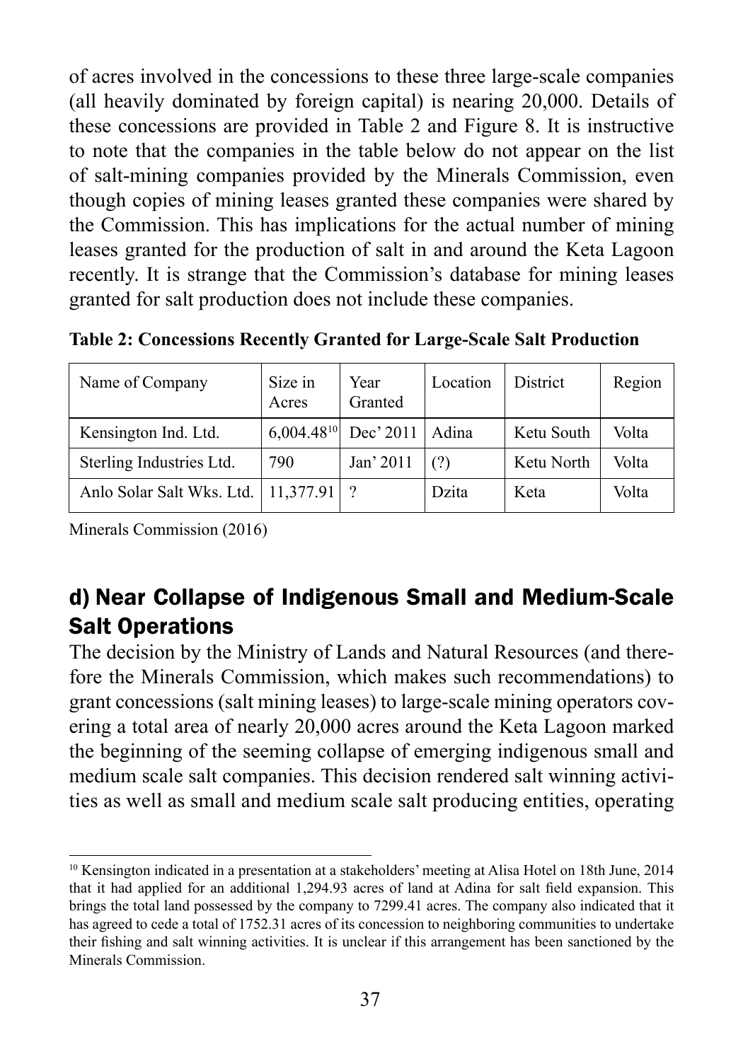of acres involved in the concessions to these three large-scale companies (all heavily dominated by foreign capital) is nearing 20,000. Details of these concessions are provided in Table 2 and Figure 8. It is instructive to note that the companies in the table below do not appear on the list of salt-mining companies provided by the Minerals Commission, even though copies of mining leases granted these companies were shared by the Commission. This has implications for the actual number of mining leases granted for the production of salt in and around the Keta Lagoon recently. It is strange that the Commission's database for mining leases granted for salt production does not include these companies.

**Table 2: Concessions Recently Granted for Large-Scale Salt Production**

| Name of Company | Size in Acres | Year Granted | Location | District | Region |
|---|---|---|---|---|---|
| Kensington Ind. Ltd. | 6,004.48[10] | Dec' 2011 | Adina | Ketu South | Volta |
| Sterling Industries Ltd. | 790 | Jan' 2011 | (?) | Ketu North | Volta |
| Anlo Solar Salt Wks. Ltd. | 11,377.91 | ? | Dzita | Keta | Volta |

Minerals Commission (2016)

## d) Near Collapse of Indigenous Small and Medium-Scale Salt Operations

The decision by the Ministry of Lands and Natural Resources (and therefore the Minerals Commission, which makes such recommendations) to grant concessions (salt mining leases) to large-scale mining operators covering a total area of nearly 20,000 acres around the Keta Lagoon marked the beginning of the seeming collapse of emerging indigenous small and medium scale salt companies. This decision rendered salt winning activities as well as small and medium scale salt producing entities, operating

[10] Kensington indicated in a presentation at a stakeholders' meeting at Alisa Hotel on 18th June, 2014 that it had applied for an additional 1,294.93 acres of land at Adina for salt field expansion. This brings the total land possessed by the company to 7299.41 acres. The company also indicated that it has agreed to cede a total of 1752.31 acres of its concession to neighboring communities to undertake their fishing and salt winning activities. It is unclear if this arrangement has been sanctioned by the Minerals Commission.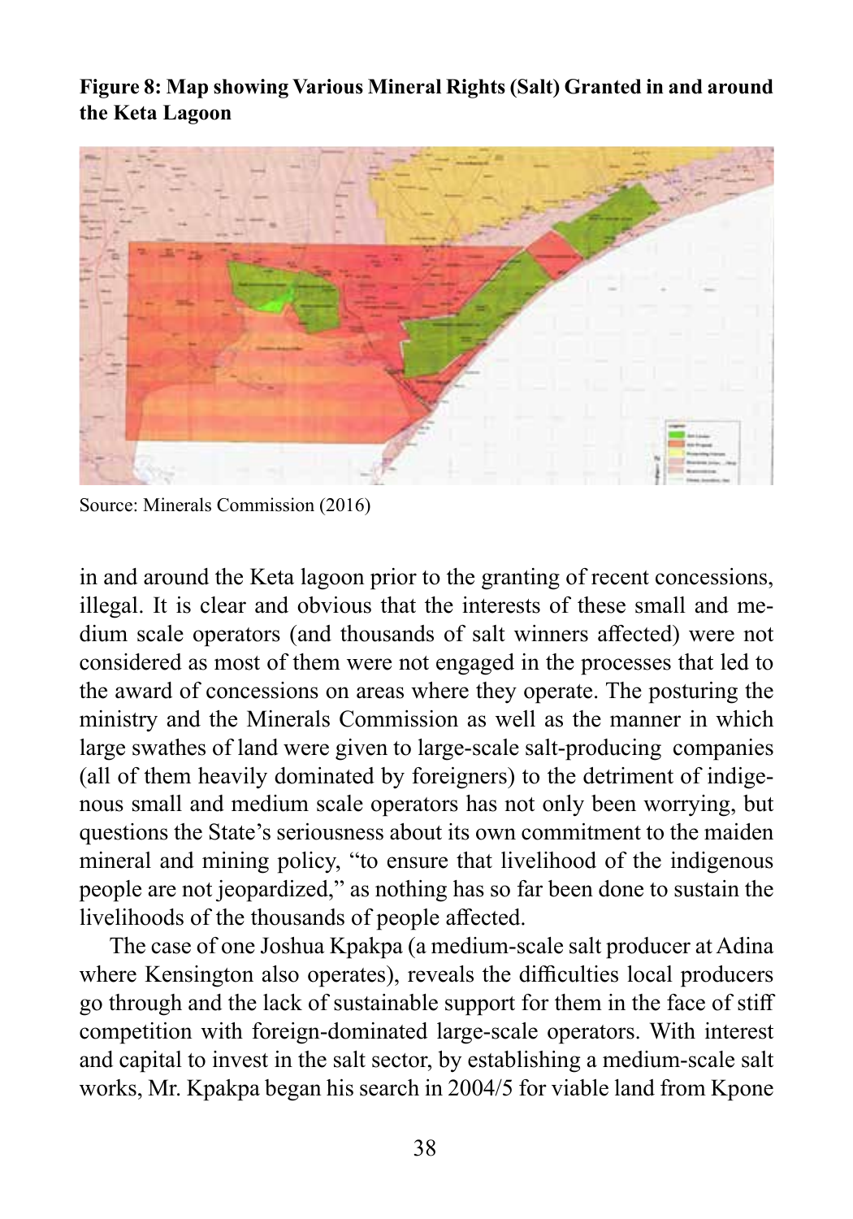**Figure 8: Map showing Various Mineral Rights (Salt) Granted in and around the Keta Lagoon**

Source: Minerals Commission (2016)

in and around the Keta lagoon prior to the granting of recent concessions, illegal. It is clear and obvious that the interests of these small and medium scale operators (and thousands of salt winners affected) were not considered as most of them were not engaged in the processes that led to the award of concessions on areas where they operate. The posturing the ministry and the Minerals Commission as well as the manner in which large swathes of land were given to large-scale salt-producing companies (all of them heavily dominated by foreigners) to the detriment of indigenous small and medium scale operators has not only been worrying, but questions the State's seriousness about its own commitment to the maiden mineral and mining policy, "to ensure that livelihood of the indigenous people are not jeopardized," as nothing has so far been done to sustain the livelihoods of the thousands of people affected.

The case of one Joshua Kpakpa (a medium-scale salt producer at Adina where Kensington also operates), reveals the difficulties local producers go through and the lack of sustainable support for them in the face of stiff competition with foreign-dominated large-scale operators. With interest and capital to invest in the salt sector, by establishing a medium-scale salt works, Mr. Kpakpa began his search in 2004/5 for viable land from Kpone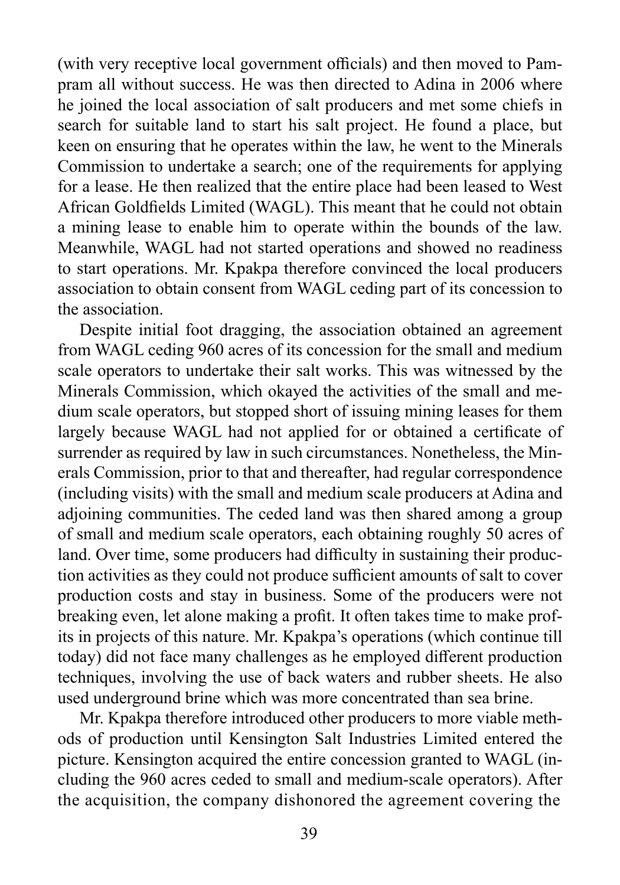(with very receptive local government officials) and then moved to Pampram all without success. He was then directed to Adina in 2006 where he joined the local association of salt producers and met some chiefs in search for suitable land to start his salt project. He found a place, but keen on ensuring that he operates within the law, he went to the Minerals Commission to undertake a search; one of the requirements for applying for a lease. He then realized that the entire place had been leased to West African Goldfields Limited (WAGL). This meant that he could not obtain a mining lease to enable him to operate within the bounds of the law. Meanwhile, WAGL had not started operations and showed no readiness to start operations. Mr. Kpakpa therefore convinced the local producers association to obtain consent from WAGL ceding part of its concession to the association.

Despite initial foot dragging, the association obtained an agreement from WAGL ceding 960 acres of its concession for the small and medium scale operators to undertake their salt works. This was witnessed by the Minerals Commission, which okayed the activities of the small and medium scale operators, but stopped short of issuing mining leases for them largely because WAGL had not applied for or obtained a certificate of surrender as required by law in such circumstances. Nonetheless, the Minerals Commission, prior to that and thereafter, had regular correspondence (including visits) with the small and medium scale producers at Adina and adjoining communities. The ceded land was then shared among a group of small and medium scale operators, each obtaining roughly 50 acres of land. Over time, some producers had difficulty in sustaining their production activities as they could not produce sufficient amounts of salt to cover production costs and stay in business. Some of the producers were not breaking even, let alone making a profit. It often takes time to make profits in projects of this nature. Mr. Kpakpa's operations (which continue till today) did not face many challenges as he employed different production techniques, involving the use of back waters and rubber sheets. He also used underground brine which was more concentrated than sea brine.

Mr. Kpakpa therefore introduced other producers to more viable methods of production until Kensington Salt Industries Limited entered the picture. Kensington acquired the entire concession granted to WAGL (including the 960 acres ceded to small and medium-scale operators). After the acquisition, the company dishonored the agreement covering the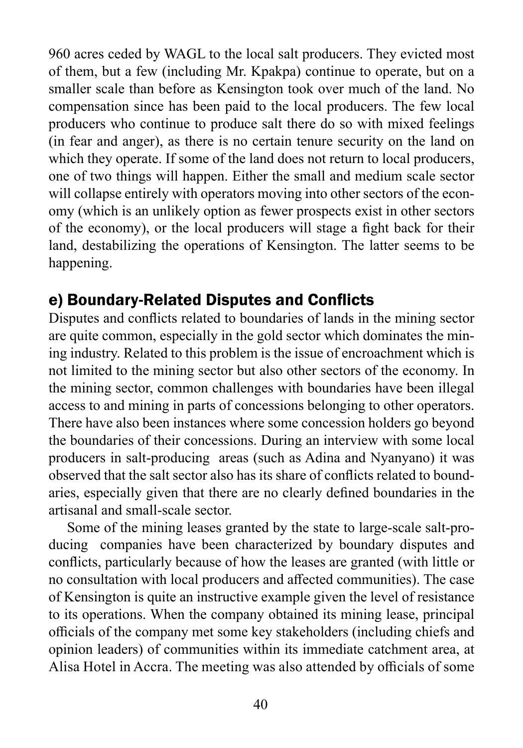960 acres ceded by WAGL to the local salt producers. They evicted most of them, but a few (including Mr. Kpakpa) continue to operate, but on a smaller scale than before as Kensington took over much of the land. No compensation since has been paid to the local producers. The few local producers who continue to produce salt there do so with mixed feelings (in fear and anger), as there is no certain tenure security on the land on which they operate. If some of the land does not return to local producers, one of two things will happen. Either the small and medium scale sector will collapse entirely with operators moving into other sectors of the economy (which is an unlikely option as fewer prospects exist in other sectors of the economy), or the local producers will stage a fight back for their land, destabilizing the operations of Kensington. The latter seems to be happening.

### e) Boundary-Related Disputes and Conflicts

Disputes and conflicts related to boundaries of lands in the mining sector are quite common, especially in the gold sector which dominates the mining industry. Related to this problem is the issue of encroachment which is not limited to the mining sector but also other sectors of the economy. In the mining sector, common challenges with boundaries have been illegal access to and mining in parts of concessions belonging to other operators. There have also been instances where some concession holders go beyond the boundaries of their concessions. During an interview with some local producers in salt-producing areas (such as Adina and Nyanyano) it was observed that the salt sector also has its share of conflicts related to boundaries, especially given that there are no clearly defined boundaries in the artisanal and small-scale sector.

Some of the mining leases granted by the state to large-scale salt-producing companies have been characterized by boundary disputes and conflicts, particularly because of how the leases are granted (with little or no consultation with local producers and affected communities). The case of Kensington is quite an instructive example given the level of resistance to its operations. When the company obtained its mining lease, principal officials of the company met some key stakeholders (including chiefs and opinion leaders) of communities within its immediate catchment area, at Alisa Hotel in Accra. The meeting was also attended by officials of some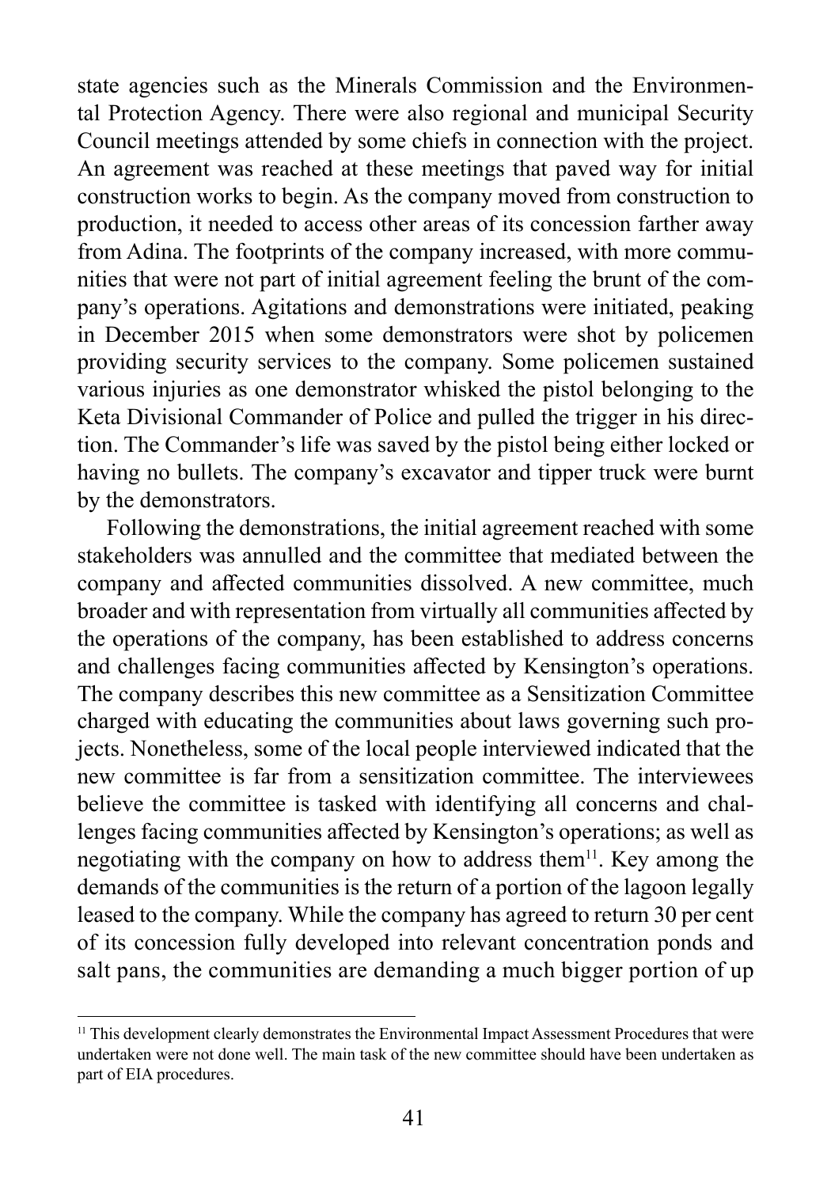state agencies such as the Minerals Commission and the Environmental Protection Agency. There were also regional and municipal Security Council meetings attended by some chiefs in connection with the project. An agreement was reached at these meetings that paved way for initial construction works to begin. As the company moved from construction to production, it needed to access other areas of its concession farther away from Adina. The footprints of the company increased, with more communities that were not part of initial agreement feeling the brunt of the company's operations. Agitations and demonstrations were initiated, peaking in December 2015 when some demonstrators were shot by policemen providing security services to the company. Some policemen sustained various injuries as one demonstrator whisked the pistol belonging to the Keta Divisional Commander of Police and pulled the trigger in his direction. The Commander's life was saved by the pistol being either locked or having no bullets. The company's excavator and tipper truck were burnt by the demonstrators.

Following the demonstrations, the initial agreement reached with some stakeholders was annulled and the committee that mediated between the company and affected communities dissolved. A new committee, much broader and with representation from virtually all communities affected by the operations of the company, has been established to address concerns and challenges facing communities affected by Kensington's operations. The company describes this new committee as a Sensitization Committee charged with educating the communities about laws governing such projects. Nonetheless, some of the local people interviewed indicated that the new committee is far from a sensitization committee. The interviewees believe the committee is tasked with identifying all concerns and challenges facing communities affected by Kensington's operations; as well as negotiating with the company on how to address them[11]. Key among the demands of the communities is the return of a portion of the lagoon legally leased to the company. While the company has agreed to return 30 per cent of its concession fully developed into relevant concentration ponds and salt pans, the communities are demanding a much bigger portion of up

[11] This development clearly demonstrates the Environmental Impact Assessment Procedures that were undertaken were not done well. The main task of the new committee should have been undertaken as part of EIA procedures.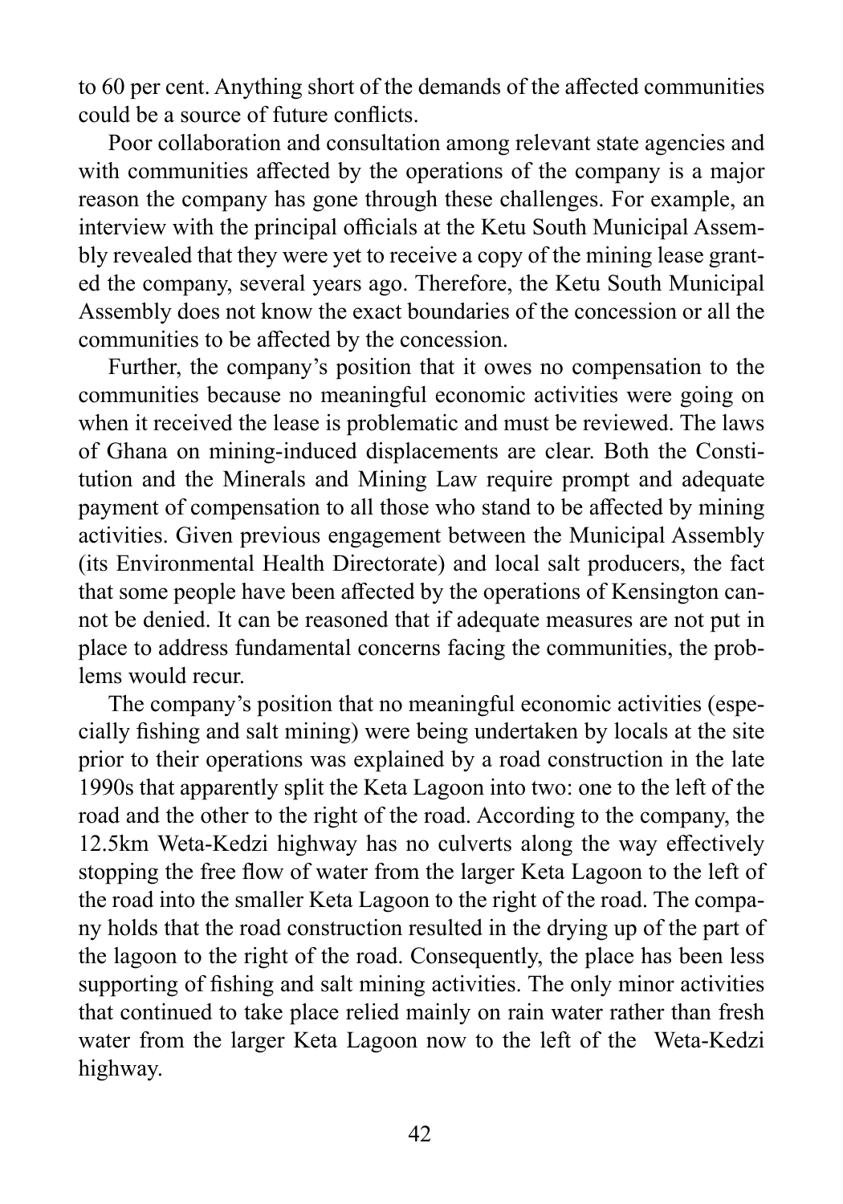to 60 per cent. Anything short of the demands of the affected communities could be a source of future conflicts.

Poor collaboration and consultation among relevant state agencies and with communities affected by the operations of the company is a major reason the company has gone through these challenges. For example, an interview with the principal officials at the Ketu South Municipal Assembly revealed that they were yet to receive a copy of the mining lease granted the company, several years ago. Therefore, the Ketu South Municipal Assembly does not know the exact boundaries of the concession or all the communities to be affected by the concession.

Further, the company's position that it owes no compensation to the communities because no meaningful economic activities were going on when it received the lease is problematic and must be reviewed. The laws of Ghana on mining-induced displacements are clear. Both the Constitution and the Minerals and Mining Law require prompt and adequate payment of compensation to all those who stand to be affected by mining activities. Given previous engagement between the Municipal Assembly (its Environmental Health Directorate) and local salt producers, the fact that some people have been affected by the operations of Kensington cannot be denied. It can be reasoned that if adequate measures are not put in place to address fundamental concerns facing the communities, the problems would recur.

The company's position that no meaningful economic activities (especially fishing and salt mining) were being undertaken by locals at the site prior to their operations was explained by a road construction in the late 1990s that apparently split the Keta Lagoon into two: one to the left of the road and the other to the right of the road. According to the company, the 12.5km Weta-Kedzi highway has no culverts along the way effectively stopping the free flow of water from the larger Keta Lagoon to the left of the road into the smaller Keta Lagoon to the right of the road. The company holds that the road construction resulted in the drying up of the part of the lagoon to the right of the road. Consequently, the place has been less supporting of fishing and salt mining activities. The only minor activities that continued to take place relied mainly on rain water rather than fresh water from the larger Keta Lagoon now to the left of the Weta-Kedzi highway.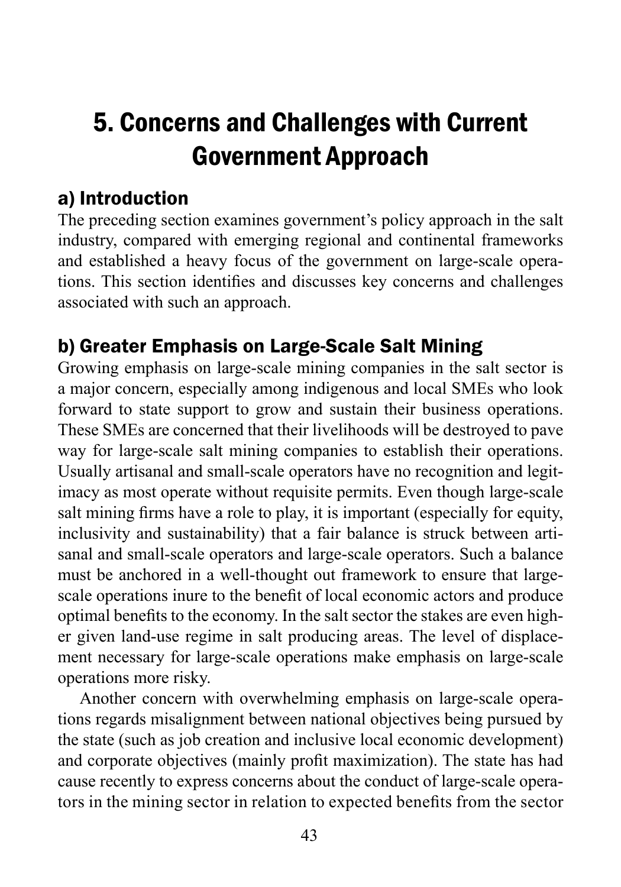# 5. Concerns and Challenges with Current Government Approach

## a) Introduction

The preceding section examines government's policy approach in the salt industry, compared with emerging regional and continental frameworks and established a heavy focus of the government on large-scale operations. This section identifies and discusses key concerns and challenges associated with such an approach.

## b) Greater Emphasis on Large-Scale Salt Mining

Growing emphasis on large-scale mining companies in the salt sector is a major concern, especially among indigenous and local SMEs who look forward to state support to grow and sustain their business operations. These SMEs are concerned that their livelihoods will be destroyed to pave way for large-scale salt mining companies to establish their operations. Usually artisanal and small-scale operators have no recognition and legitimacy as most operate without requisite permits. Even though large-scale salt mining firms have a role to play, it is important (especially for equity, inclusivity and sustainability) that a fair balance is struck between artisanal and small-scale operators and large-scale operators. Such a balance must be anchored in a well-thought out framework to ensure that large-scale operations inure to the benefit of local economic actors and produce optimal benefits to the economy. In the salt sector the stakes are even higher given land-use regime in salt producing areas. The level of displacement necessary for large-scale operations make emphasis on large-scale operations more risky.

Another concern with overwhelming emphasis on large-scale operations regards misalignment between national objectives being pursued by the state (such as job creation and inclusive local economic development) and corporate objectives (mainly profit maximization). The state has had cause recently to express concerns about the conduct of large-scale operators in the mining sector in relation to expected benefits from the sector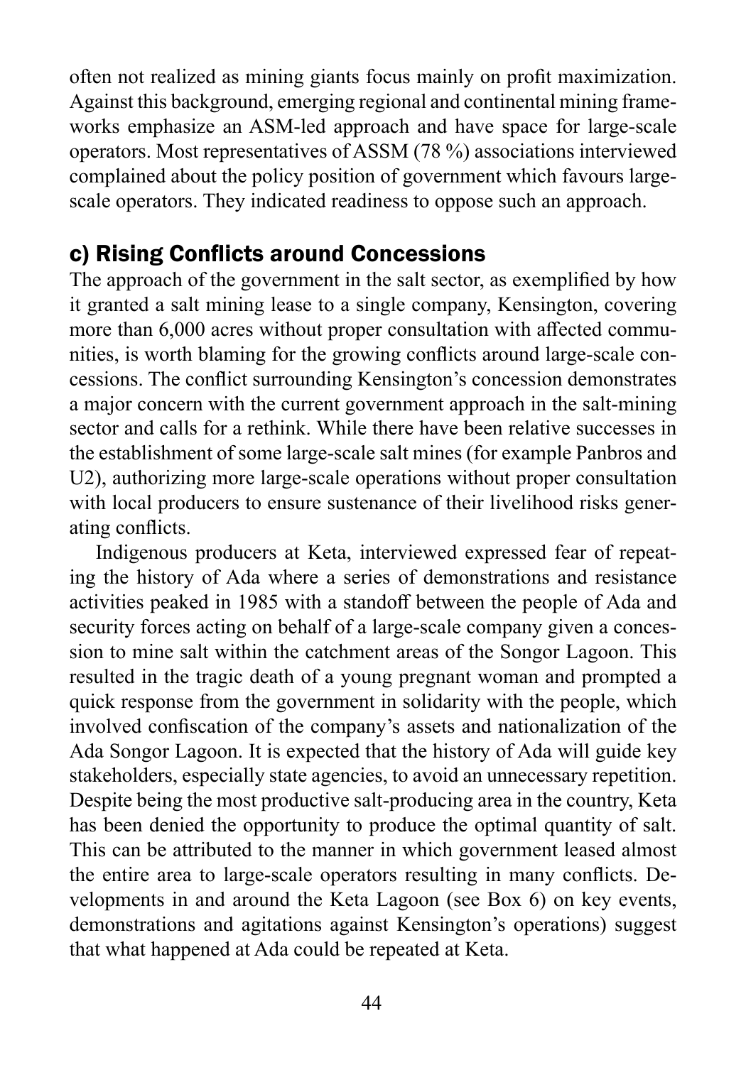often not realized as mining giants focus mainly on profit maximization. Against this background, emerging regional and continental mining frameworks emphasize an ASM-led approach and have space for large-scale operators. Most representatives of ASSM (78 %) associations interviewed complained about the policy position of government which favours large-scale operators. They indicated readiness to oppose such an approach.

## c) Rising Conflicts around Concessions

The approach of the government in the salt sector, as exemplified by how it granted a salt mining lease to a single company, Kensington, covering more than 6,000 acres without proper consultation with affected communities, is worth blaming for the growing conflicts around large-scale concessions. The conflict surrounding Kensington's concession demonstrates a major concern with the current government approach in the salt-mining sector and calls for a rethink. While there have been relative successes in the establishment of some large-scale salt mines (for example Panbros and U2), authorizing more large-scale operations without proper consultation with local producers to ensure sustenance of their livelihood risks generating conflicts.

Indigenous producers at Keta, interviewed expressed fear of repeating the history of Ada where a series of demonstrations and resistance activities peaked in 1985 with a standoff between the people of Ada and security forces acting on behalf of a large-scale company given a concession to mine salt within the catchment areas of the Songor Lagoon. This resulted in the tragic death of a young pregnant woman and prompted a quick response from the government in solidarity with the people, which involved confiscation of the company's assets and nationalization of the Ada Songor Lagoon. It is expected that the history of Ada will guide key stakeholders, especially state agencies, to avoid an unnecessary repetition. Despite being the most productive salt-producing area in the country, Keta has been denied the opportunity to produce the optimal quantity of salt. This can be attributed to the manner in which government leased almost the entire area to large-scale operators resulting in many conflicts. Developments in and around the Keta Lagoon (see Box 6) on key events, demonstrations and agitations against Kensington's operations) suggest that what happened at Ada could be repeated at Keta.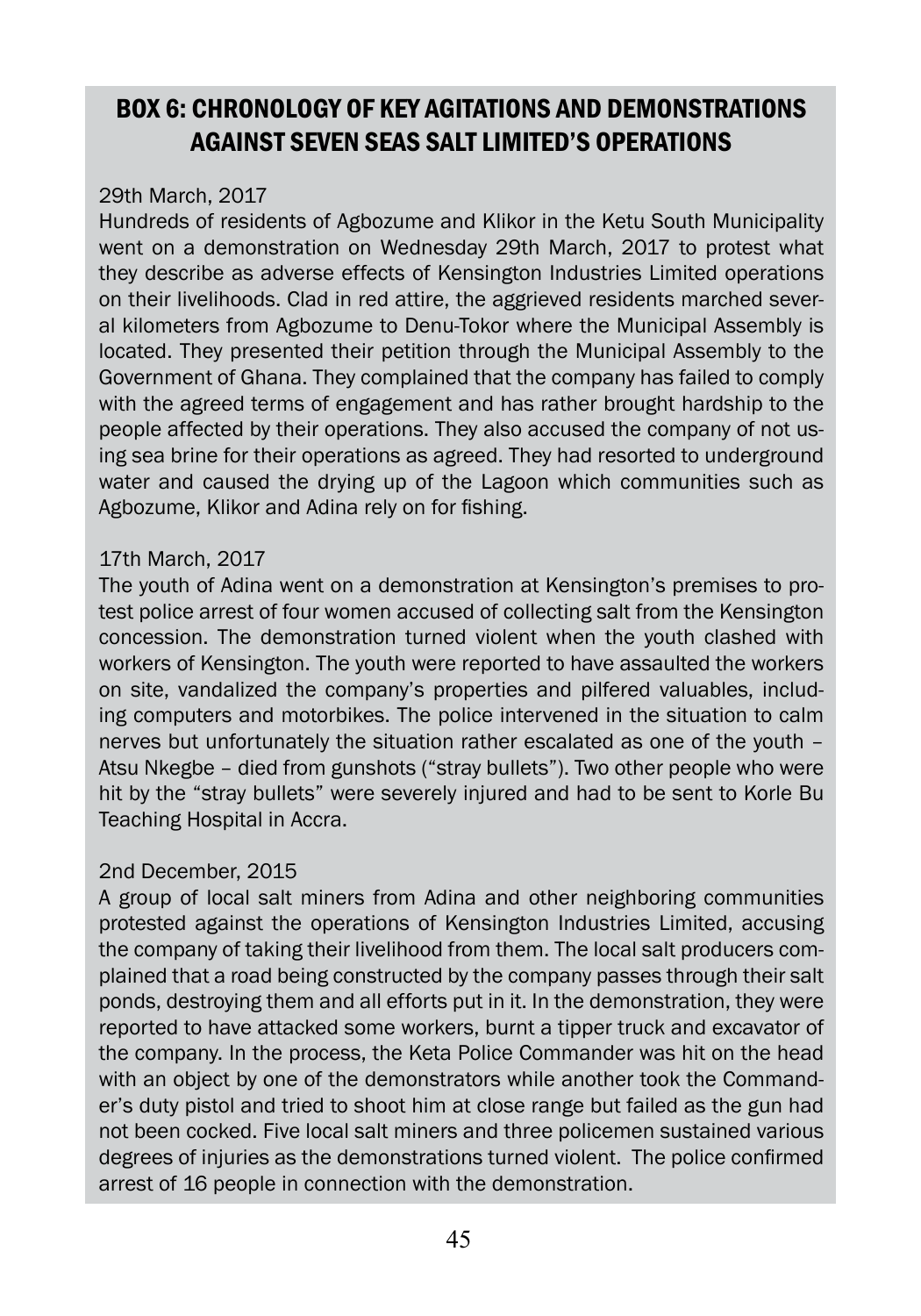## BOX 6: CHRONOLOGY OF KEY AGITATIONS AND DEMONSTRATIONS AGAINST SEVEN SEAS SALT LIMITED'S OPERATIONS

29th March, 2017

Hundreds of residents of Agbozume and Klikor in the Ketu South Municipality went on a demonstration on Wednesday 29th March, 2017 to protest what they describe as adverse effects of Kensington Industries Limited operations on their livelihoods. Clad in red attire, the aggrieved residents marched several kilometers from Agbozume to Denu-Tokor where the Municipal Assembly is located. They presented their petition through the Municipal Assembly to the Government of Ghana. They complained that the company has failed to comply with the agreed terms of engagement and has rather brought hardship to the people affected by their operations. They also accused the company of not using sea brine for their operations as agreed. They had resorted to underground water and caused the drying up of the Lagoon which communities such as Agbozume, Klikor and Adina rely on for fishing.

17th March, 2017

The youth of Adina went on a demonstration at Kensington's premises to protest police arrest of four women accused of collecting salt from the Kensington concession. The demonstration turned violent when the youth clashed with workers of Kensington. The youth were reported to have assaulted the workers on site, vandalized the company's properties and pilfered valuables, including computers and motorbikes. The police intervened in the situation to calm nerves but unfortunately the situation rather escalated as one of the youth – Atsu Nkegbe – died from gunshots ("stray bullets"). Two other people who were hit by the "stray bullets" were severely injured and had to be sent to Korle Bu Teaching Hospital in Accra.

2nd December, 2015

A group of local salt miners from Adina and other neighboring communities protested against the operations of Kensington Industries Limited, accusing the company of taking their livelihood from them. The local salt producers complained that a road being constructed by the company passes through their salt ponds, destroying them and all efforts put in it. In the demonstration, they were reported to have attacked some workers, burnt a tipper truck and excavator of the company. In the process, the Keta Police Commander was hit on the head with an object by one of the demonstrators while another took the Commander's duty pistol and tried to shoot him at close range but failed as the gun had not been cocked. Five local salt miners and three policemen sustained various degrees of injuries as the demonstrations turned violent. The police confirmed arrest of 16 people in connection with the demonstration.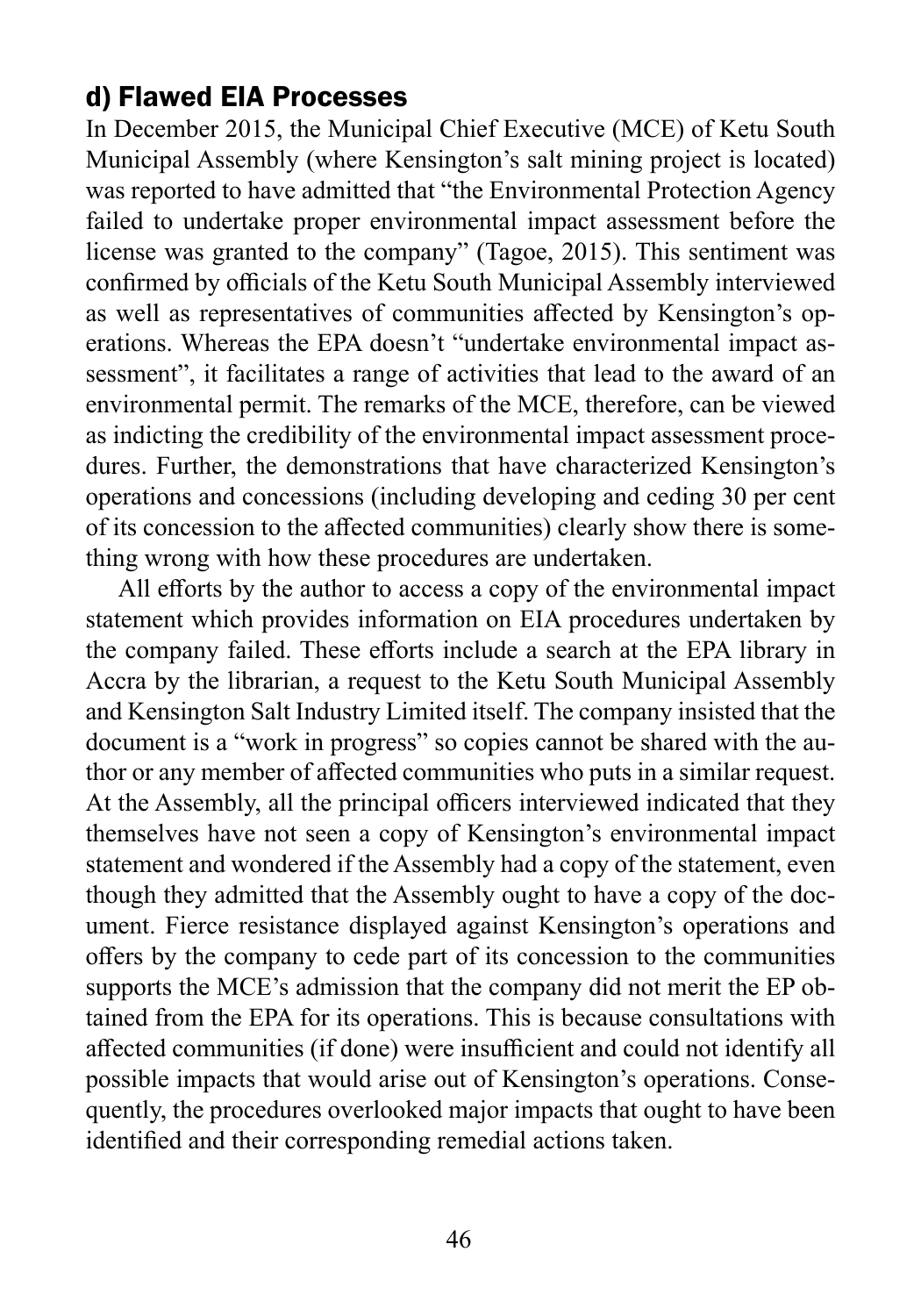### d) Flawed EIA Processes

In December 2015, the Municipal Chief Executive (MCE) of Ketu South Municipal Assembly (where Kensington's salt mining project is located) was reported to have admitted that "the Environmental Protection Agency failed to undertake proper environmental impact assessment before the license was granted to the company" (Tagoe, 2015). This sentiment was confirmed by officials of the Ketu South Municipal Assembly interviewed as well as representatives of communities affected by Kensington's operations. Whereas the EPA doesn't "undertake environmental impact assessment", it facilitates a range of activities that lead to the award of an environmental permit. The remarks of the MCE, therefore, can be viewed as indicting the credibility of the environmental impact assessment procedures. Further, the demonstrations that have characterized Kensington's operations and concessions (including developing and ceding 30 per cent of its concession to the affected communities) clearly show there is something wrong with how these procedures are undertaken.

All efforts by the author to access a copy of the environmental impact statement which provides information on EIA procedures undertaken by the company failed. These efforts include a search at the EPA library in Accra by the librarian, a request to the Ketu South Municipal Assembly and Kensington Salt Industry Limited itself. The company insisted that the document is a "work in progress" so copies cannot be shared with the author or any member of affected communities who puts in a similar request. At the Assembly, all the principal officers interviewed indicated that they themselves have not seen a copy of Kensington's environmental impact statement and wondered if the Assembly had a copy of the statement, even though they admitted that the Assembly ought to have a copy of the document. Fierce resistance displayed against Kensington's operations and offers by the company to cede part of its concession to the communities supports the MCE's admission that the company did not merit the EP obtained from the EPA for its operations. This is because consultations with affected communities (if done) were insufficient and could not identify all possible impacts that would arise out of Kensington's operations. Consequently, the procedures overlooked major impacts that ought to have been identified and their corresponding remedial actions taken.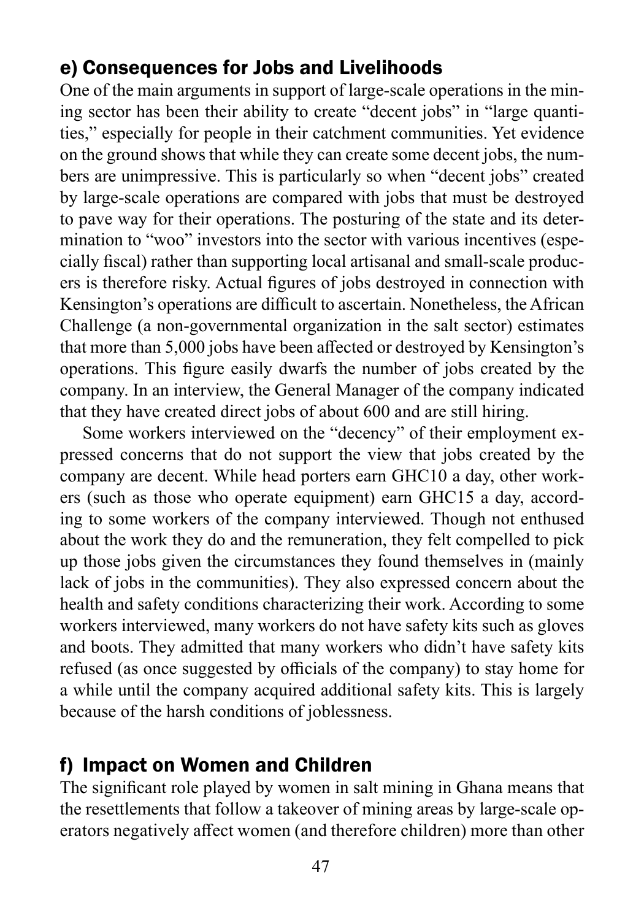## e) Consequences for Jobs and Livelihoods

One of the main arguments in support of large-scale operations in the mining sector has been their ability to create "decent jobs" in "large quantities," especially for people in their catchment communities. Yet evidence on the ground shows that while they can create some decent jobs, the numbers are unimpressive. This is particularly so when "decent jobs" created by large-scale operations are compared with jobs that must be destroyed to pave way for their operations. The posturing of the state and its determination to "woo" investors into the sector with various incentives (especially fiscal) rather than supporting local artisanal and small-scale producers is therefore risky. Actual figures of jobs destroyed in connection with Kensington's operations are difficult to ascertain. Nonetheless, the African Challenge (a non-governmental organization in the salt sector) estimates that more than 5,000 jobs have been affected or destroyed by Kensington's operations. This figure easily dwarfs the number of jobs created by the company. In an interview, the General Manager of the company indicated that they have created direct jobs of about 600 and are still hiring.

Some workers interviewed on the "decency" of their employment expressed concerns that do not support the view that jobs created by the company are decent. While head porters earn GHC10 a day, other workers (such as those who operate equipment) earn GHC15 a day, according to some workers of the company interviewed. Though not enthused about the work they do and the remuneration, they felt compelled to pick up those jobs given the circumstances they found themselves in (mainly lack of jobs in the communities). They also expressed concern about the health and safety conditions characterizing their work. According to some workers interviewed, many workers do not have safety kits such as gloves and boots. They admitted that many workers who didn't have safety kits refused (as once suggested by officials of the company) to stay home for a while until the company acquired additional safety kits. This is largely because of the harsh conditions of joblessness.

## f) Impact on Women and Children

The significant role played by women in salt mining in Ghana means that the resettlements that follow a takeover of mining areas by large-scale operators negatively affect women (and therefore children) more than other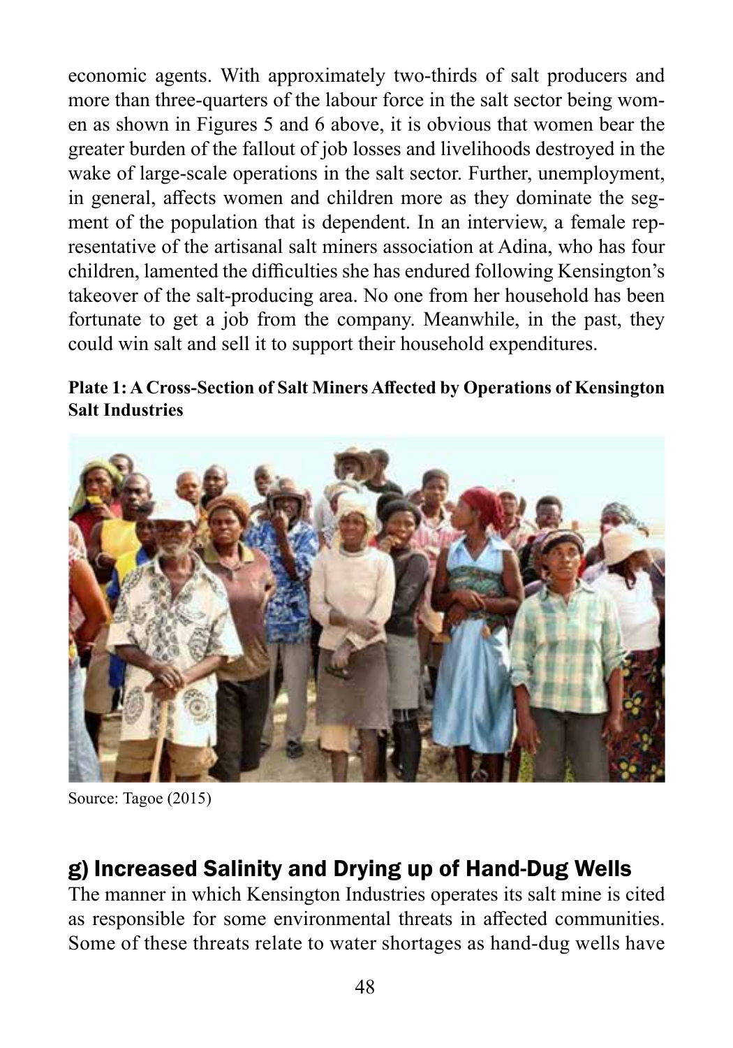economic agents. With approximately two-thirds of salt producers and more than three-quarters of the labour force in the salt sector being women as shown in Figures 5 and 6 above, it is obvious that women bear the greater burden of the fallout of job losses and livelihoods destroyed in the wake of large-scale operations in the salt sector. Further, unemployment, in general, affects women and children more as they dominate the segment of the population that is dependent. In an interview, a female representative of the artisanal salt miners association at Adina, who has four children, lamented the difficulties she has endured following Kensington's takeover of the salt-producing area. No one from her household has been fortunate to get a job from the company. Meanwhile, in the past, they could win salt and sell it to support their household expenditures.

**Plate 1: A Cross-Section of Salt Miners Affected by Operations of Kensington Salt Industries**

Source: Tagoe (2015)

## g) Increased Salinity and Drying up of Hand-Dug Wells

The manner in which Kensington Industries operates its salt mine is cited as responsible for some environmental threats in affected communities. Some of these threats relate to water shortages as hand-dug wells have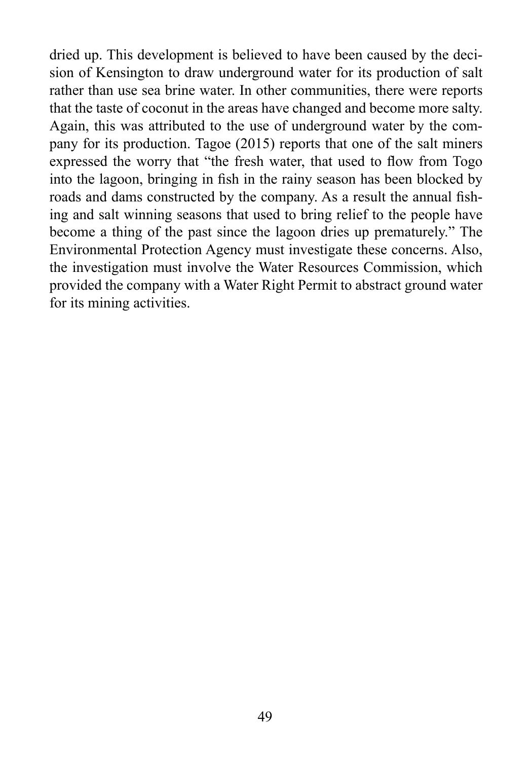dried up. This development is believed to have been caused by the decision of Kensington to draw underground water for its production of salt rather than use sea brine water. In other communities, there were reports that the taste of coconut in the areas have changed and become more salty. Again, this was attributed to the use of underground water by the company for its production. Tagoe (2015) reports that one of the salt miners expressed the worry that "the fresh water, that used to flow from Togo into the lagoon, bringing in fish in the rainy season has been blocked by roads and dams constructed by the company. As a result the annual fishing and salt winning seasons that used to bring relief to the people have become a thing of the past since the lagoon dries up prematurely." The Environmental Protection Agency must investigate these concerns. Also, the investigation must involve the Water Resources Commission, which provided the company with a Water Right Permit to abstract ground water for its mining activities.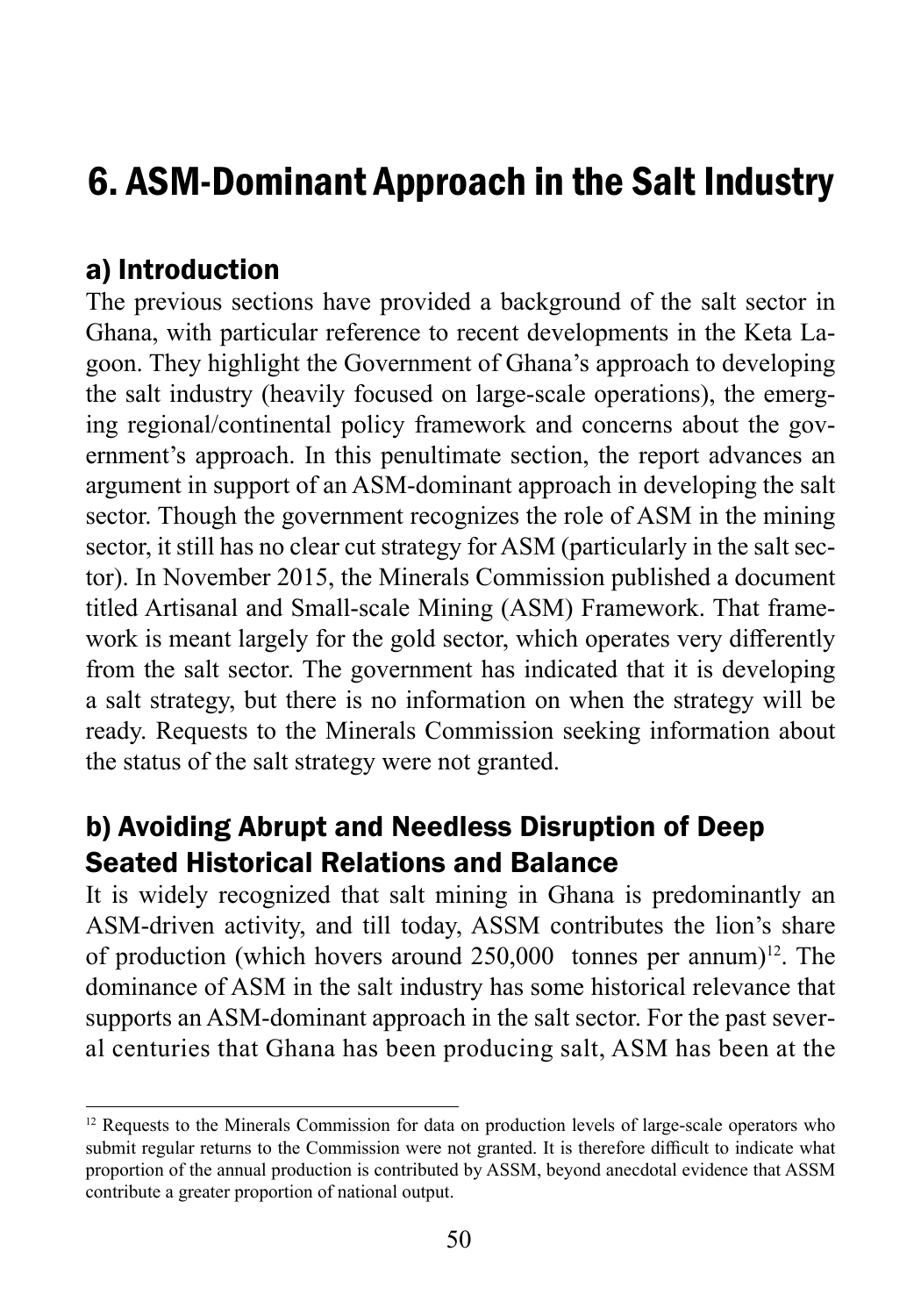# 6. ASM-Dominant Approach in the Salt Industry

## a) Introduction

The previous sections have provided a background of the salt sector in Ghana, with particular reference to recent developments in the Keta Lagoon. They highlight the Government of Ghana's approach to developing the salt industry (heavily focused on large-scale operations), the emerging regional/continental policy framework and concerns about the government's approach. In this penultimate section, the report advances an argument in support of an ASM-dominant approach in developing the salt sector. Though the government recognizes the role of ASM in the mining sector, it still has no clear cut strategy for ASM (particularly in the salt sector). In November 2015, the Minerals Commission published a document titled Artisanal and Small-scale Mining (ASM) Framework. That framework is meant largely for the gold sector, which operates very differently from the salt sector. The government has indicated that it is developing a salt strategy, but there is no information on when the strategy will be ready. Requests to the Minerals Commission seeking information about the status of the salt strategy were not granted.

## b) Avoiding Abrupt and Needless Disruption of Deep Seated Historical Relations and Balance

It is widely recognized that salt mining in Ghana is predominantly an ASM-driven activity, and till today, ASSM contributes the lion's share of production (which hovers around 250,000 tonnes per annum)[12]. The dominance of ASM in the salt industry has some historical relevance that supports an ASM-dominant approach in the salt sector. For the past several centuries that Ghana has been producing salt, ASM has been at the

[12] Requests to the Minerals Commission for data on production levels of large-scale operators who submit regular returns to the Commission were not granted. It is therefore difficult to indicate what proportion of the annual production is contributed by ASSM, beyond anecdotal evidence that ASSM contribute a greater proportion of national output.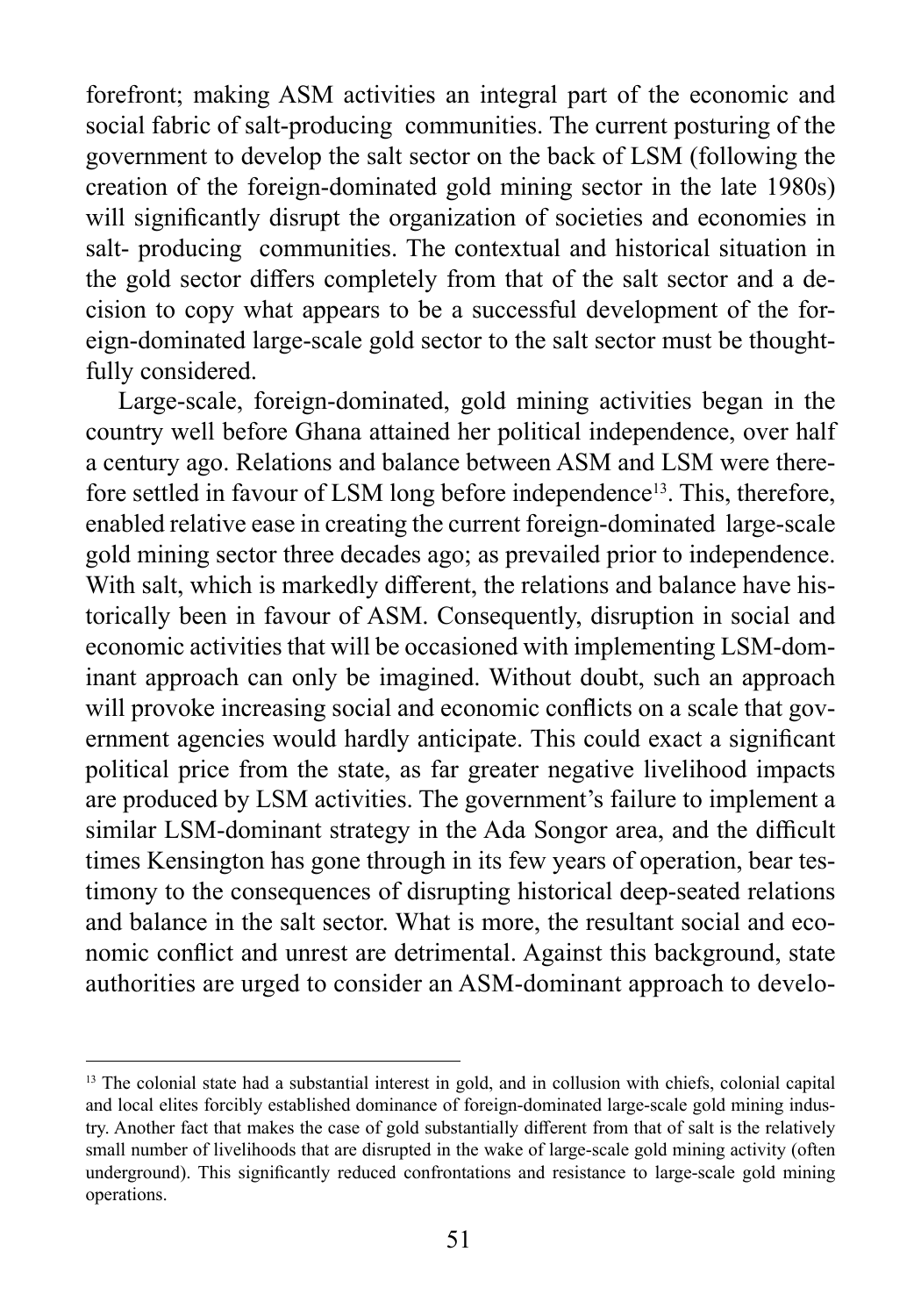forefront; making ASM activities an integral part of the economic and social fabric of salt-producing communities. The current posturing of the government to develop the salt sector on the back of LSM (following the creation of the foreign-dominated gold mining sector in the late 1980s) will significantly disrupt the organization of societies and economies in salt- producing communities. The contextual and historical situation in the gold sector differs completely from that of the salt sector and a decision to copy what appears to be a successful development of the foreign-dominated large-scale gold sector to the salt sector must be thoughtfully considered.

Large-scale, foreign-dominated, gold mining activities began in the country well before Ghana attained her political independence, over half a century ago. Relations and balance between ASM and LSM were therefore settled in favour of LSM long before independence[13]. This, therefore, enabled relative ease in creating the current foreign-dominated large-scale gold mining sector three decades ago; as prevailed prior to independence. With salt, which is markedly different, the relations and balance have historically been in favour of ASM. Consequently, disruption in social and economic activities that will be occasioned with implementing LSM-dominant approach can only be imagined. Without doubt, such an approach will provoke increasing social and economic conflicts on a scale that government agencies would hardly anticipate. This could exact a significant political price from the state, as far greater negative livelihood impacts are produced by LSM activities. The government's failure to implement a similar LSM-dominant strategy in the Ada Songor area, and the difficult times Kensington has gone through in its few years of operation, bear testimony to the consequences of disrupting historical deep-seated relations and balance in the salt sector. What is more, the resultant social and economic conflict and unrest are detrimental. Against this background, state authorities are urged to consider an ASM-dominant approach to develo-

---

[13] The colonial state had a substantial interest in gold, and in collusion with chiefs, colonial capital and local elites forcibly established dominance of foreign-dominated large-scale gold mining industry. Another fact that makes the case of gold substantially different from that of salt is the relatively small number of livelihoods that are disrupted in the wake of large-scale gold mining activity (often underground). This significantly reduced confrontations and resistance to large-scale gold mining operations.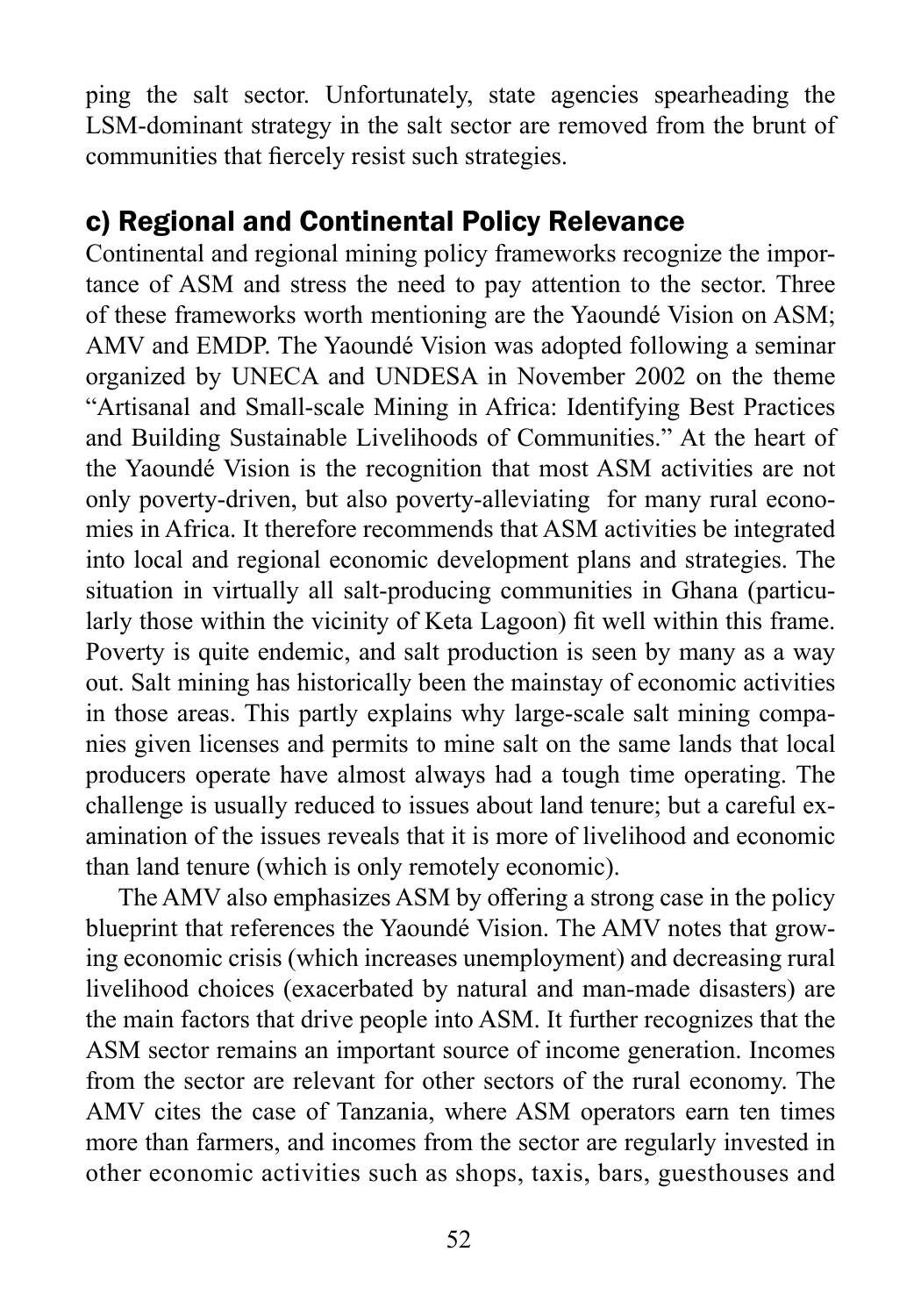ping the salt sector. Unfortunately, state agencies spearheading the LSM-dominant strategy in the salt sector are removed from the brunt of communities that fiercely resist such strategies.

## c) Regional and Continental Policy Relevance

Continental and regional mining policy frameworks recognize the importance of ASM and stress the need to pay attention to the sector. Three of these frameworks worth mentioning are the Yaoundé Vision on ASM; AMV and EMDP. The Yaoundé Vision was adopted following a seminar organized by UNECA and UNDESA in November 2002 on the theme "Artisanal and Small-scale Mining in Africa: Identifying Best Practices and Building Sustainable Livelihoods of Communities." At the heart of the Yaoundé Vision is the recognition that most ASM activities are not only poverty-driven, but also poverty-alleviating for many rural economies in Africa. It therefore recommends that ASM activities be integrated into local and regional economic development plans and strategies. The situation in virtually all salt-producing communities in Ghana (particularly those within the vicinity of Keta Lagoon) fit well within this frame. Poverty is quite endemic, and salt production is seen by many as a way out. Salt mining has historically been the mainstay of economic activities in those areas. This partly explains why large-scale salt mining companies given licenses and permits to mine salt on the same lands that local producers operate have almost always had a tough time operating. The challenge is usually reduced to issues about land tenure; but a careful examination of the issues reveals that it is more of livelihood and economic than land tenure (which is only remotely economic).

The AMV also emphasizes ASM by offering a strong case in the policy blueprint that references the Yaoundé Vision. The AMV notes that growing economic crisis (which increases unemployment) and decreasing rural livelihood choices (exacerbated by natural and man-made disasters) are the main factors that drive people into ASM. It further recognizes that the ASM sector remains an important source of income generation. Incomes from the sector are relevant for other sectors of the rural economy. The AMV cites the case of Tanzania, where ASM operators earn ten times more than farmers, and incomes from the sector are regularly invested in other economic activities such as shops, taxis, bars, guesthouses and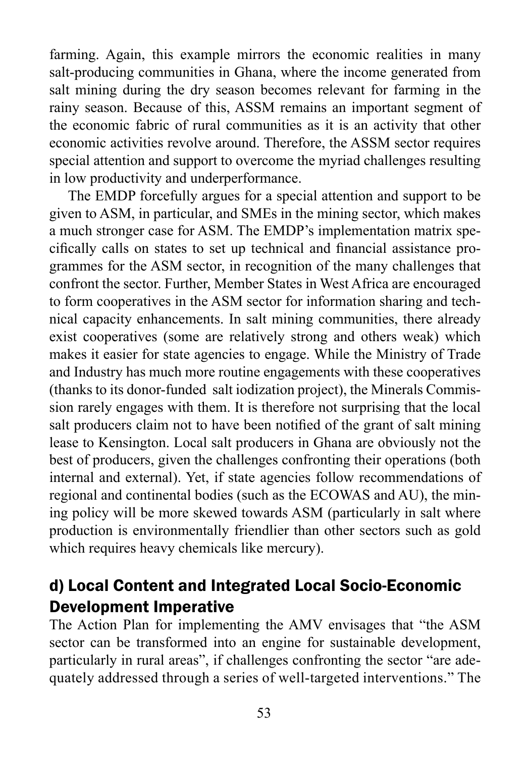farming. Again, this example mirrors the economic realities in many salt-producing communities in Ghana, where the income generated from salt mining during the dry season becomes relevant for farming in the rainy season. Because of this, ASSM remains an important segment of the economic fabric of rural communities as it is an activity that other economic activities revolve around. Therefore, the ASSM sector requires special attention and support to overcome the myriad challenges resulting in low productivity and underperformance.

The EMDP forcefully argues for a special attention and support to be given to ASM, in particular, and SMEs in the mining sector, which makes a much stronger case for ASM. The EMDP's implementation matrix specifically calls on states to set up technical and financial assistance programmes for the ASM sector, in recognition of the many challenges that confront the sector. Further, Member States in West Africa are encouraged to form cooperatives in the ASM sector for information sharing and technical capacity enhancements. In salt mining communities, there already exist cooperatives (some are relatively strong and others weak) which makes it easier for state agencies to engage. While the Ministry of Trade and Industry has much more routine engagements with these cooperatives (thanks to its donor-funded salt iodization project), the Minerals Commission rarely engages with them. It is therefore not surprising that the local salt producers claim not to have been notified of the grant of salt mining lease to Kensington. Local salt producers in Ghana are obviously not the best of producers, given the challenges confronting their operations (both internal and external). Yet, if state agencies follow recommendations of regional and continental bodies (such as the ECOWAS and AU), the mining policy will be more skewed towards ASM (particularly in salt where production is environmentally friendlier than other sectors such as gold which requires heavy chemicals like mercury).

## d) Local Content and Integrated Local Socio-Economic Development Imperative

The Action Plan for implementing the AMV envisages that "the ASM sector can be transformed into an engine for sustainable development, particularly in rural areas", if challenges confronting the sector "are adequately addressed through a series of well-targeted interventions." The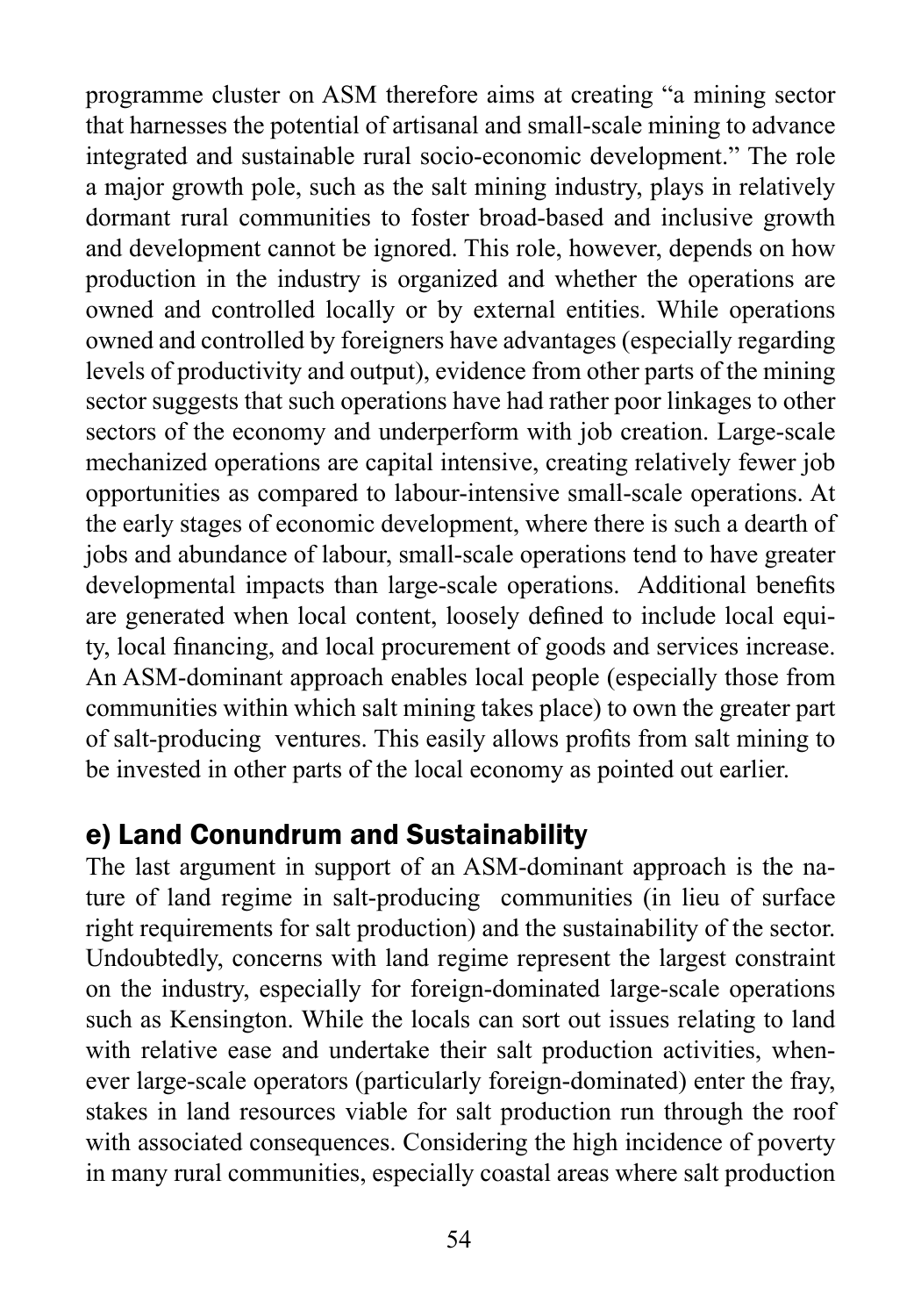programme cluster on ASM therefore aims at creating "a mining sector that harnesses the potential of artisanal and small-scale mining to advance integrated and sustainable rural socio-economic development." The role a major growth pole, such as the salt mining industry, plays in relatively dormant rural communities to foster broad-based and inclusive growth and development cannot be ignored. This role, however, depends on how production in the industry is organized and whether the operations are owned and controlled locally or by external entities. While operations owned and controlled by foreigners have advantages (especially regarding levels of productivity and output), evidence from other parts of the mining sector suggests that such operations have had rather poor linkages to other sectors of the economy and underperform with job creation. Large-scale mechanized operations are capital intensive, creating relatively fewer job opportunities as compared to labour-intensive small-scale operations. At the early stages of economic development, where there is such a dearth of jobs and abundance of labour, small-scale operations tend to have greater developmental impacts than large-scale operations. Additional benefits are generated when local content, loosely defined to include local equity, local financing, and local procurement of goods and services increase. An ASM-dominant approach enables local people (especially those from communities within which salt mining takes place) to own the greater part of salt-producing ventures. This easily allows profits from salt mining to be invested in other parts of the local economy as pointed out earlier.

## e) Land Conundrum and Sustainability

The last argument in support of an ASM-dominant approach is the nature of land regime in salt-producing communities (in lieu of surface right requirements for salt production) and the sustainability of the sector. Undoubtedly, concerns with land regime represent the largest constraint on the industry, especially for foreign-dominated large-scale operations such as Kensington. While the locals can sort out issues relating to land with relative ease and undertake their salt production activities, whenever large-scale operators (particularly foreign-dominated) enter the fray, stakes in land resources viable for salt production run through the roof with associated consequences. Considering the high incidence of poverty in many rural communities, especially coastal areas where salt production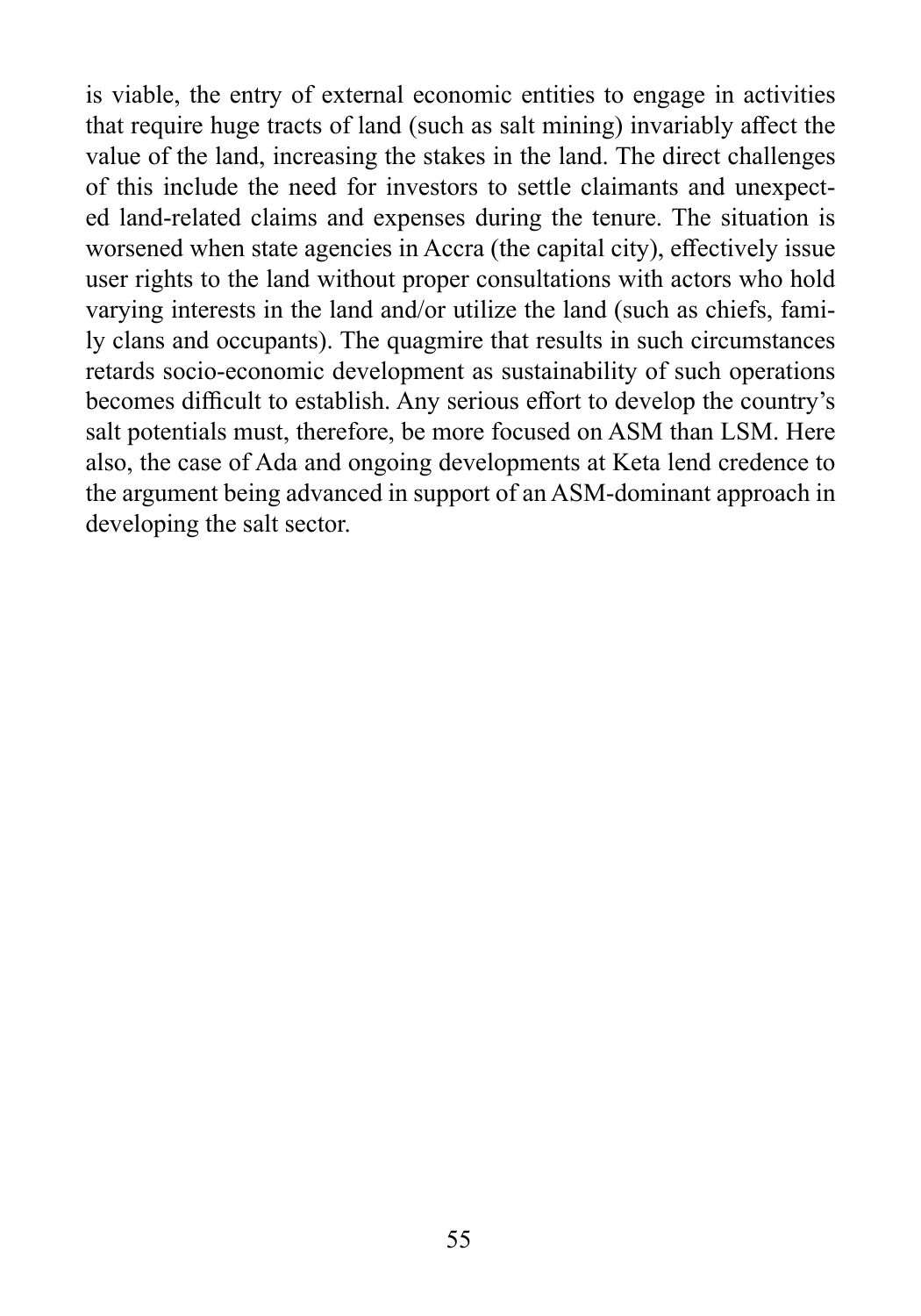is viable, the entry of external economic entities to engage in activities that require huge tracts of land (such as salt mining) invariably affect the value of the land, increasing the stakes in the land. The direct challenges of this include the need for investors to settle claimants and unexpected land-related claims and expenses during the tenure. The situation is worsened when state agencies in Accra (the capital city), effectively issue user rights to the land without proper consultations with actors who hold varying interests in the land and/or utilize the land (such as chiefs, family clans and occupants). The quagmire that results in such circumstances retards socio-economic development as sustainability of such operations becomes difficult to establish. Any serious effort to develop the country's salt potentials must, therefore, be more focused on ASM than LSM. Here also, the case of Ada and ongoing developments at Keta lend credence to the argument being advanced in support of an ASM-dominant approach in developing the salt sector.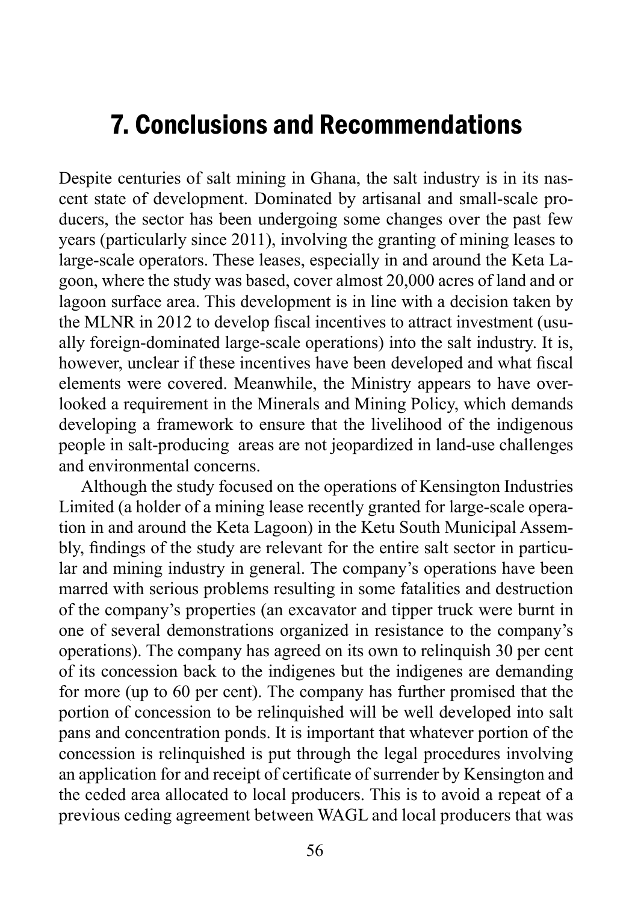# 7. Conclusions and Recommendations

Despite centuries of salt mining in Ghana, the salt industry is in its nascent state of development. Dominated by artisanal and small-scale producers, the sector has been undergoing some changes over the past few years (particularly since 2011), involving the granting of mining leases to large-scale operators. These leases, especially in and around the Keta Lagoon, where the study was based, cover almost 20,000 acres of land and or lagoon surface area. This development is in line with a decision taken by the MLNR in 2012 to develop fiscal incentives to attract investment (usually foreign-dominated large-scale operations) into the salt industry. It is, however, unclear if these incentives have been developed and what fiscal elements were covered. Meanwhile, the Ministry appears to have overlooked a requirement in the Minerals and Mining Policy, which demands developing a framework to ensure that the livelihood of the indigenous people in salt-producing areas are not jeopardized in land-use challenges and environmental concerns.

Although the study focused on the operations of Kensington Industries Limited (a holder of a mining lease recently granted for large-scale operation in and around the Keta Lagoon) in the Ketu South Municipal Assembly, findings of the study are relevant for the entire salt sector in particular and mining industry in general. The company's operations have been marred with serious problems resulting in some fatalities and destruction of the company's properties (an excavator and tipper truck were burnt in one of several demonstrations organized in resistance to the company's operations). The company has agreed on its own to relinquish 30 per cent of its concession back to the indigenes but the indigenes are demanding for more (up to 60 per cent). The company has further promised that the portion of concession to be relinquished will be well developed into salt pans and concentration ponds. It is important that whatever portion of the concession is relinquished is put through the legal procedures involving an application for and receipt of certificate of surrender by Kensington and the ceded area allocated to local producers. This is to avoid a repeat of a previous ceding agreement between WAGL and local producers that was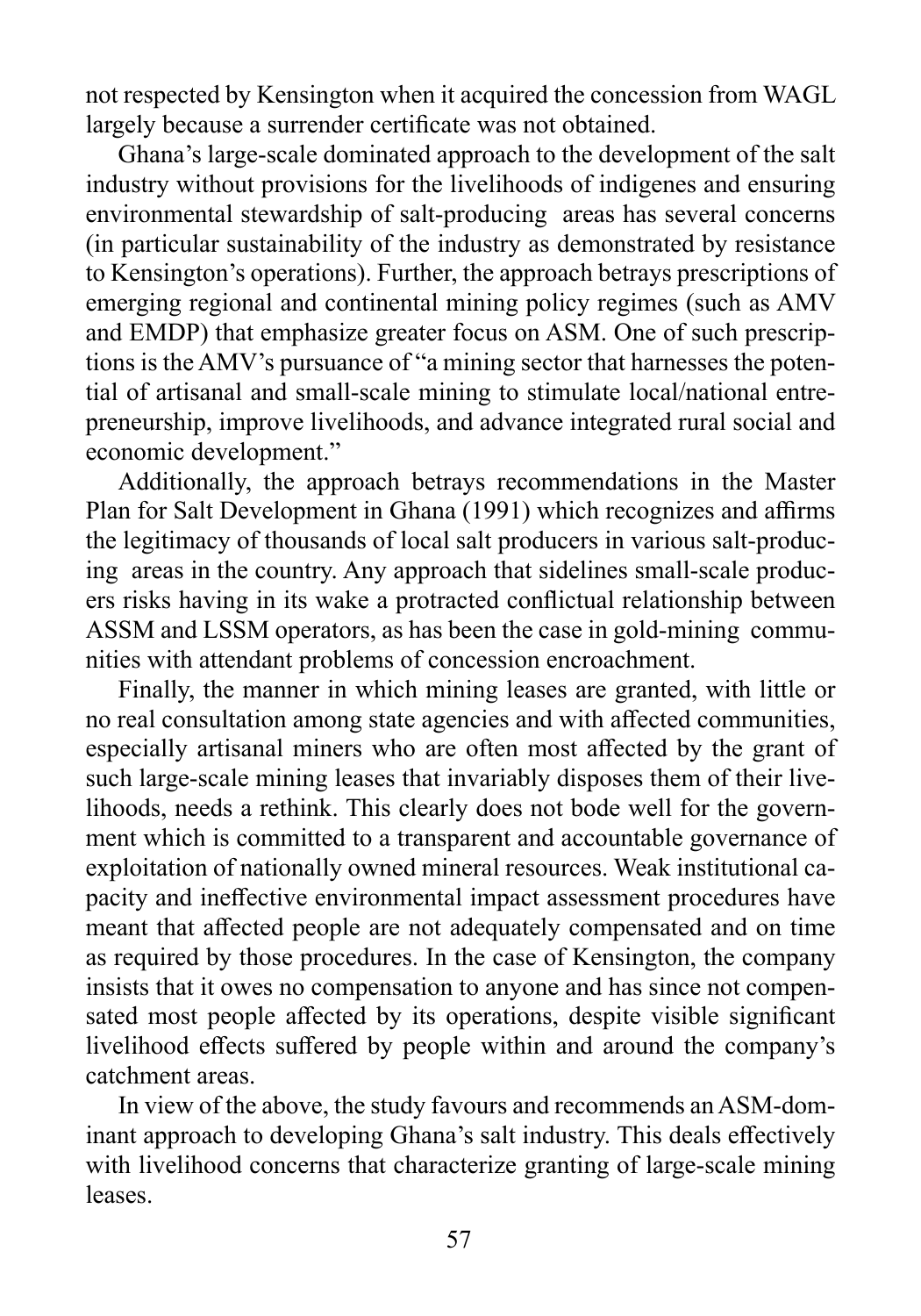not respected by Kensington when it acquired the concession from WAGL largely because a surrender certificate was not obtained.

Ghana's large-scale dominated approach to the development of the salt industry without provisions for the livelihoods of indigenes and ensuring environmental stewardship of salt-producing areas has several concerns (in particular sustainability of the industry as demonstrated by resistance to Kensington's operations). Further, the approach betrays prescriptions of emerging regional and continental mining policy regimes (such as AMV and EMDP) that emphasize greater focus on ASM. One of such prescriptions is the AMV's pursuance of "a mining sector that harnesses the potential of artisanal and small-scale mining to stimulate local/national entrepreneurship, improve livelihoods, and advance integrated rural social and economic development."

Additionally, the approach betrays recommendations in the Master Plan for Salt Development in Ghana (1991) which recognizes and affirms the legitimacy of thousands of local salt producers in various salt-producing areas in the country. Any approach that sidelines small-scale producers risks having in its wake a protracted conflictual relationship between ASSM and LSSM operators, as has been the case in gold-mining communities with attendant problems of concession encroachment.

Finally, the manner in which mining leases are granted, with little or no real consultation among state agencies and with affected communities, especially artisanal miners who are often most affected by the grant of such large-scale mining leases that invariably disposes them of their livelihoods, needs a rethink. This clearly does not bode well for the government which is committed to a transparent and accountable governance of exploitation of nationally owned mineral resources. Weak institutional capacity and ineffective environmental impact assessment procedures have meant that affected people are not adequately compensated and on time as required by those procedures. In the case of Kensington, the company insists that it owes no compensation to anyone and has since not compensated most people affected by its operations, despite visible significant livelihood effects suffered by people within and around the company's catchment areas.

In view of the above, the study favours and recommends an ASM-dominant approach to developing Ghana's salt industry. This deals effectively with livelihood concerns that characterize granting of large-scale mining leases.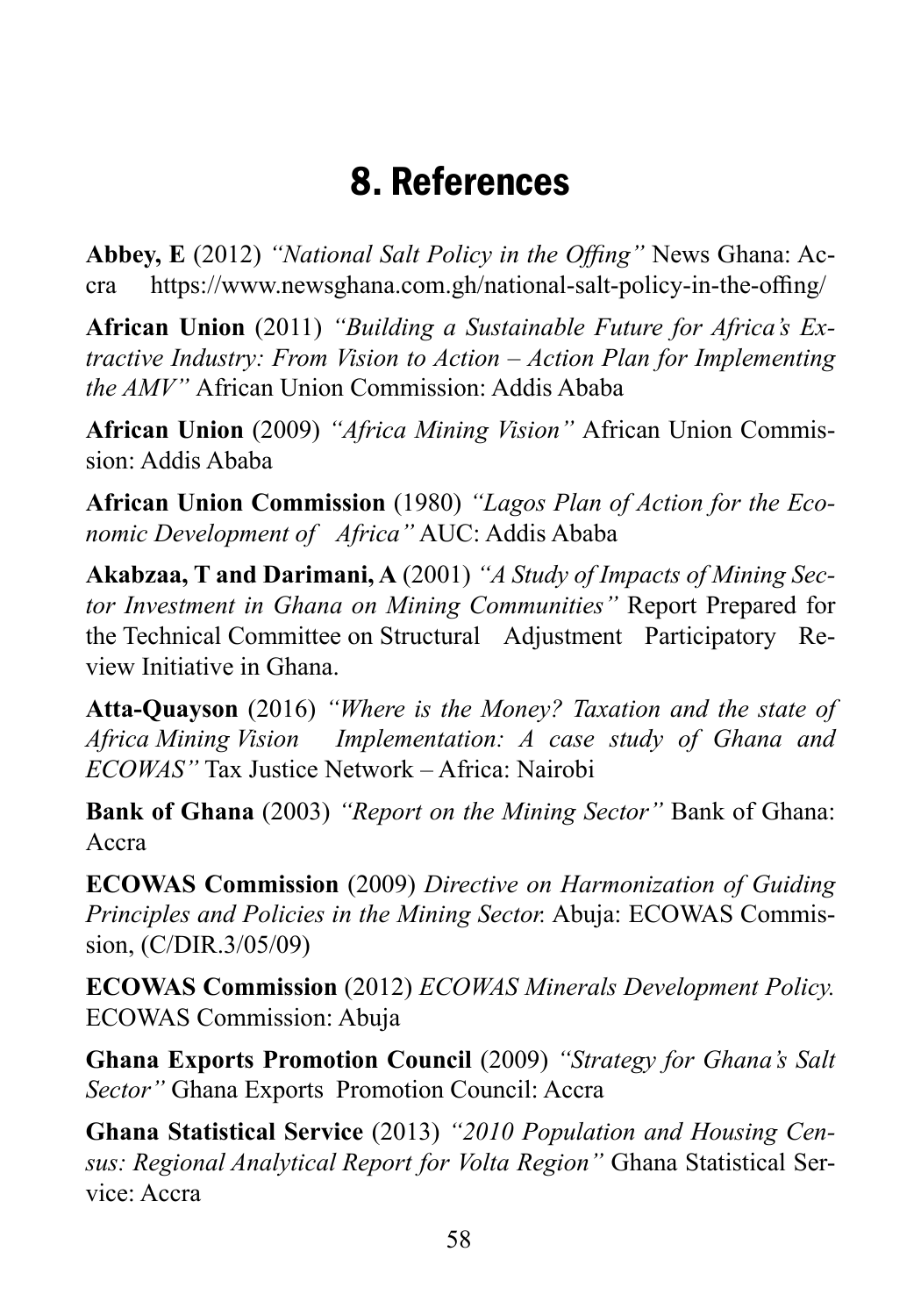# 8. References

**Abbey, E** (2012) *"National Salt Policy in the Offing"* News Ghana: Accra https://www.newsghana.com.gh/national-salt-policy-in-the-offing/

**African Union** (2011) *"Building a Sustainable Future for Africa's Extractive Industry: From Vision to Action – Action Plan for Implementing the AMV"* African Union Commission: Addis Ababa

**African Union** (2009) *"Africa Mining Vision"* African Union Commission: Addis Ababa

**African Union Commission** (1980) *"Lagos Plan of Action for the Economic Development of Africa"* AUC: Addis Ababa

**Akabzaa, T and Darimani, A** (2001) *"A Study of Impacts of Mining Sector Investment in Ghana on Mining Communities"* Report Prepared for the Technical Committee on Structural Adjustment Participatory Review Initiative in Ghana.

**Atta-Quayson** (2016) *"Where is the Money? Taxation and the state of Africa Mining Vision Implementation: A case study of Ghana and ECOWAS"* Tax Justice Network – Africa: Nairobi

**Bank of Ghana** (2003) *"Report on the Mining Sector"* Bank of Ghana: Accra

**ECOWAS Commission** (2009) *Directive on Harmonization of Guiding Principles and Policies in the Mining Sector.* Abuja: ECOWAS Commission, (C/DIR.3/05/09)

**ECOWAS Commission** (2012) *ECOWAS Minerals Development Policy.* ECOWAS Commission: Abuja

**Ghana Exports Promotion Council** (2009) *"Strategy for Ghana's Salt Sector"* Ghana Exports Promotion Council: Accra

**Ghana Statistical Service** (2013) *"2010 Population and Housing Census: Regional Analytical Report for Volta Region"* Ghana Statistical Service: Accra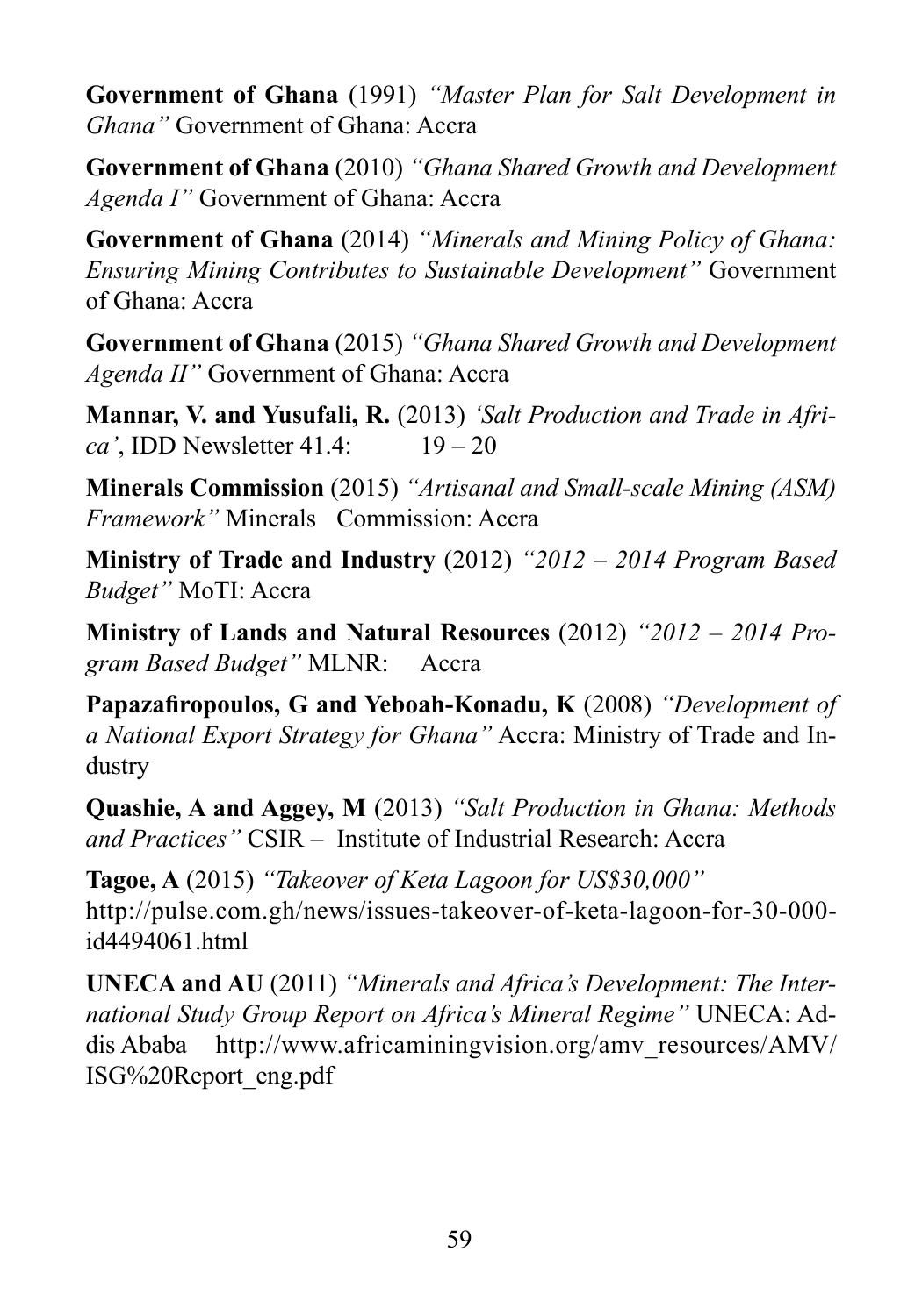**Government of Ghana** (1991) *"Master Plan for Salt Development in Ghana"* Government of Ghana: Accra

**Government of Ghana** (2010) *"Ghana Shared Growth and Development Agenda I"* Government of Ghana: Accra

**Government of Ghana** (2014) *"Minerals and Mining Policy of Ghana: Ensuring Mining Contributes to Sustainable Development"* Government of Ghana: Accra

**Government of Ghana** (2015) *"Ghana Shared Growth and Development Agenda II"* Government of Ghana: Accra

**Mannar, V. and Yusufali, R.** (2013) *'Salt Production and Trade in Africa'*, IDD Newsletter 41.4: 19 – 20

**Minerals Commission** (2015) *"Artisanal and Small-scale Mining (ASM) Framework"* Minerals Commission: Accra

**Ministry of Trade and Industry** (2012) *"2012 – 2014 Program Based Budget"* MoTI: Accra

**Ministry of Lands and Natural Resources** (2012) *"2012 – 2014 Program Based Budget"* MLNR: Accra

**Papazafiropoulos, G and Yeboah-Konadu, K** (2008) *"Development of a National Export Strategy for Ghana"* Accra: Ministry of Trade and Industry

**Quashie, A and Aggey, M** (2013) *"Salt Production in Ghana: Methods and Practices"* CSIR – Institute of Industrial Research: Accra

**Tagoe, A** (2015) *"Takeover of Keta Lagoon for US$30,000"* http://pulse.com.gh/news/issues-takeover-of-keta-lagoon-for-30-000-id4494061.html

**UNECA and AU** (2011) *"Minerals and Africa's Development: The International Study Group Report on Africa's Mineral Regime"* UNECA: Addis Ababa http://www.africaminingvision.org/amv_resources/AMV/ISG%20Report_eng.pdf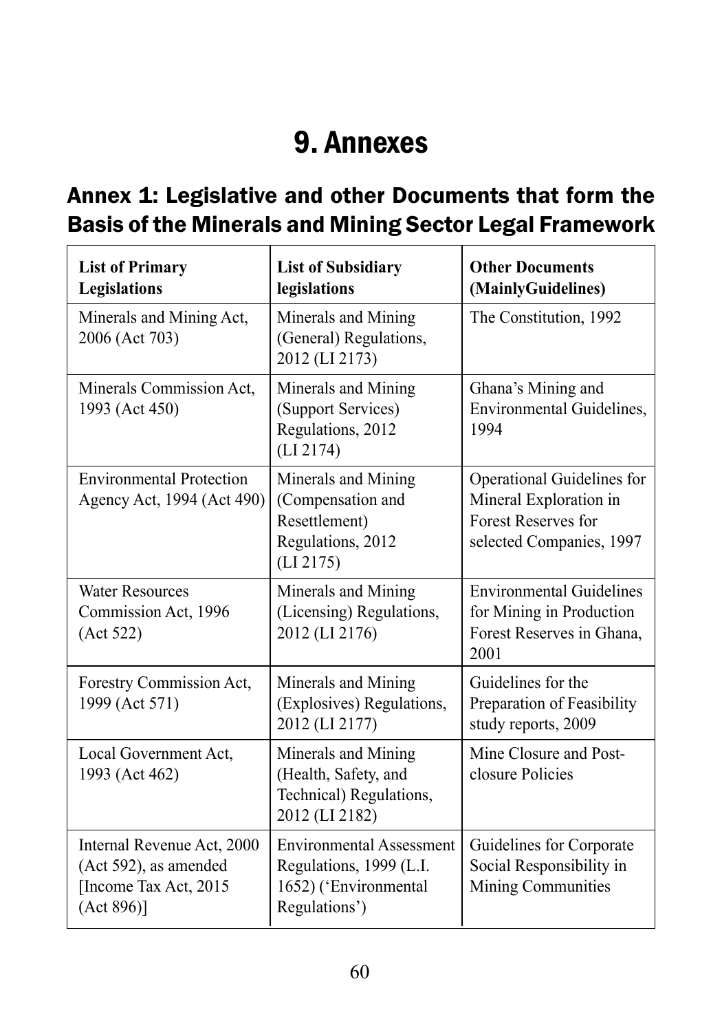# 9. Annexes

## Annex 1: Legislative and other Documents that form the Basis of the Minerals and Mining Sector Legal Framework

| List of Primary Legislations | List of Subsidiary legislations | Other Documents (MainlyGuidelines) |
|---|---|---|
| Minerals and Mining Act, 2006 (Act 703) | Minerals and Mining (General) Regulations, 2012 (LI 2173) | The Constitution, 1992 |
| Minerals Commission Act, 1993 (Act 450) | Minerals and Mining (Support Services) Regulations, 2012 (LI 2174) | Ghana's Mining and Environmental Guidelines, 1994 |
| Environmental Protection Agency Act, 1994 (Act 490) | Minerals and Mining (Compensation and Resettlement) Regulations, 2012 (LI 2175) | Operational Guidelines for Mineral Exploration in Forest Reserves for selected Companies, 1997 |
| Water Resources Commission Act, 1996 (Act 522) | Minerals and Mining (Licensing) Regulations, 2012 (LI 2176) | Environmental Guidelines for Mining in Production Forest Reserves in Ghana, 2001 |
| Forestry Commission Act, 1999 (Act 571) | Minerals and Mining (Explosives) Regulations, 2012 (LI 2177) | Guidelines for the Preparation of Feasibility study reports, 2009 |
| Local Government Act, 1993 (Act 462) | Minerals and Mining (Health, Safety, and Technical) Regulations, 2012 (LI 2182) | Mine Closure and Post-closure Policies |
| Internal Revenue Act, 2000 (Act 592), as amended [Income Tax Act, 2015 (Act 896)] | Environmental Assessment Regulations, 1999 (L.I. 1652) ('Environmental Regulations') | Guidelines for Corporate Social Responsibility in Mining Communities |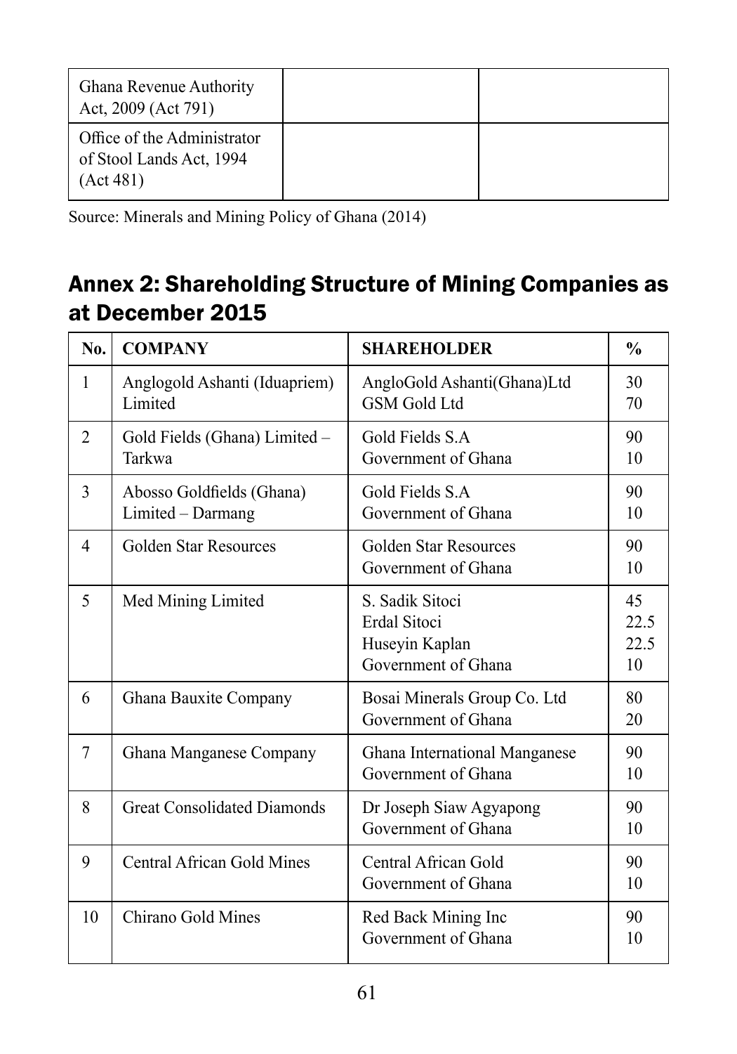| Ghana Revenue Authority Act, 2009 (Act 791) | | |
|---|---|---|
| Office of the Administrator of Stool Lands Act, 1994 (Act 481) | | |

Source: Minerals and Mining Policy of Ghana (2014)

## Annex 2: Shareholding Structure of Mining Companies as at December 2015

| No. | COMPANY | SHAREHOLDER | % |
|---|---|---|---|
| 1 | Anglogold Ashanti (Iduapriem) Limited | AngloGold Ashanti(Ghana)Ltd<br>GSM Gold Ltd | 30<br>70 |
| 2 | Gold Fields (Ghana) Limited – Tarkwa | Gold Fields S.A<br>Government of Ghana | 90<br>10 |
| 3 | Abosso Goldfields (Ghana) Limited – Darmang | Gold Fields S.A<br>Government of Ghana | 90<br>10 |
| 4 | Golden Star Resources | Golden Star Resources<br>Government of Ghana | 90<br>10 |
| 5 | Med Mining Limited | S. Sadik Sitoci<br>Erdal Sitoci<br>Huseyin Kaplan<br>Government of Ghana | 45<br>22.5<br>22.5<br>10 |
| 6 | Ghana Bauxite Company | Bosai Minerals Group Co. Ltd<br>Government of Ghana | 80<br>20 |
| 7 | Ghana Manganese Company | Ghana International Manganese<br>Government of Ghana | 90<br>10 |
| 8 | Great Consolidated Diamonds | Dr Joseph Siaw Agyapong<br>Government of Ghana | 90<br>10 |
| 9 | Central African Gold Mines | Central African Gold<br>Government of Ghana | 90<br>10 |
| 10 | Chirano Gold Mines | Red Back Mining Inc<br>Government of Ghana | 90<br>10 |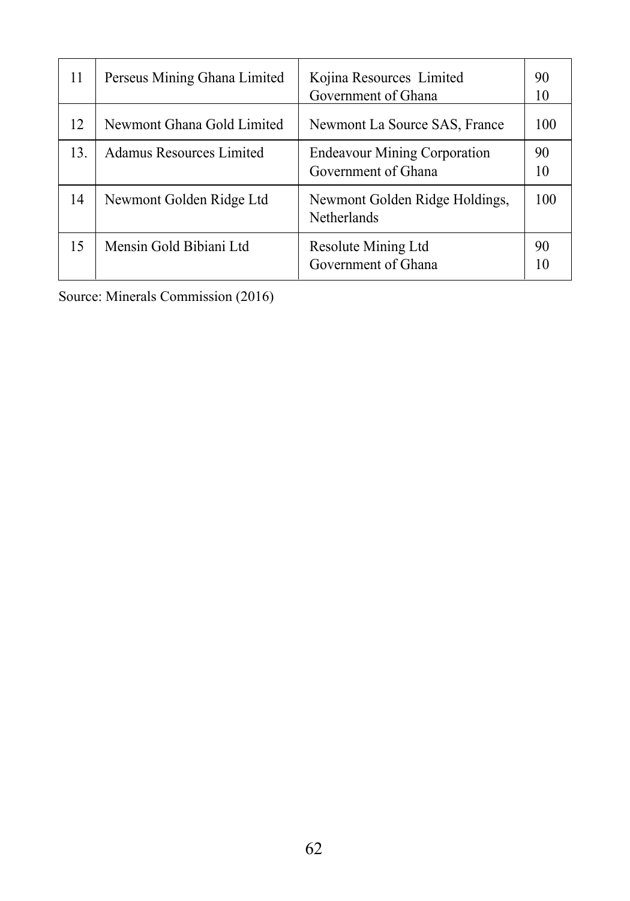| | | | |
|---|---|---|---|
| 11 | Perseus Mining Ghana Limited | Kojina Resources Limited<br>Government of Ghana | 90<br>10 |
| 12 | Newmont Ghana Gold Limited | Newmont La Source SAS, France | 100 |
| 13. | Adamus Resources Limited | Endeavour Mining Corporation<br>Government of Ghana | 90<br>10 |
| 14 | Newmont Golden Ridge Ltd | Newmont Golden Ridge Holdings, Netherlands | 100 |
| 15 | Mensin Gold Bibiani Ltd | Resolute Mining Ltd<br>Government of Ghana | 90<br>10 |

Source: Minerals Commission (2016)